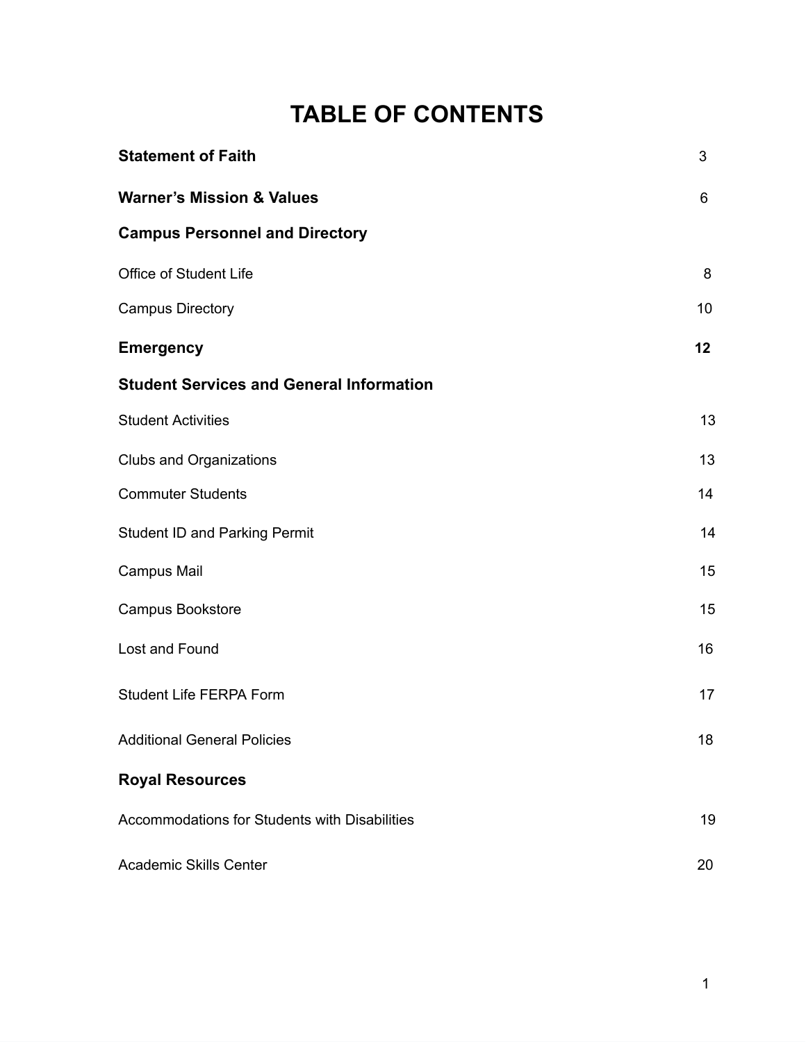# TABLE OF CONTENTS

| | |
|---|---|
| **Statement of Faith** | 3 |
| **Warner's Mission & Values** | 6 |
| **Campus Personnel and Directory** | |
| Office of Student Life | 8 |
| Campus Directory | 10 |
| **Emergency** | **12** |
| **Student Services and General Information** | |
| Student Activities | 13 |
| Clubs and Organizations | 13 |
| Commuter Students | 14 |
| Student ID and Parking Permit | 14 |
| Campus Mail | 15 |
| Campus Bookstore | 15 |
| Lost and Found | 16 |
| Student Life FERPA Form | 17 |
| Additional General Policies | 18 |
| **Royal Resources** | |
| Accommodations for Students with Disabilities | 19 |
| Academic Skills Center | 20 |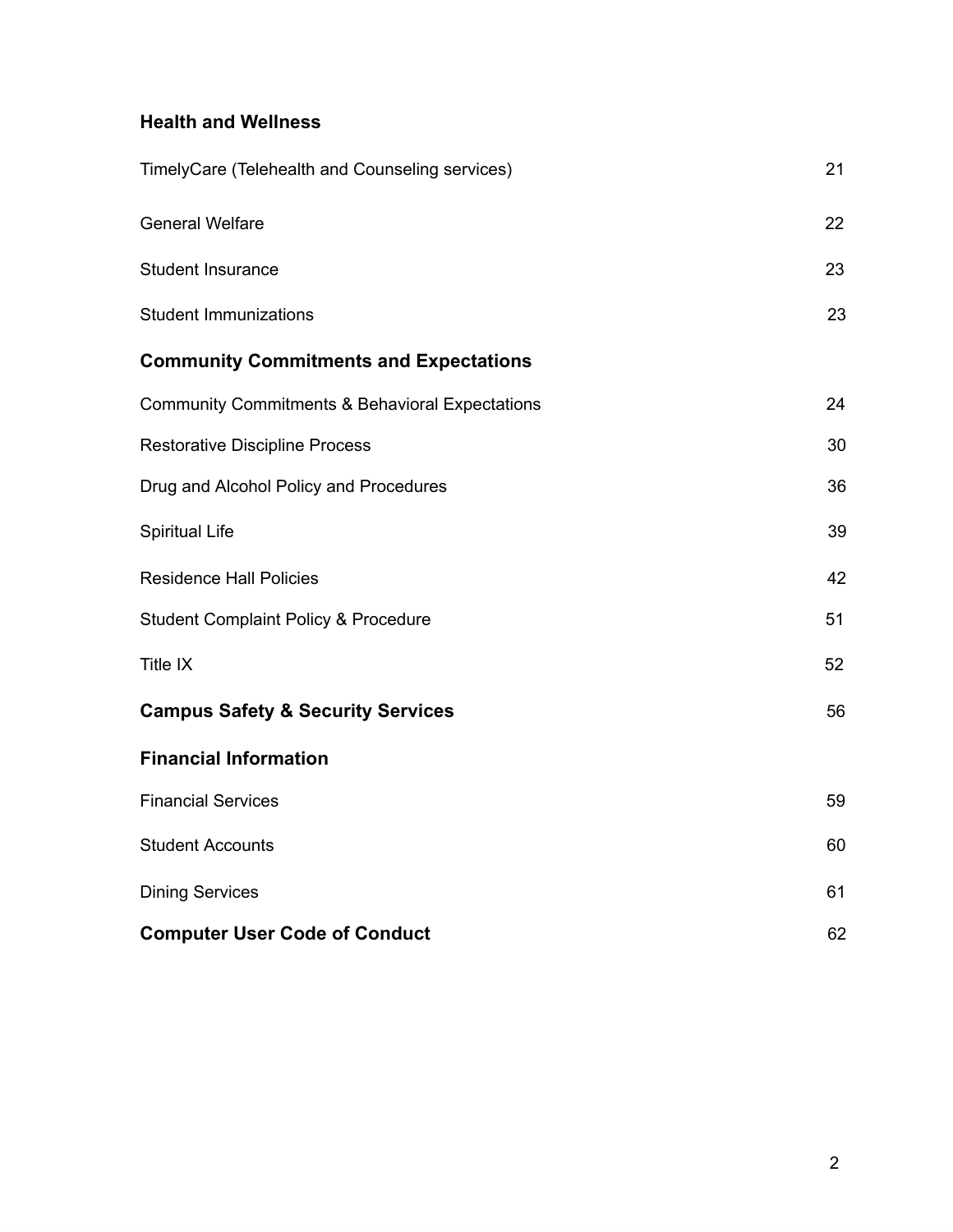**Health and Wellness**

| | |
|---|---|
| TimelyCare (Telehealth and Counseling services) | 21 |
| General Welfare | 22 |
| Student Insurance | 23 |
| Student Immunizations | 23 |

**Community Commitments and Expectations**

| | |
|---|---|
| Community Commitments & Behavioral Expectations | 24 |
| Restorative Discipline Process | 30 |
| Drug and Alcohol Policy and Procedures | 36 |
| Spiritual Life | 39 |
| Residence Hall Policies | 42 |
| Student Complaint Policy & Procedure | 51 |
| Title IX | 52 |

**Campus Safety & Security Services** 56

**Financial Information**

| | |
|---|---|
| Financial Services | 59 |
| Student Accounts | 60 |
| Dining Services | 61 |

**Computer User Code of Conduct** 62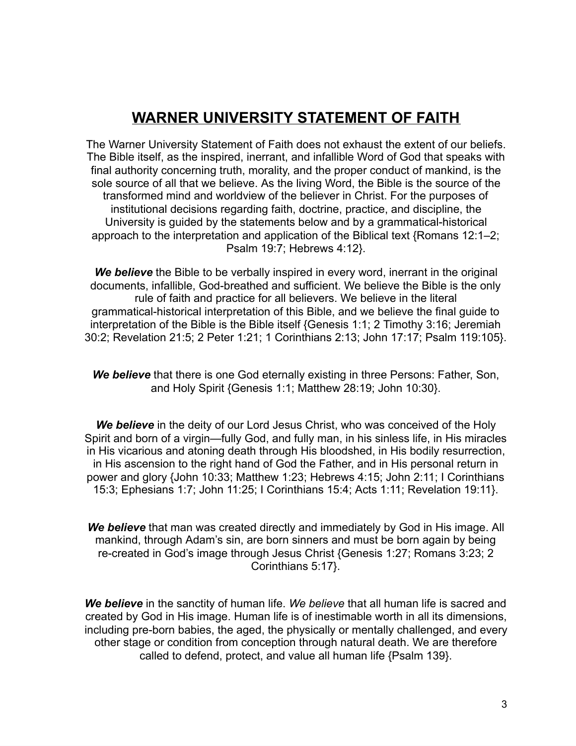# WARNER UNIVERSITY STATEMENT OF FAITH

The Warner University Statement of Faith does not exhaust the extent of our beliefs. The Bible itself, as the inspired, inerrant, and infallible Word of God that speaks with final authority concerning truth, morality, and the proper conduct of mankind, is the sole source of all that we believe. As the living Word, the Bible is the source of the transformed mind and worldview of the believer in Christ. For the purposes of institutional decisions regarding faith, doctrine, practice, and discipline, the University is guided by the statements below and by a grammatical-historical approach to the interpretation and application of the Biblical text {Romans 12:1–2; Psalm 19:7; Hebrews 4:12}.

***We believe*** the Bible to be verbally inspired in every word, inerrant in the original documents, infallible, God-breathed and sufficient. We believe the Bible is the only rule of faith and practice for all believers. We believe in the literal grammatical-historical interpretation of this Bible, and we believe the final guide to interpretation of the Bible is the Bible itself {Genesis 1:1; 2 Timothy 3:16; Jeremiah 30:2; Revelation 21:5; 2 Peter 1:21; 1 Corinthians 2:13; John 17:17; Psalm 119:105}.

***We believe*** that there is one God eternally existing in three Persons: Father, Son, and Holy Spirit {Genesis 1:1; Matthew 28:19; John 10:30}.

***We believe*** in the deity of our Lord Jesus Christ, who was conceived of the Holy Spirit and born of a virgin—fully God, and fully man, in his sinless life, in His miracles in His vicarious and atoning death through His bloodshed, in His bodily resurrection, in His ascension to the right hand of God the Father, and in His personal return in power and glory {John 10:33; Matthew 1:23; Hebrews 4:15; John 2:11; I Corinthians 15:3; Ephesians 1:7; John 11:25; I Corinthians 15:4; Acts 1:11; Revelation 19:11}.

***We believe*** that man was created directly and immediately by God in His image. All mankind, through Adam's sin, are born sinners and must be born again by being re-created in God's image through Jesus Christ {Genesis 1:27; Romans 3:23; 2 Corinthians 5:17}.

***We believe*** in the sanctity of human life. *We believe* that all human life is sacred and created by God in His image. Human life is of inestimable worth in all its dimensions, including pre-born babies, the aged, the physically or mentally challenged, and every other stage or condition from conception through natural death. We are therefore called to defend, protect, and value all human life {Psalm 139}.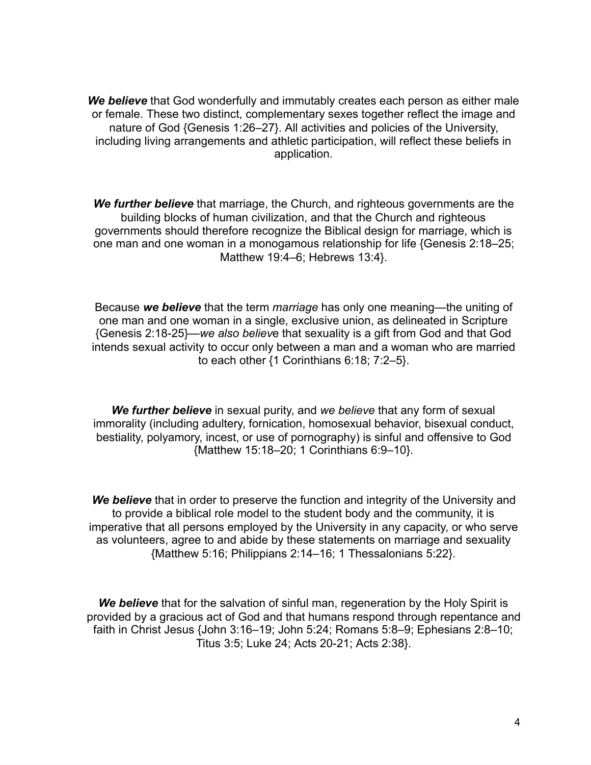***We believe*** that God wonderfully and immutably creates each person as either male or female. These two distinct, complementary sexes together reflect the image and nature of God {Genesis 1:26–27}. All activities and policies of the University, including living arrangements and athletic participation, will reflect these beliefs in application.

***We further believe*** that marriage, the Church, and righteous governments are the building blocks of human civilization, and that the Church and righteous governments should therefore recognize the Biblical design for marriage, which is one man and one woman in a monogamous relationship for life {Genesis 2:18–25; Matthew 19:4–6; Hebrews 13:4}.

Because ***we believe*** that the term *marriage* has only one meaning—the uniting of one man and one woman in a single, exclusive union, as delineated in Scripture {Genesis 2:18-25}—*we also believe* that sexuality is a gift from God and that God intends sexual activity to occur only between a man and a woman who are married to each other {1 Corinthians 6:18; 7:2–5}.

***We further believe*** in sexual purity, and *we believe* that any form of sexual immorality (including adultery, fornication, homosexual behavior, bisexual conduct, bestiality, polyamory, incest, or use of pornography) is sinful and offensive to God {Matthew 15:18–20; 1 Corinthians 6:9–10}.

***We believe*** that in order to preserve the function and integrity of the University and to provide a biblical role model to the student body and the community, it is imperative that all persons employed by the University in any capacity, or who serve as volunteers, agree to and abide by these statements on marriage and sexuality {Matthew 5:16; Philippians 2:14–16; 1 Thessalonians 5:22}.

***We believe*** that for the salvation of sinful man, regeneration by the Holy Spirit is provided by a gracious act of God and that humans respond through repentance and faith in Christ Jesus {John 3:16–19; John 5:24; Romans 5:8–9; Ephesians 2:8–10; Titus 3:5; Luke 24; Acts 20-21; Acts 2:38}.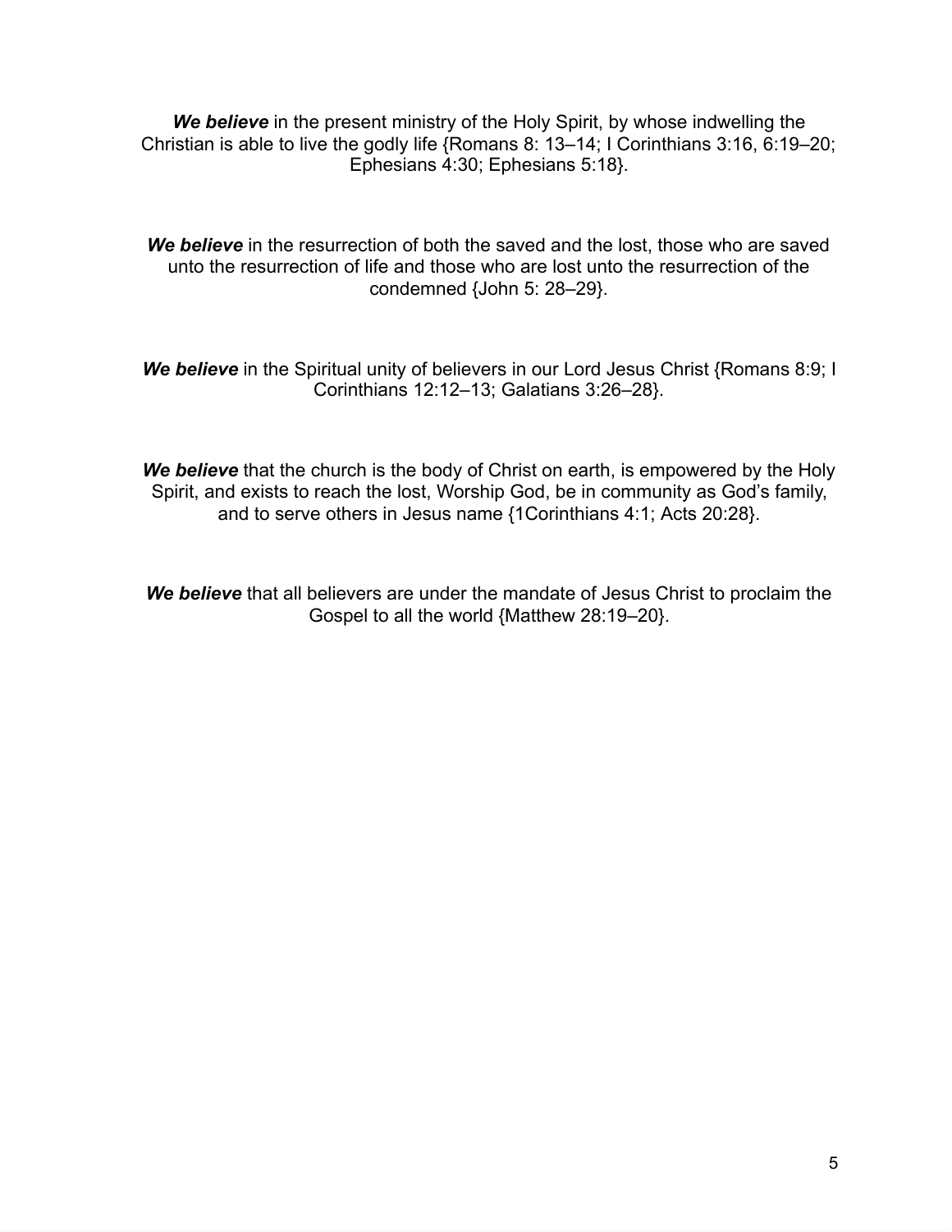***We believe*** in the present ministry of the Holy Spirit, by whose indwelling the Christian is able to live the godly life {Romans 8: 13–14; I Corinthians 3:16, 6:19–20; Ephesians 4:30; Ephesians 5:18}.

***We believe*** in the resurrection of both the saved and the lost, those who are saved unto the resurrection of life and those who are lost unto the resurrection of the condemned {John 5: 28–29}.

***We believe*** in the Spiritual unity of believers in our Lord Jesus Christ {Romans 8:9; I Corinthians 12:12–13; Galatians 3:26–28}.

***We believe*** that the church is the body of Christ on earth, is empowered by the Holy Spirit, and exists to reach the lost, Worship God, be in community as God's family, and to serve others in Jesus name {1Corinthians 4:1; Acts 20:28}.

***We believe*** that all believers are under the mandate of Jesus Christ to proclaim the Gospel to all the world {Matthew 28:19–20}.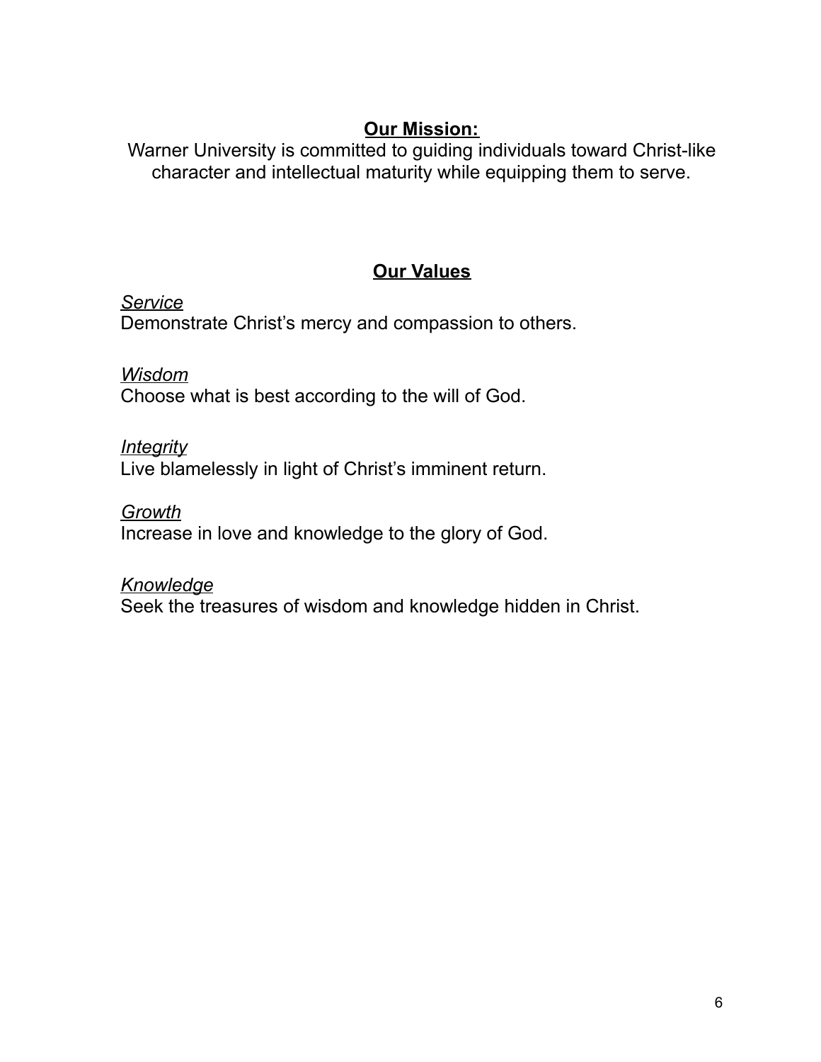## Our Mission:

Warner University is committed to guiding individuals toward Christ-like character and intellectual maturity while equipping them to serve.

## Our Values

*Service*
Demonstrate Christ's mercy and compassion to others.

*Wisdom*
Choose what is best according to the will of God.

*Integrity*
Live blamelessly in light of Christ's imminent return.

*Growth*
Increase in love and knowledge to the glory of God.

*Knowledge*
Seek the treasures of wisdom and knowledge hidden in Christ.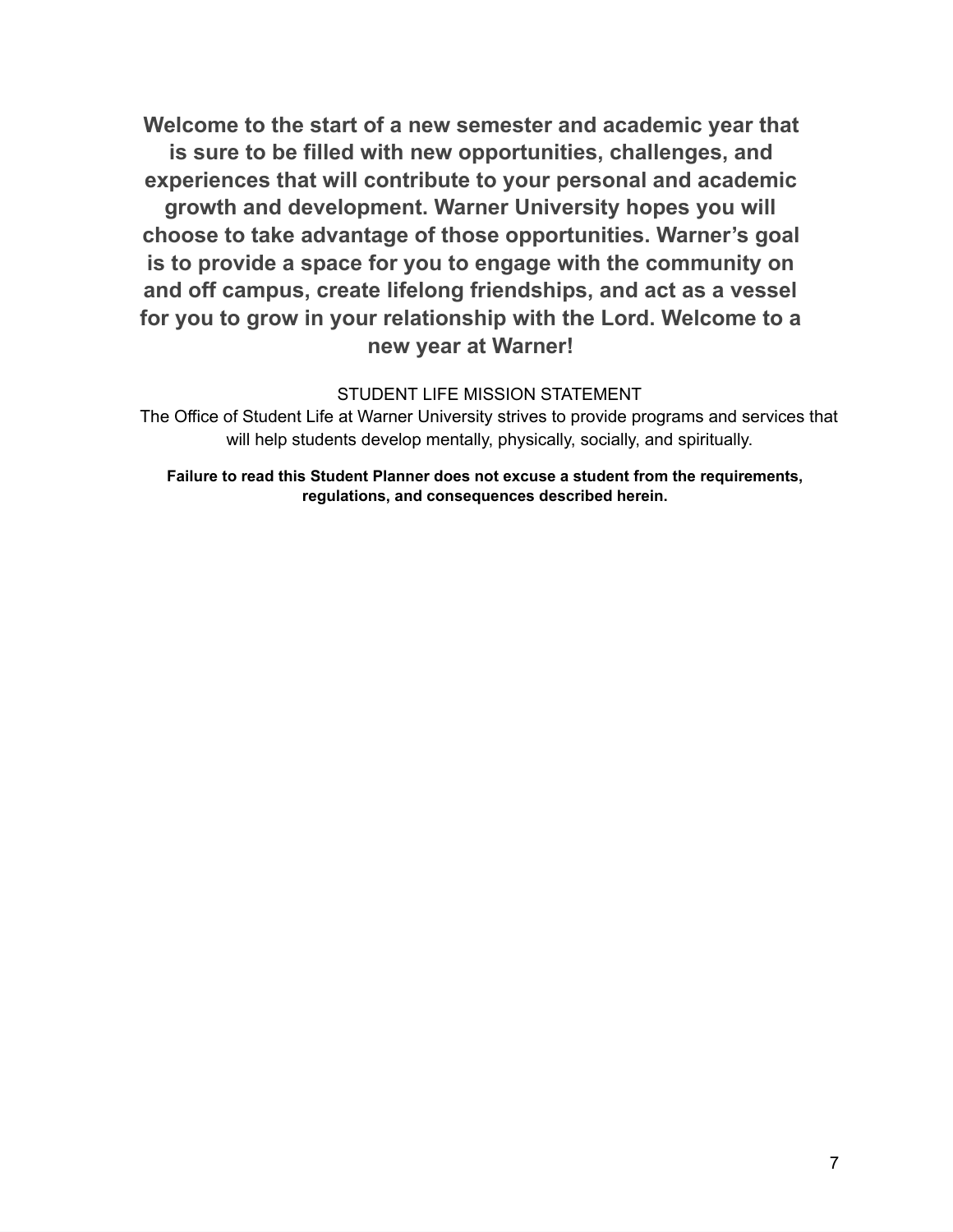**Welcome to the start of a new semester and academic year that is sure to be filled with new opportunities, challenges, and experiences that will contribute to your personal and academic growth and development. Warner University hopes you will choose to take advantage of those opportunities. Warner's goal is to provide a space for you to engage with the community on and off campus, create lifelong friendships, and act as a vessel for you to grow in your relationship with the Lord. Welcome to a new year at Warner!**

## STUDENT LIFE MISSION STATEMENT

The Office of Student Life at Warner University strives to provide programs and services that will help students develop mentally, physically, socially, and spiritually.

**Failure to read this Student Planner does not excuse a student from the requirements, regulations, and consequences described herein.**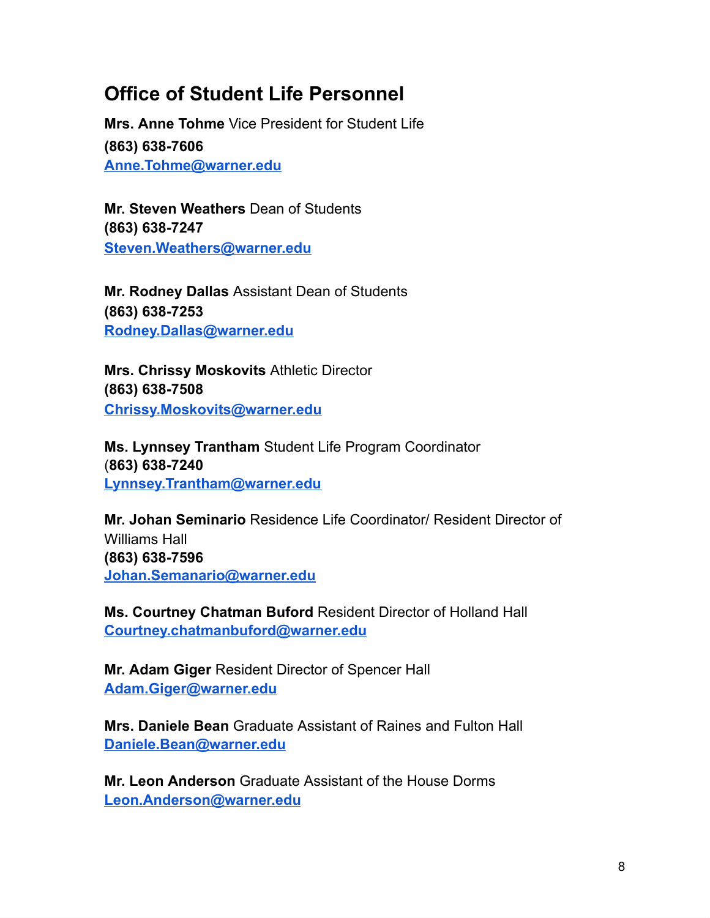## Office of Student Life Personnel

**Mrs. Anne Tohme** Vice President for Student Life
**(863) 638-7606**
**Anne.Tohme@warner.edu**

**Mr. Steven Weathers** Dean of Students
**(863) 638-7247**
**Steven.Weathers@warner.edu**

**Mr. Rodney Dallas** Assistant Dean of Students
**(863) 638-7253**
**Rodney.Dallas@warner.edu**

**Mrs. Chrissy Moskovits** Athletic Director
**(863) 638-7508**
**Chrissy.Moskovits@warner.edu**

**Ms. Lynnsey Trantham** Student Life Program Coordinator
(**863) 638-7240**
**Lynnsey.Trantham@warner.edu**

**Mr. Johan Seminario** Residence Life Coordinator/ Resident Director of Williams Hall
**(863) 638-7596**
**Johan.Semanario@warner.edu**

**Ms. Courtney Chatman Buford** Resident Director of Holland Hall
**Courtney.chatmanbuford@warner.edu**

**Mr. Adam Giger** Resident Director of Spencer Hall
**Adam.Giger@warner.edu**

**Mrs. Daniele Bean** Graduate Assistant of Raines and Fulton Hall
**Daniele.Bean@warner.edu**

**Mr. Leon Anderson** Graduate Assistant of the House Dorms
**Leon.Anderson@warner.edu**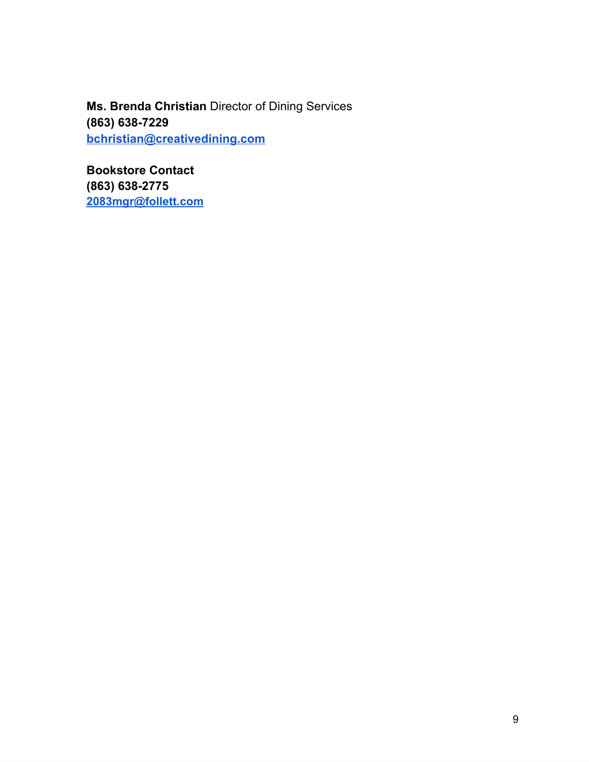**Ms. Brenda Christian** Director of Dining Services
**(863) 638-7229**
**bchristian@creativedining.com**

**Bookstore Contact**
**(863) 638-2775**
**2083mgr@follett.com**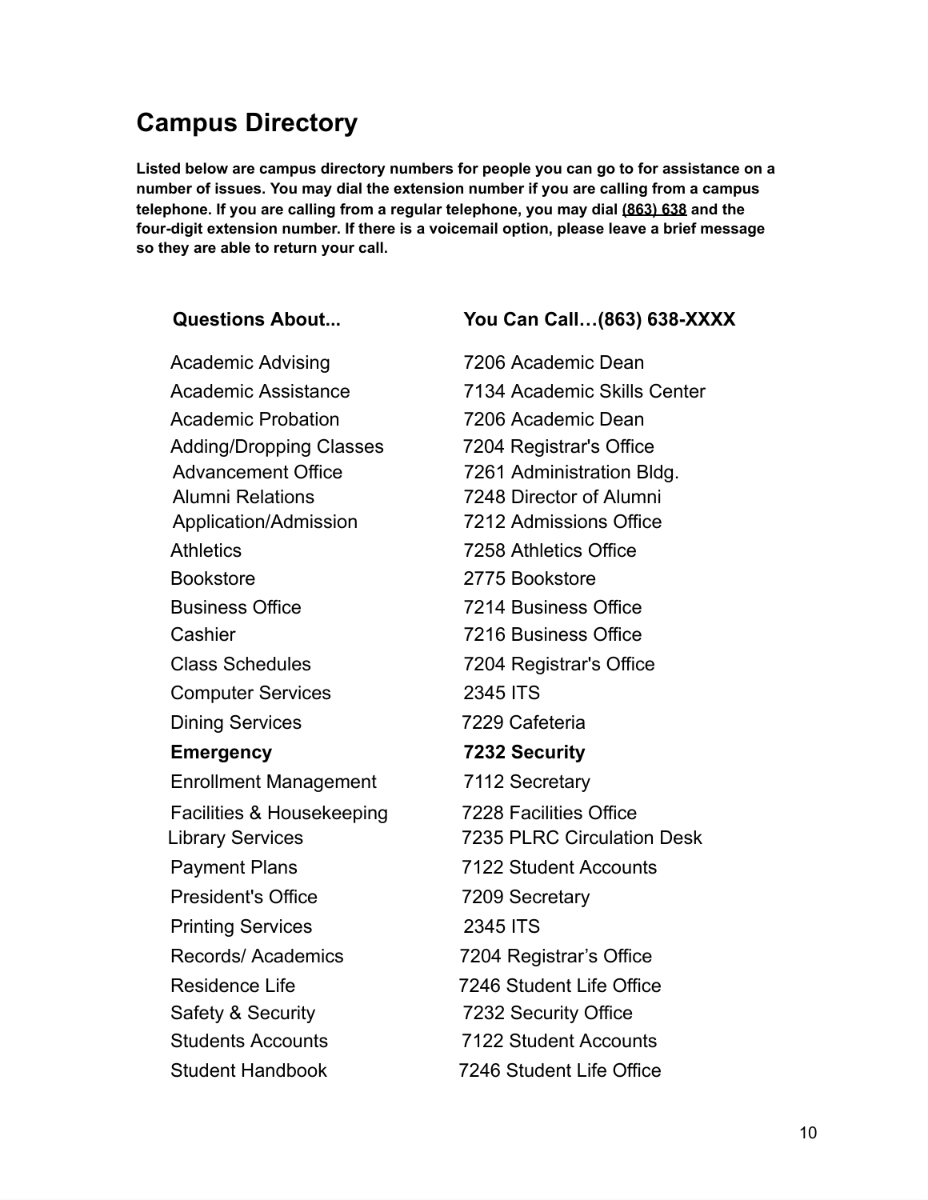## Campus Directory

**Listed below are campus directory numbers for people you can go to for assistance on a number of issues. You may dial the extension number if you are calling from a campus telephone. If you are calling from a regular telephone, you may dial (863) 638 and the four-digit extension number. If there is a voicemail option, please leave a brief message so they are able to return your call.**

| Questions About... | You Can Call…(863) 638-XXXX |
|---|---|
| Academic Advising | 7206 Academic Dean |
| Academic Assistance | 7134 Academic Skills Center |
| Academic Probation | 7206 Academic Dean |
| Adding/Dropping Classes | 7204 Registrar's Office |
| Advancement Office | 7261 Administration Bldg. |
| Alumni Relations | 7248 Director of Alumni |
| Application/Admission | 7212 Admissions Office |
| Athletics | 7258 Athletics Office |
| Bookstore | 2775 Bookstore |
| Business Office | 7214 Business Office |
| Cashier | 7216 Business Office |
| Class Schedules | 7204 Registrar's Office |
| Computer Services | 2345 ITS |
| Dining Services | 7229 Cafeteria |
| **Emergency** | **7232 Security** |
| Enrollment Management | 7112 Secretary |
| Facilities & Housekeeping | 7228 Facilities Office |
| Library Services | 7235 PLRC Circulation Desk |
| Payment Plans | 7122 Student Accounts |
| President's Office | 7209 Secretary |
| Printing Services | 2345 ITS |
| Records/ Academics | 7204 Registrar's Office |
| Residence Life | 7246 Student Life Office |
| Safety & Security | 7232 Security Office |
| Students Accounts | 7122 Student Accounts |
| Student Handbook | 7246 Student Life Office |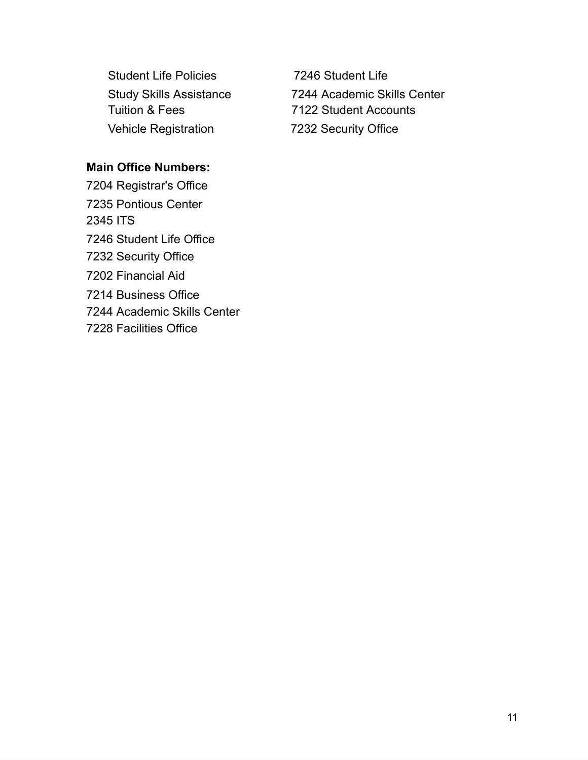| | |
|---|---|
| Student Life Policies | 7246 Student Life |
| Study Skills Assistance | 7244 Academic Skills Center |
| Tuition & Fees | 7122 Student Accounts |
| Vehicle Registration | 7232 Security Office |

**Main Office Numbers:**

7204 Registrar's Office
7235 Pontious Center
2345 ITS
7246 Student Life Office
7232 Security Office
7202 Financial Aid
7214 Business Office
7244 Academic Skills Center
7228 Facilities Office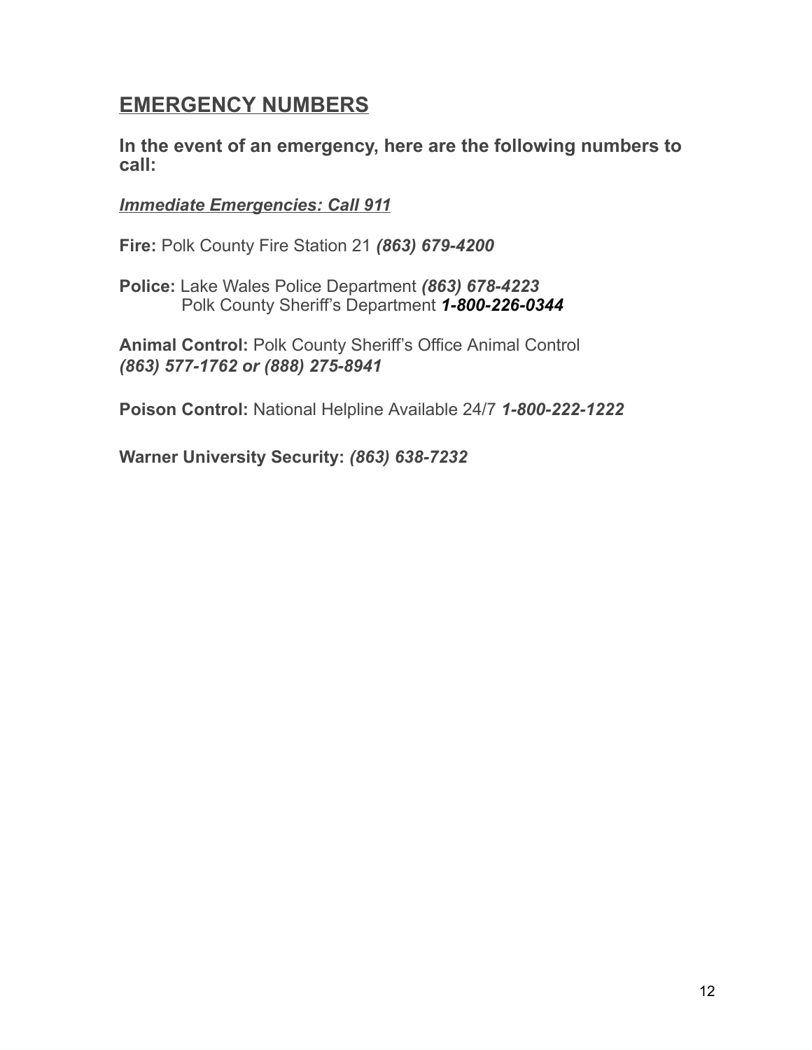## EMERGENCY NUMBERS

**In the event of an emergency, here are the following numbers to call:**

***Immediate Emergencies: Call 911***

**Fire:** Polk County Fire Station 21 ***(863) 679-4200***

**Police:** Lake Wales Police Department ***(863) 678-4223***
Polk County Sheriff's Department ***1-800-226-0344***

**Animal Control:** Polk County Sheriff's Office Animal Control
***(863) 577-1762 or (888) 275-8941***

**Poison Control:** National Helpline Available 24/7 ***1-800-222-1222***

**Warner University Security:** ***(863) 638-7232***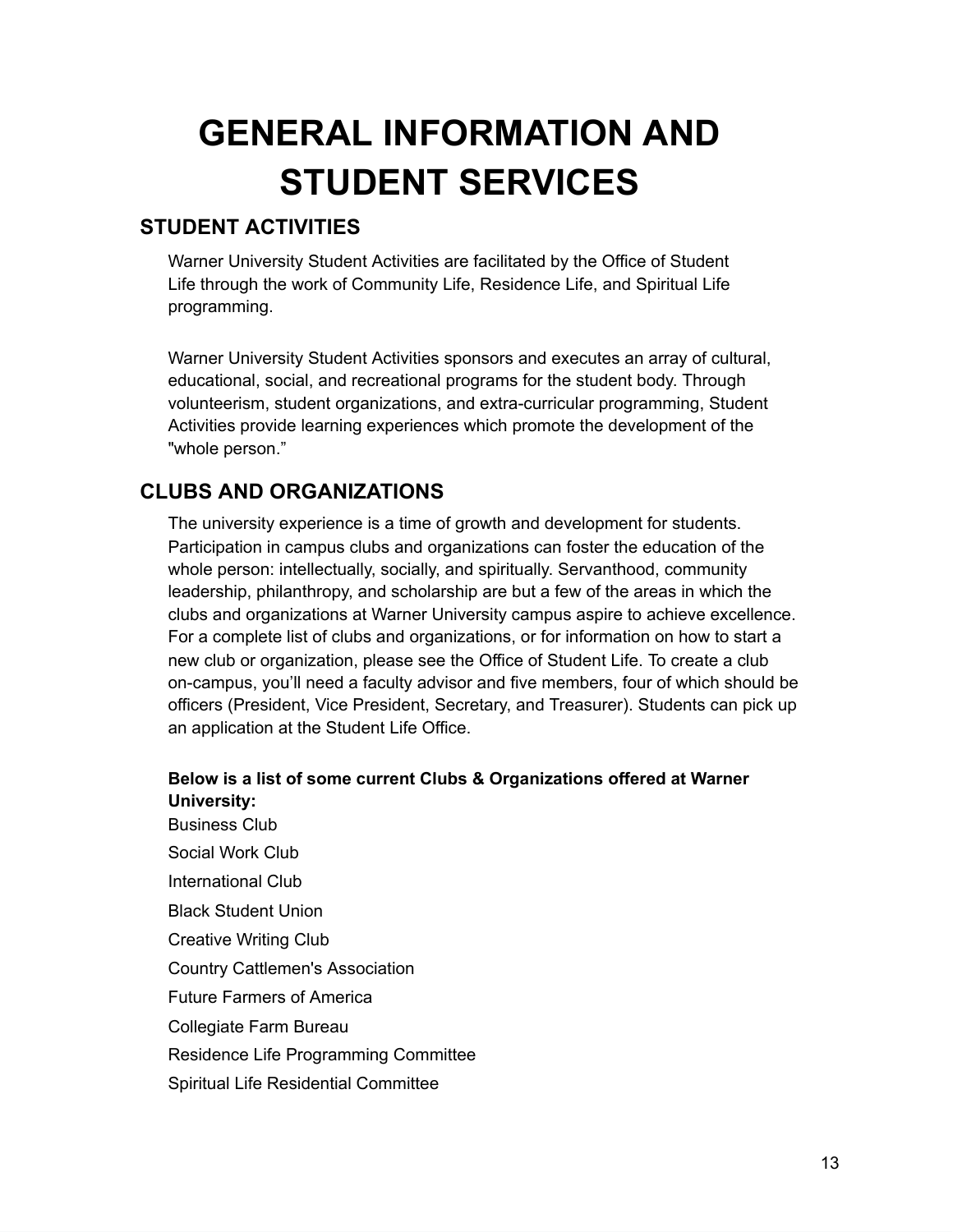# GENERAL INFORMATION AND STUDENT SERVICES

## STUDENT ACTIVITIES

Warner University Student Activities are facilitated by the Office of Student Life through the work of Community Life, Residence Life, and Spiritual Life programming.

Warner University Student Activities sponsors and executes an array of cultural, educational, social, and recreational programs for the student body. Through volunteerism, student organizations, and extra-curricular programming, Student Activities provide learning experiences which promote the development of the "whole person."

## CLUBS AND ORGANIZATIONS

The university experience is a time of growth and development for students. Participation in campus clubs and organizations can foster the education of the whole person: intellectually, socially, and spiritually. Servanthood, community leadership, philanthropy, and scholarship are but a few of the areas in which the clubs and organizations at Warner University campus aspire to achieve excellence. For a complete list of clubs and organizations, or for information on how to start a new club or organization, please see the Office of Student Life. To create a club on-campus, you'll need a faculty advisor and five members, four of which should be officers (President, Vice President, Secretary, and Treasurer). Students can pick up an application at the Student Life Office.

**Below is a list of some current Clubs & Organizations offered at Warner University:**

Business Club

Social Work Club

International Club

Black Student Union

Creative Writing Club

Country Cattlemen's Association

Future Farmers of America

Collegiate Farm Bureau

Residence Life Programming Committee

Spiritual Life Residential Committee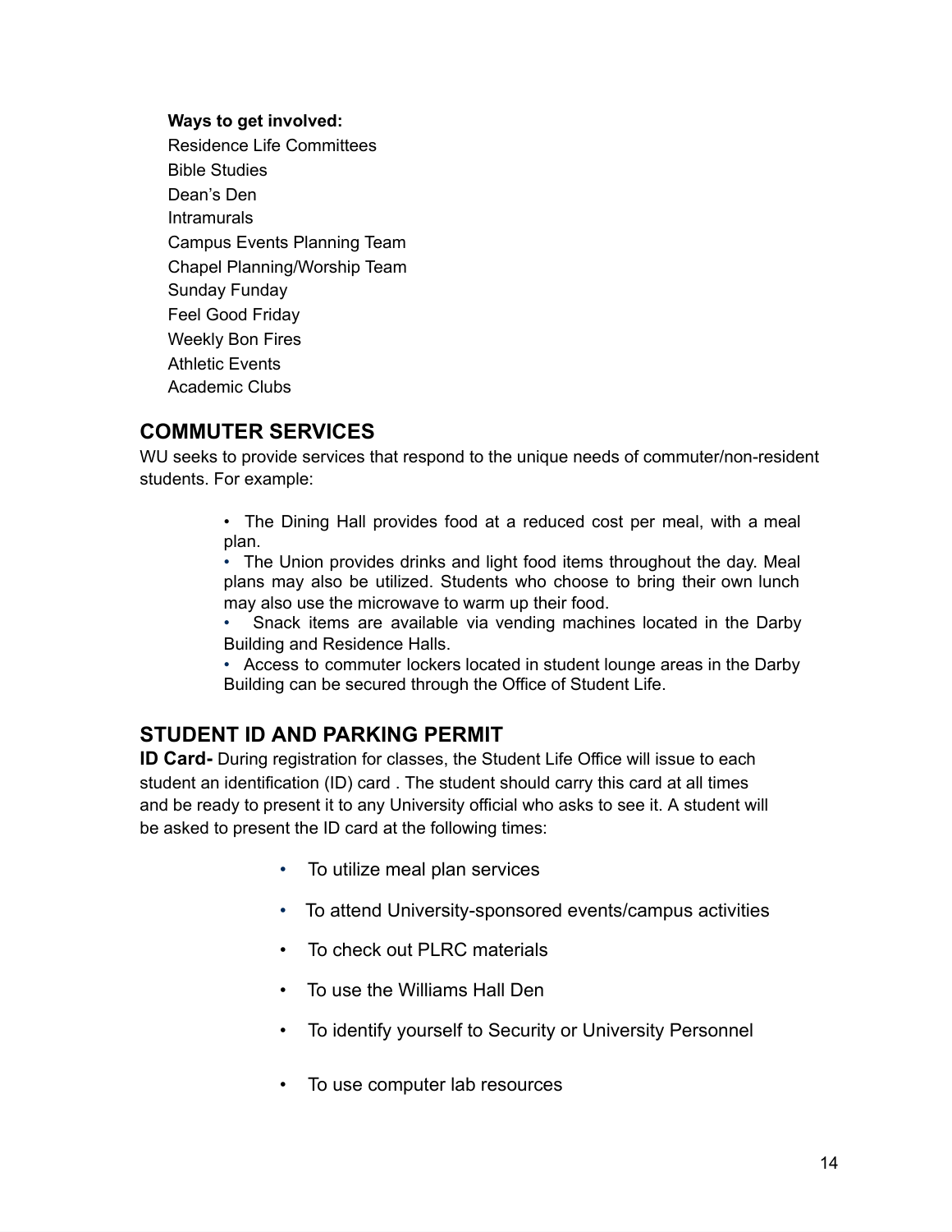**Ways to get involved:**

Residence Life Committees
Bible Studies
Dean's Den
Intramurals
Campus Events Planning Team
Chapel Planning/Worship Team
Sunday Funday
Feel Good Friday
Weekly Bon Fires
Athletic Events
Academic Clubs

## COMMUTER SERVICES

WU seeks to provide services that respond to the unique needs of commuter/non-resident students. For example:

- The Dining Hall provides food at a reduced cost per meal, with a meal plan.
- The Union provides drinks and light food items throughout the day. Meal plans may also be utilized. Students who choose to bring their own lunch may also use the microwave to warm up their food.
- Snack items are available via vending machines located in the Darby Building and Residence Halls.
- Access to commuter lockers located in student lounge areas in the Darby Building can be secured through the Office of Student Life.

## STUDENT ID AND PARKING PERMIT

**ID Card-** During registration for classes, the Student Life Office will issue to each student an identification (ID) card . The student should carry this card at all times and be ready to present it to any University official who asks to see it. A student will be asked to present the ID card at the following times:

- To utilize meal plan services
- To attend University-sponsored events/campus activities
- To check out PLRC materials
- To use the Williams Hall Den
- To identify yourself to Security or University Personnel
- To use computer lab resources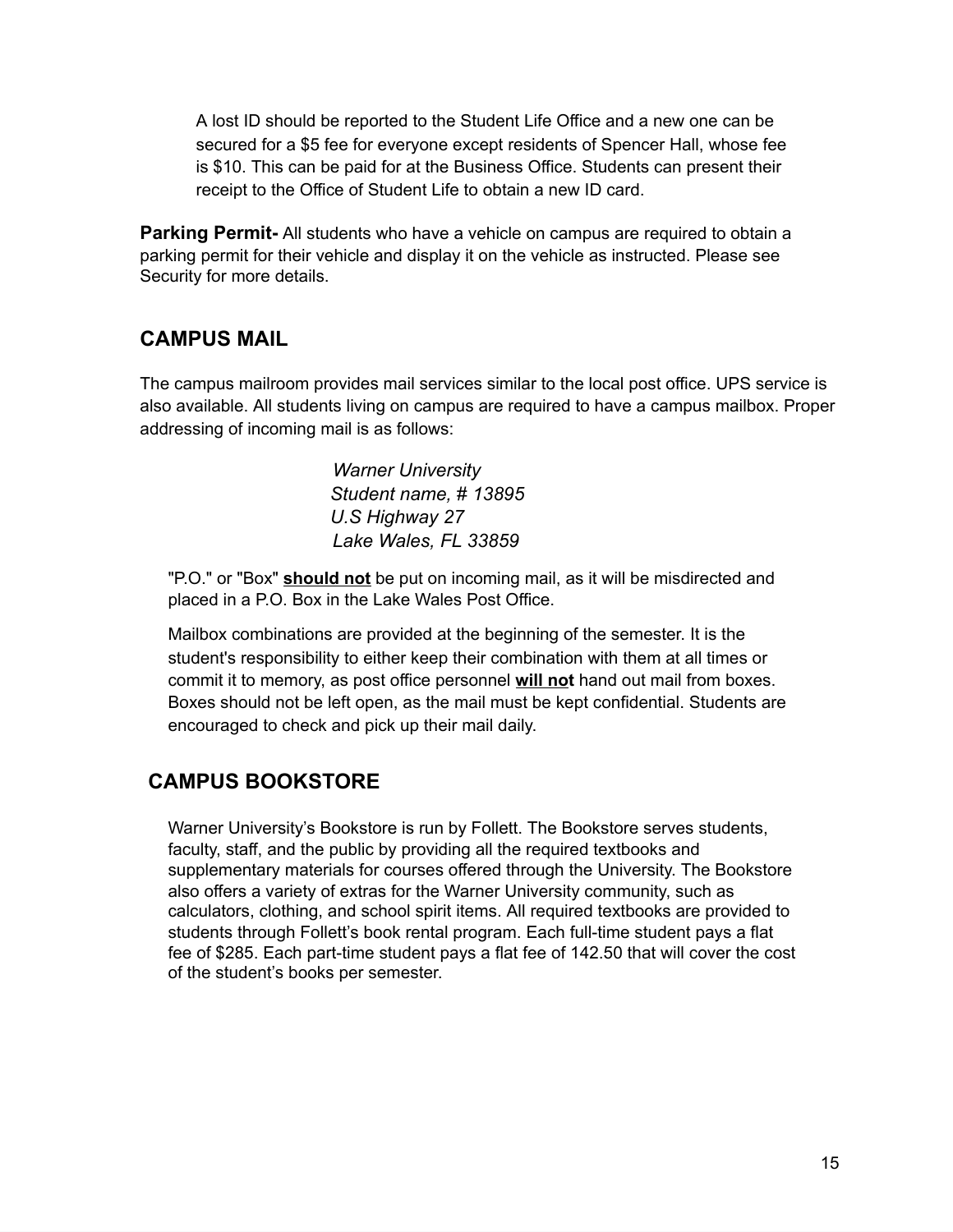A lost ID should be reported to the Student Life Office and a new one can be secured for a $5 fee for everyone except residents of Spencer Hall, whose fee is $10. This can be paid for at the Business Office. Students can present their receipt to the Office of Student Life to obtain a new ID card.

**Parking Permit-** All students who have a vehicle on campus are required to obtain a parking permit for their vehicle and display it on the vehicle as instructed. Please see Security for more details.

## CAMPUS MAIL

The campus mailroom provides mail services similar to the local post office. UPS service is also available. All students living on campus are required to have a campus mailbox. Proper addressing of incoming mail is as follows:

*Warner University*
*Student name, # 13895*
*U.S Highway 27*
*Lake Wales, FL 33859*

"P.O." or "Box" **<u>should not</u>** be put on incoming mail, as it will be misdirected and placed in a P.O. Box in the Lake Wales Post Office.

Mailbox combinations are provided at the beginning of the semester. It is the student's responsibility to either keep their combination with them at all times or commit it to memory, as post office personnel **<u>will not</u>** hand out mail from boxes. Boxes should not be left open, as the mail must be kept confidential. Students are encouraged to check and pick up their mail daily.

## CAMPUS BOOKSTORE

Warner University's Bookstore is run by Follett. The Bookstore serves students, faculty, staff, and the public by providing all the required textbooks and supplementary materials for courses offered through the University. The Bookstore also offers a variety of extras for the Warner University community, such as calculators, clothing, and school spirit items. All required textbooks are provided to students through Follett's book rental program. Each full-time student pays a flat fee of $285. Each part-time student pays a flat fee of 142.50 that will cover the cost of the student's books per semester.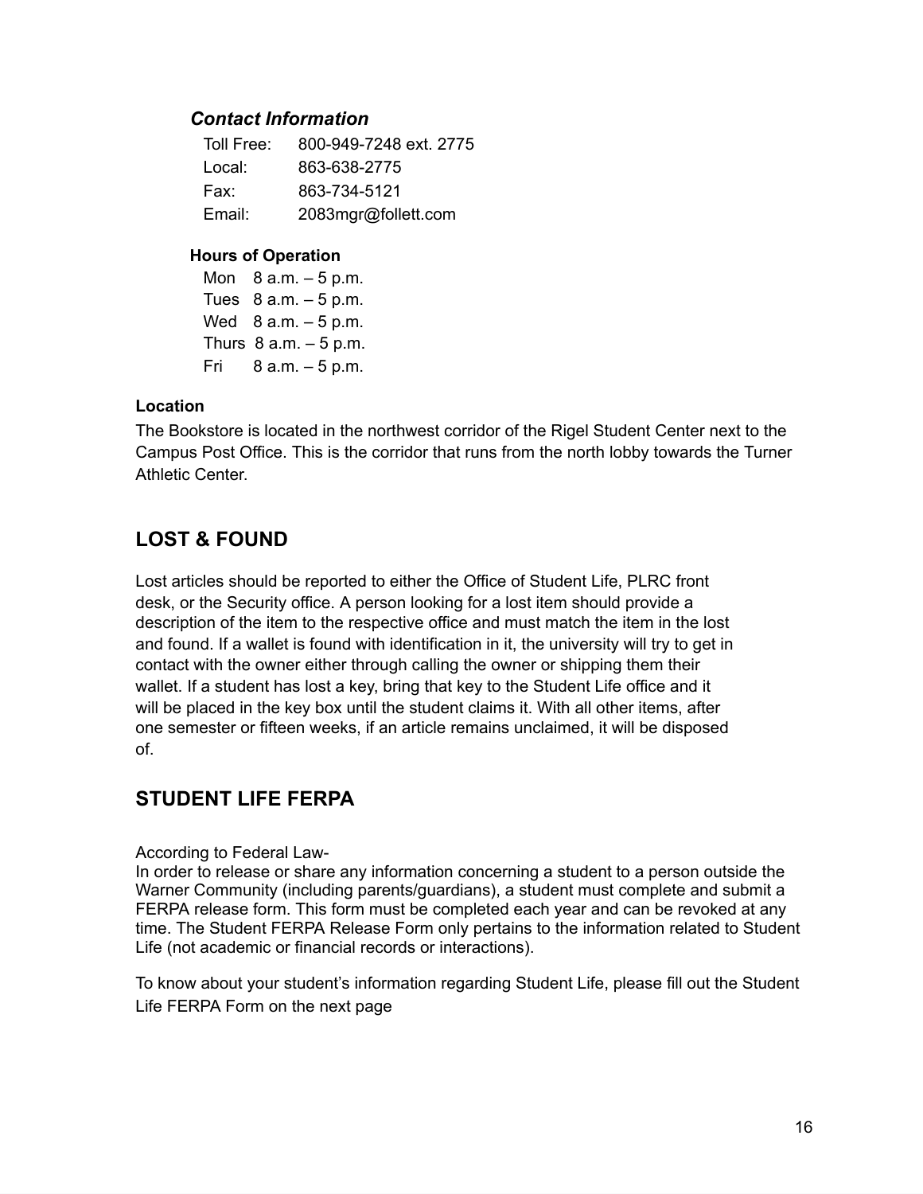### *Contact Information*

| | |
|---|---|
| Toll Free: | 800-949-7248 ext. 2775 |
| Local: | 863-638-2775 |
| Fax: | 863-734-5121 |
| Email: | 2083mgr@follett.com |

**Hours of Operation**

| | |
|---|---|
| Mon | 8 a.m. – 5 p.m. |
| Tues | 8 a.m. – 5 p.m. |
| Wed | 8 a.m. – 5 p.m. |
| Thurs | 8 a.m. – 5 p.m. |
| Fri | 8 a.m. – 5 p.m. |

**Location**

The Bookstore is located in the northwest corridor of the Rigel Student Center next to the Campus Post Office. This is the corridor that runs from the north lobby towards the Turner Athletic Center.

## LOST & FOUND

Lost articles should be reported to either the Office of Student Life, PLRC front desk, or the Security office. A person looking for a lost item should provide a description of the item to the respective office and must match the item in the lost and found. If a wallet is found with identification in it, the university will try to get in contact with the owner either through calling the owner or shipping them their wallet. If a student has lost a key, bring that key to the Student Life office and it will be placed in the key box until the student claims it. With all other items, after one semester or fifteen weeks, if an article remains unclaimed, it will be disposed of.

## STUDENT LIFE FERPA

According to Federal Law-
In order to release or share any information concerning a student to a person outside the Warner Community (including parents/guardians), a student must complete and submit a FERPA release form. This form must be completed each year and can be revoked at any time. The Student FERPA Release Form only pertains to the information related to Student Life (not academic or financial records or interactions).

To know about your student's information regarding Student Life, please fill out the Student Life FERPA Form on the next page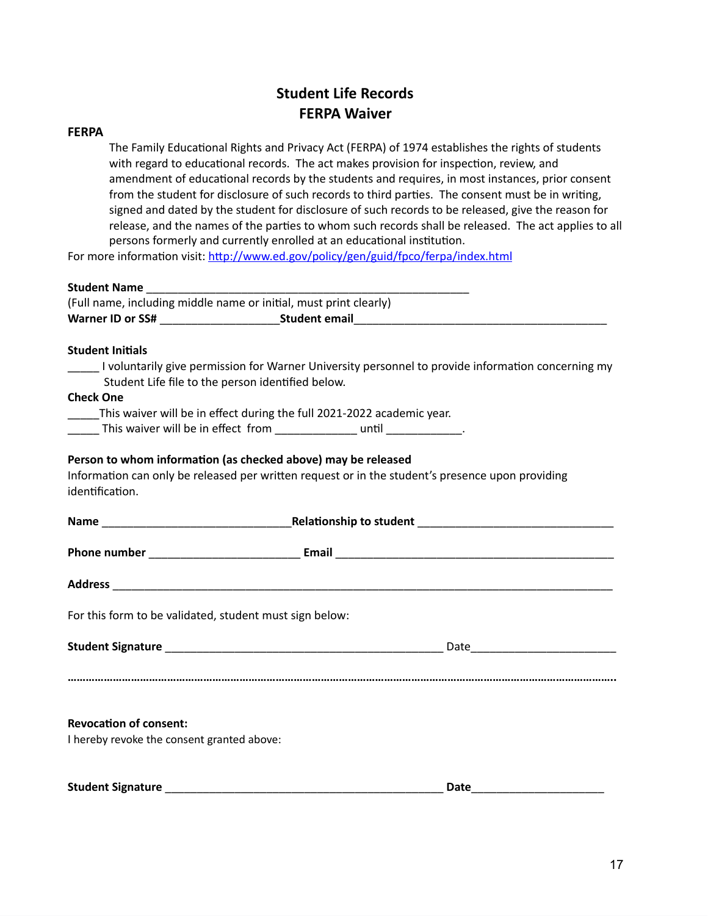## Student Life Records
## FERPA Waiver

**FERPA**

The Family Educational Rights and Privacy Act (FERPA) of 1974 establishes the rights of students with regard to educational records. The act makes provision for inspection, review, and amendment of educational records by the students and requires, in most instances, prior consent from the student for disclosure of such records to third parties. The consent must be in writing, signed and dated by the student for disclosure of such records to be released, give the reason for release, and the names of the parties to whom such records shall be released. The act applies to all persons formerly and currently enrolled at an educational institution.

For more information visit: [http://www.ed.gov/policy/gen/guid/fpco/ferpa/index.html](http://www.ed.gov/policy/gen/guid/fpco/ferpa/index.html)

**Student Name** ______________________________________________________

(Full name, including middle name or initial, must print clearly)

**Warner ID or SS#** ____________________**Student email**__________________________________________

**Student Initials**

_____ I voluntarily give permission for Warner University personnel to provide information concerning my Student Life file to the person identified below.

**Check One**

_____This waiver will be in effect during the full 2021-2022 academic year.

_____ This waiver will be in effect from _____________ until ____________.

**Person to whom information (as checked above) may be released**

Information can only be released per written request or in the student's presence upon providing identification.

**Name** ________________________________**Relationship to student** _________________________________

**Phone number** _________________________ **Email** _______________________________________________

**Address** ____________________________________________________________________________________

For this form to be validated, student must sign below:

**Student Signature** _______________________________________________ Date________________________

……………………………………………………………………………………………………………………………………………..

**Revocation of consent:**

I hereby revoke the consent granted above:

**Student Signature** _______________________________________________ **Date**______________________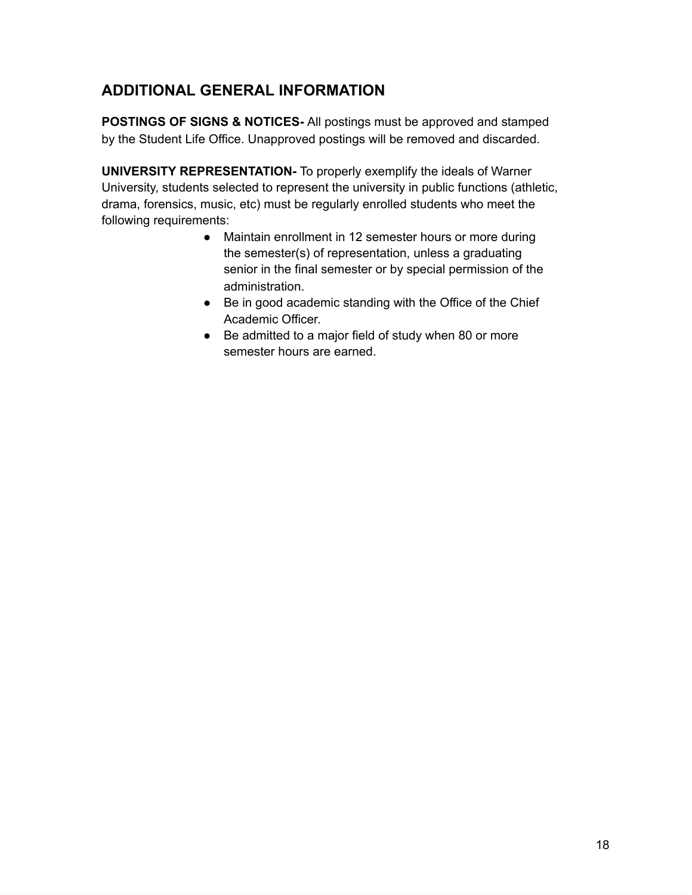## ADDITIONAL GENERAL INFORMATION

**POSTINGS OF SIGNS & NOTICES-** All postings must be approved and stamped by the Student Life Office. Unapproved postings will be removed and discarded.

**UNIVERSITY REPRESENTATION-** To properly exemplify the ideals of Warner University, students selected to represent the university in public functions (athletic, drama, forensics, music, etc) must be regularly enrolled students who meet the following requirements:

- Maintain enrollment in 12 semester hours or more during the semester(s) of representation, unless a graduating senior in the final semester or by special permission of the administration.
- Be in good academic standing with the Office of the Chief Academic Officer.
- Be admitted to a major field of study when 80 or more semester hours are earned.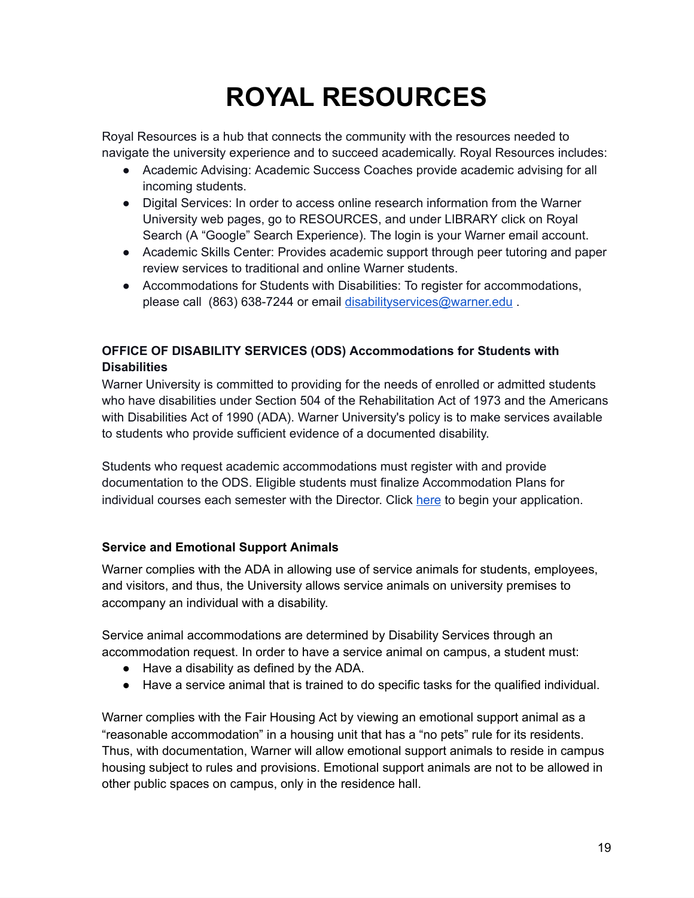# ROYAL RESOURCES

Royal Resources is a hub that connects the community with the resources needed to navigate the university experience and to succeed academically. Royal Resources includes:

- Academic Advising: Academic Success Coaches provide academic advising for all incoming students.
- Digital Services: In order to access online research information from the Warner University web pages, go to RESOURCES, and under LIBRARY click on Royal Search (A "Google" Search Experience). The login is your Warner email account.
- Academic Skills Center: Provides academic support through peer tutoring and paper review services to traditional and online Warner students.
- Accommodations for Students with Disabilities: To register for accommodations, please call (863) 638-7244 or email disabilityservices@warner.edu .

### OFFICE OF DISABILITY SERVICES (ODS) Accommodations for Students with Disabilities

Warner University is committed to providing for the needs of enrolled or admitted students who have disabilities under Section 504 of the Rehabilitation Act of 1973 and the Americans with Disabilities Act of 1990 (ADA). Warner University's policy is to make services available to students who provide sufficient evidence of a documented disability.

Students who request academic accommodations must register with and provide documentation to the ODS. Eligible students must finalize Accommodation Plans for individual courses each semester with the Director. Click here to begin your application.

### Service and Emotional Support Animals

Warner complies with the ADA in allowing use of service animals for students, employees, and visitors, and thus, the University allows service animals on university premises to accompany an individual with a disability.

Service animal accommodations are determined by Disability Services through an accommodation request. In order to have a service animal on campus, a student must:

- Have a disability as defined by the ADA.
- Have a service animal that is trained to do specific tasks for the qualified individual.

Warner complies with the Fair Housing Act by viewing an emotional support animal as a "reasonable accommodation" in a housing unit that has a "no pets" rule for its residents. Thus, with documentation, Warner will allow emotional support animals to reside in campus housing subject to rules and provisions. Emotional support animals are not to be allowed in other public spaces on campus, only in the residence hall.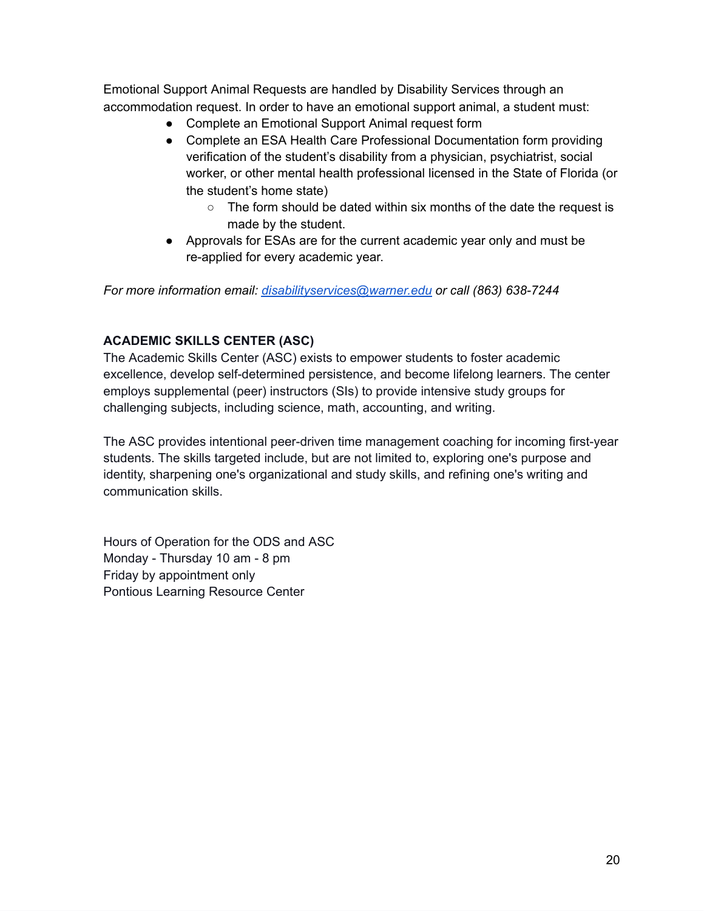Emotional Support Animal Requests are handled by Disability Services through an accommodation request. In order to have an emotional support animal, a student must:

- Complete an Emotional Support Animal request form
- Complete an ESA Health Care Professional Documentation form providing verification of the student's disability from a physician, psychiatrist, social worker, or other mental health professional licensed in the State of Florida (or the student's home state)
  - The form should be dated within six months of the date the request is made by the student.
- Approvals for ESAs are for the current academic year only and must be re-applied for every academic year.

*For more information email: [disabilityservices@warner.edu](mailto:disabilityservices@warner.edu) or call (863) 638-7244*

**ACADEMIC SKILLS CENTER (ASC)**

The Academic Skills Center (ASC) exists to empower students to foster academic excellence, develop self-determined persistence, and become lifelong learners. The center employs supplemental (peer) instructors (SIs) to provide intensive study groups for challenging subjects, including science, math, accounting, and writing.

The ASC provides intentional peer-driven time management coaching for incoming first-year students. The skills targeted include, but are not limited to, exploring one's purpose and identity, sharpening one's organizational and study skills, and refining one's writing and communication skills.

Hours of Operation for the ODS and ASC  
Monday - Thursday 10 am - 8 pm  
Friday by appointment only  
Pontious Learning Resource Center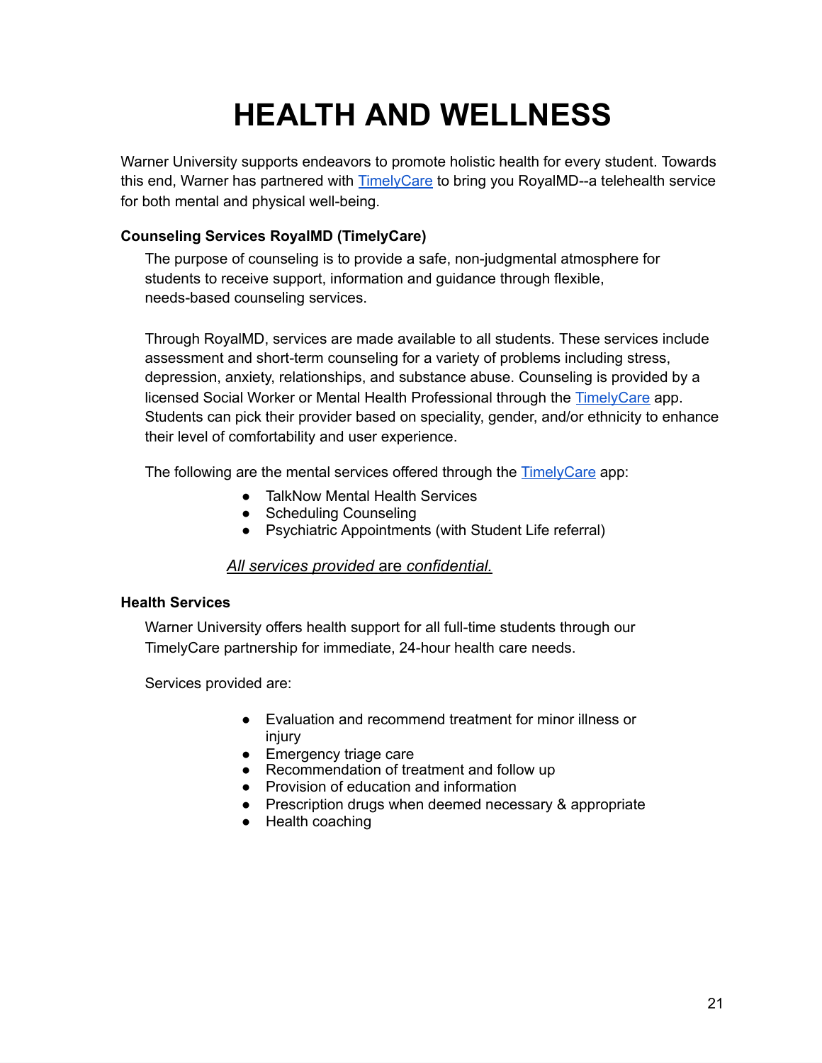# HEALTH AND WELLNESS

Warner University supports endeavors to promote holistic health for every student. Towards this end, Warner has partnered with TimelyCare to bring you RoyalMD--a telehealth service for both mental and physical well-being.

**Counseling Services RoyalMD (TimelyCare)**

The purpose of counseling is to provide a safe, non-judgmental atmosphere for students to receive support, information and guidance through flexible, needs-based counseling services.

Through RoyalMD, services are made available to all students. These services include assessment and short-term counseling for a variety of problems including stress, depression, anxiety, relationships, and substance abuse. Counseling is provided by a licensed Social Worker or Mental Health Professional through the TimelyCare app. Students can pick their provider based on speciality, gender, and/or ethnicity to enhance their level of comfortability and user experience.

The following are the mental services offered through the TimelyCare app:

- TalkNow Mental Health Services
- Scheduling Counseling
- Psychiatric Appointments (with Student Life referral)

*All services provided are confidential.*

**Health Services**

Warner University offers health support for all full-time students through our TimelyCare partnership for immediate, 24-hour health care needs.

Services provided are:

- Evaluation and recommend treatment for minor illness or injury
- Emergency triage care
- Recommendation of treatment and follow up
- Provision of education and information
- Prescription drugs when deemed necessary & appropriate
- Health coaching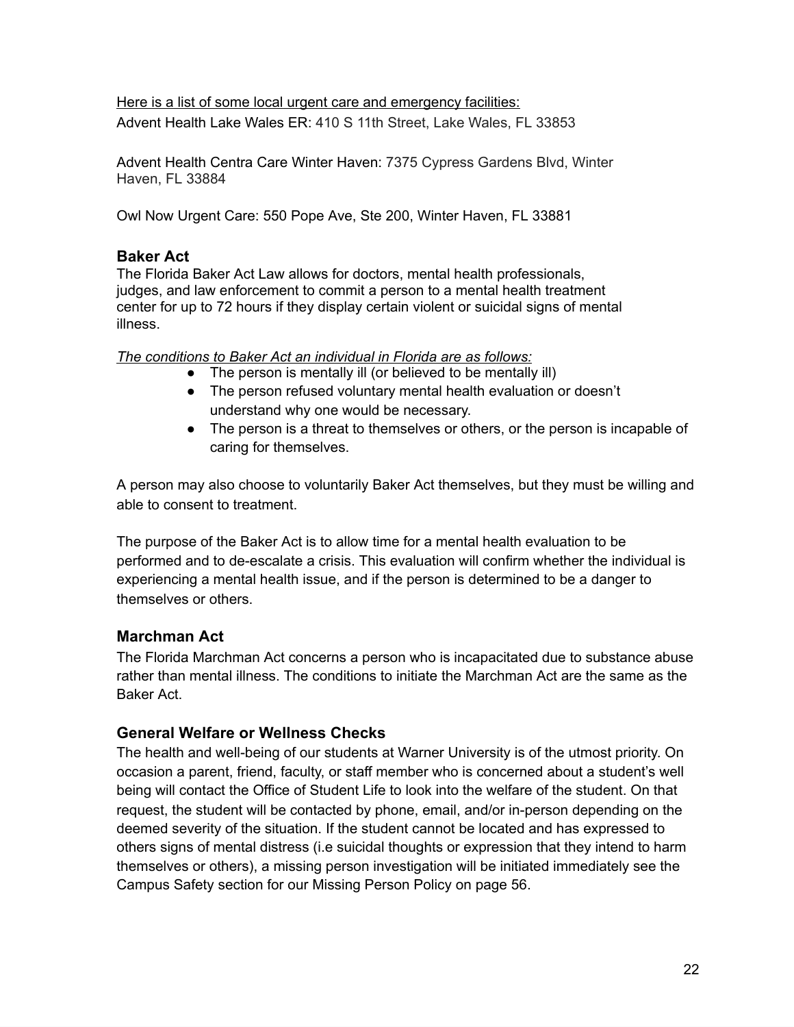Here is a list of some local urgent care and emergency facilities:

Advent Health Lake Wales ER: 410 S 11th Street, Lake Wales, FL 33853

Advent Health Centra Care Winter Haven: 7375 Cypress Gardens Blvd, Winter Haven, FL 33884

Owl Now Urgent Care: 550 Pope Ave, Ste 200, Winter Haven, FL 33881

### Baker Act

The Florida Baker Act Law allows for doctors, mental health professionals, judges, and law enforcement to commit a person to a mental health treatment center for up to 72 hours if they display certain violent or suicidal signs of mental illness.

*The conditions to Baker Act an individual in Florida are as follows:*

- The person is mentally ill (or believed to be mentally ill)
- The person refused voluntary mental health evaluation or doesn't understand why one would be necessary.
- The person is a threat to themselves or others, or the person is incapable of caring for themselves.

A person may also choose to voluntarily Baker Act themselves, but they must be willing and able to consent to treatment.

The purpose of the Baker Act is to allow time for a mental health evaluation to be performed and to de-escalate a crisis. This evaluation will confirm whether the individual is experiencing a mental health issue, and if the person is determined to be a danger to themselves or others.

### Marchman Act

The Florida Marchman Act concerns a person who is incapacitated due to substance abuse rather than mental illness. The conditions to initiate the Marchman Act are the same as the Baker Act.

### General Welfare or Wellness Checks

The health and well-being of our students at Warner University is of the utmost priority. On occasion a parent, friend, faculty, or staff member who is concerned about a student's well being will contact the Office of Student Life to look into the welfare of the student. On that request, the student will be contacted by phone, email, and/or in-person depending on the deemed severity of the situation. If the student cannot be located and has expressed to others signs of mental distress (i.e suicidal thoughts or expression that they intend to harm themselves or others), a missing person investigation will be initiated immediately see the Campus Safety section for our Missing Person Policy on page 56.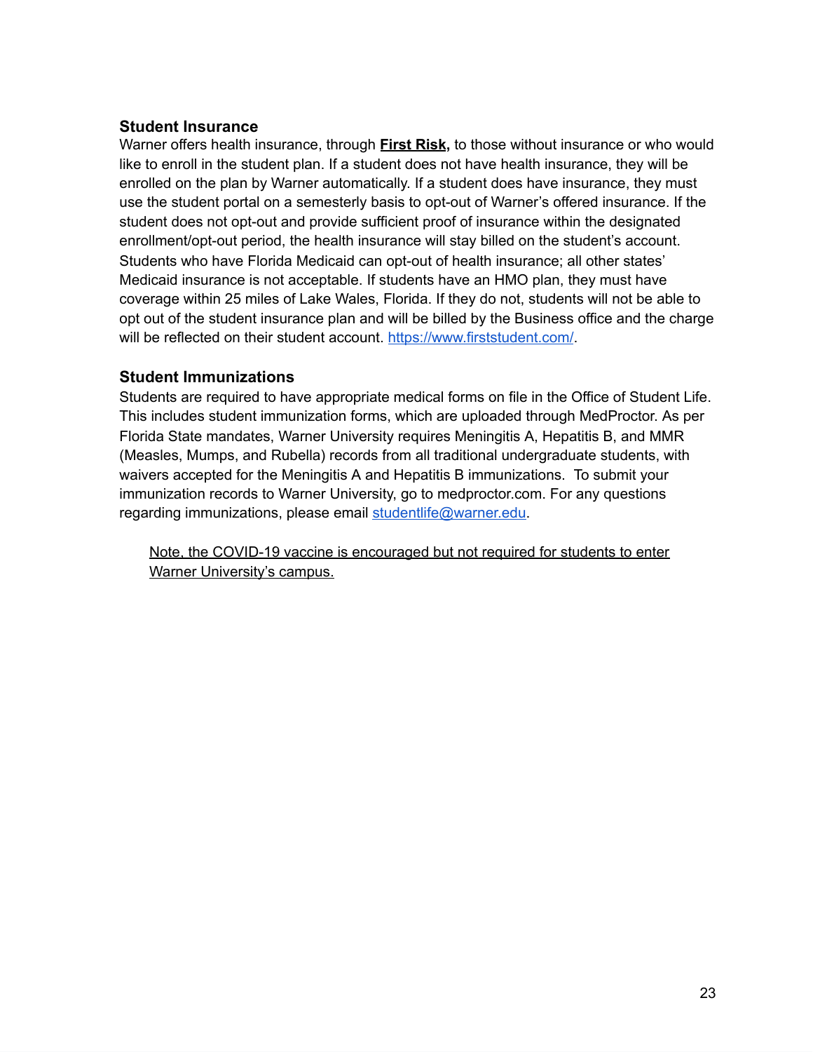### Student Insurance

Warner offers health insurance, through **First Risk,** to those without insurance or who would like to enroll in the student plan. If a student does not have health insurance, they will be enrolled on the plan by Warner automatically. If a student does have insurance, they must use the student portal on a semesterly basis to opt-out of Warner's offered insurance. If the student does not opt-out and provide sufficient proof of insurance within the designated enrollment/opt-out period, the health insurance will stay billed on the student's account. Students who have Florida Medicaid can opt-out of health insurance; all other states' Medicaid insurance is not acceptable. If students have an HMO plan, they must have coverage within 25 miles of Lake Wales, Florida. If they do not, students will not be able to opt out of the student insurance plan and will be billed by the Business office and the charge will be reflected on their student account. https://www.firststudent.com/.

### Student Immunizations

Students are required to have appropriate medical forms on file in the Office of Student Life. This includes student immunization forms, which are uploaded through MedProctor. As per Florida State mandates, Warner University requires Meningitis A, Hepatitis B, and MMR (Measles, Mumps, and Rubella) records from all traditional undergraduate students, with waivers accepted for the Meningitis A and Hepatitis B immunizations. To submit your immunization records to Warner University, go to medproctor.com. For any questions regarding immunizations, please email studentlife@warner.edu.

Note, the COVID-19 vaccine is encouraged but not required for students to enter Warner University's campus.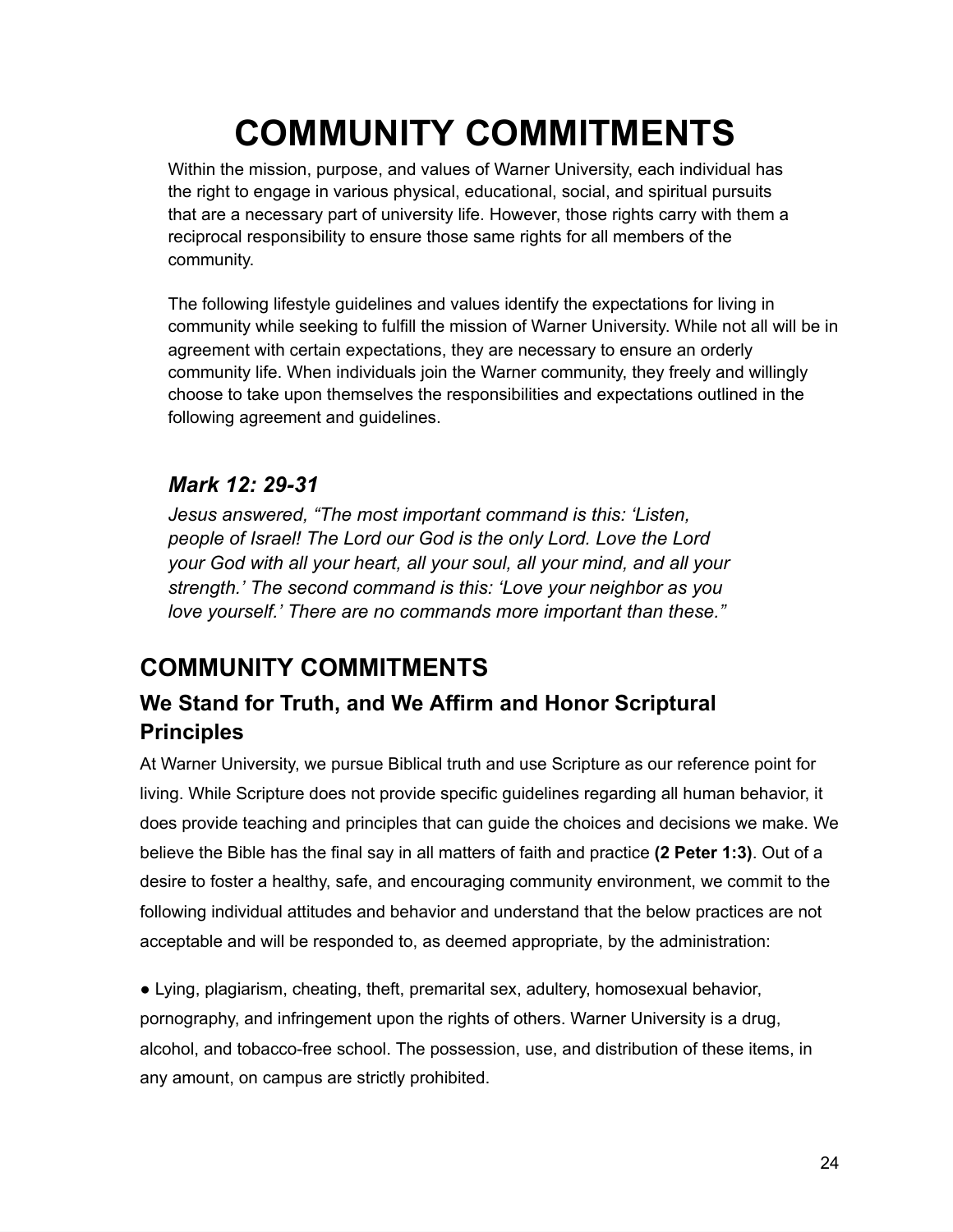# COMMUNITY COMMITMENTS

Within the mission, purpose, and values of Warner University, each individual has the right to engage in various physical, educational, social, and spiritual pursuits that are a necessary part of university life. However, those rights carry with them a reciprocal responsibility to ensure those same rights for all members of the community.

The following lifestyle guidelines and values identify the expectations for living in community while seeking to fulfill the mission of Warner University. While not all will be in agreement with certain expectations, they are necessary to ensure an orderly community life. When individuals join the Warner community, they freely and willingly choose to take upon themselves the responsibilities and expectations outlined in the following agreement and guidelines.

### *Mark 12: 29-31*

*Jesus answered, "The most important command is this: 'Listen, people of Israel! The Lord our God is the only Lord. Love the Lord your God with all your heart, all your soul, all your mind, and all your strength.' The second command is this: 'Love your neighbor as you love yourself.' There are no commands more important than these."*

## COMMUNITY COMMITMENTS

### We Stand for Truth, and We Affirm and Honor Scriptural Principles

At Warner University, we pursue Biblical truth and use Scripture as our reference point for living. While Scripture does not provide specific guidelines regarding all human behavior, it does provide teaching and principles that can guide the choices and decisions we make. We believe the Bible has the final say in all matters of faith and practice **(2 Peter 1:3)**. Out of a desire to foster a healthy, safe, and encouraging community environment, we commit to the following individual attitudes and behavior and understand that the below practices are not acceptable and will be responded to, as deemed appropriate, by the administration:

- Lying, plagiarism, cheating, theft, premarital sex, adultery, homosexual behavior, pornography, and infringement upon the rights of others. Warner University is a drug, alcohol, and tobacco-free school. The possession, use, and distribution of these items, in any amount, on campus are strictly prohibited.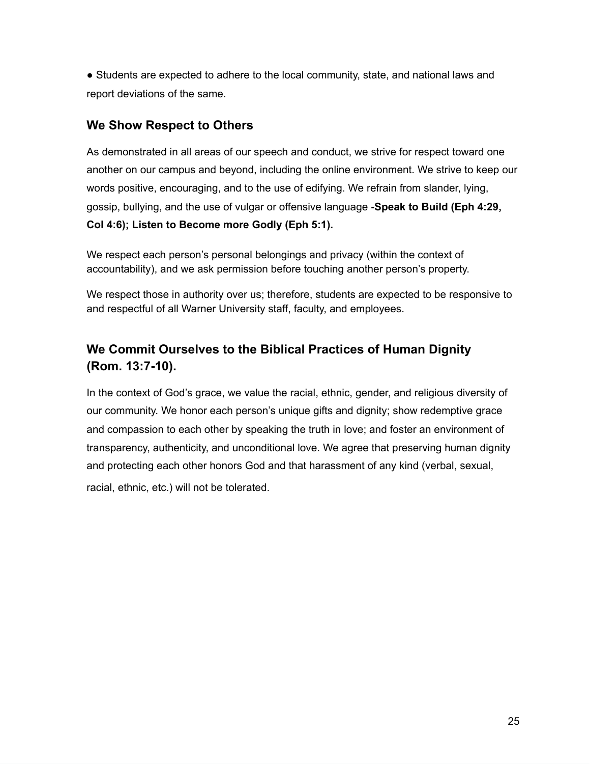- Students are expected to adhere to the local community, state, and national laws and report deviations of the same.

## We Show Respect to Others

As demonstrated in all areas of our speech and conduct, we strive for respect toward one another on our campus and beyond, including the online environment. We strive to keep our words positive, encouraging, and to the use of edifying. We refrain from slander, lying, gossip, bullying, and the use of vulgar or offensive language **-Speak to Build (Eph 4:29, Col 4:6); Listen to Become more Godly (Eph 5:1).**

We respect each person's personal belongings and privacy (within the context of accountability), and we ask permission before touching another person's property.

We respect those in authority over us; therefore, students are expected to be responsive to and respectful of all Warner University staff, faculty, and employees.

## We Commit Ourselves to the Biblical Practices of Human Dignity (Rom. 13:7-10).

In the context of God's grace, we value the racial, ethnic, gender, and religious diversity of our community. We honor each person's unique gifts and dignity; show redemptive grace and compassion to each other by speaking the truth in love; and foster an environment of transparency, authenticity, and unconditional love. We agree that preserving human dignity and protecting each other honors God and that harassment of any kind (verbal, sexual, racial, ethnic, etc.) will not be tolerated.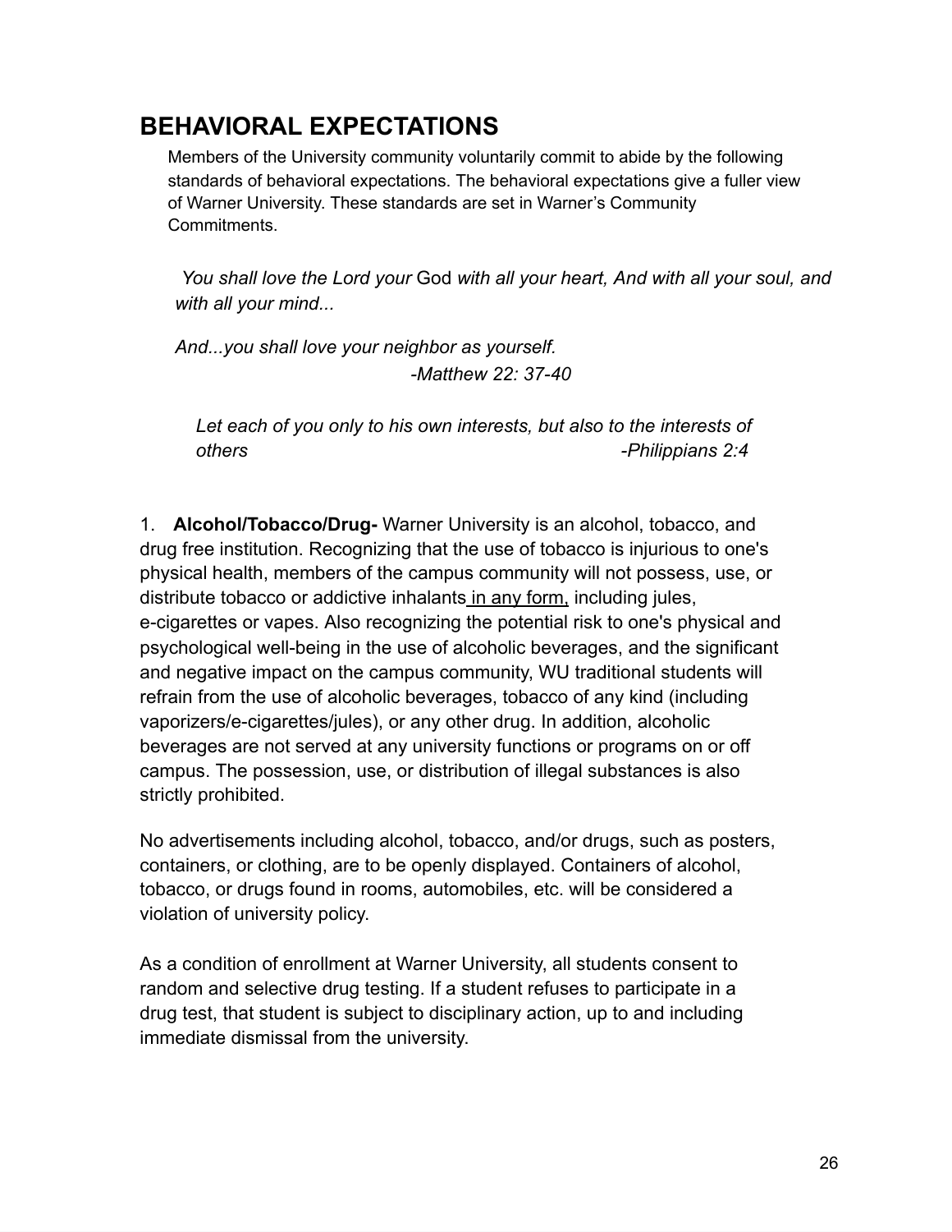# BEHAVIORAL EXPECTATIONS

Members of the University community voluntarily commit to abide by the following standards of behavioral expectations. The behavioral expectations give a fuller view of Warner University. These standards are set in Warner's Community Commitments.

*You shall love the Lord your* God *with all your heart, And with all your soul, and with all your mind...*

*And...you shall love your neighbor as yourself.*
*-Matthew 22: 37-40*

*Let each of you only to his own interests, but also to the interests of others* *-Philippians 2:4*

1. **Alcohol/Tobacco/Drug-** Warner University is an alcohol, tobacco, and drug free institution. Recognizing that the use of tobacco is injurious to one's physical health, members of the campus community will not possess, use, or distribute tobacco or addictive inhalants in any form, including jules, e-cigarettes or vapes. Also recognizing the potential risk to one's physical and psychological well-being in the use of alcoholic beverages, and the significant and negative impact on the campus community, WU traditional students will refrain from the use of alcoholic beverages, tobacco of any kind (including vaporizers/e-cigarettes/jules), or any other drug. In addition, alcoholic beverages are not served at any university functions or programs on or off campus. The possession, use, or distribution of illegal substances is also strictly prohibited.

No advertisements including alcohol, tobacco, and/or drugs, such as posters, containers, or clothing, are to be openly displayed. Containers of alcohol, tobacco, or drugs found in rooms, automobiles, etc. will be considered a violation of university policy.

As a condition of enrollment at Warner University, all students consent to random and selective drug testing. If a student refuses to participate in a drug test, that student is subject to disciplinary action, up to and including immediate dismissal from the university.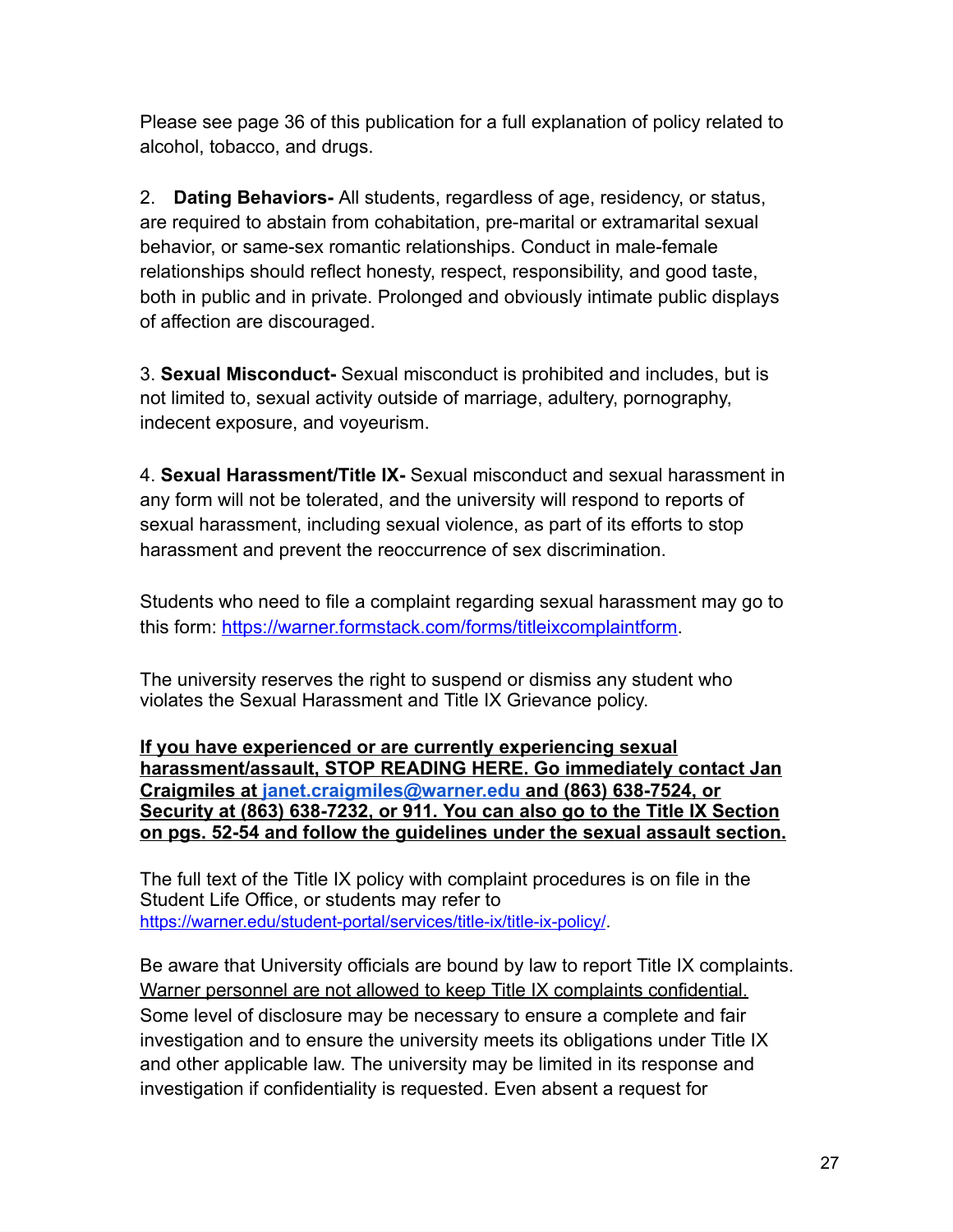Please see page 36 of this publication for a full explanation of policy related to alcohol, tobacco, and drugs.

2. **Dating Behaviors-** All students, regardless of age, residency, or status, are required to abstain from cohabitation, pre-marital or extramarital sexual behavior, or same-sex romantic relationships. Conduct in male-female relationships should reflect honesty, respect, responsibility, and good taste, both in public and in private. Prolonged and obviously intimate public displays of affection are discouraged.

3. **Sexual Misconduct-** Sexual misconduct is prohibited and includes, but is not limited to, sexual activity outside of marriage, adultery, pornography, indecent exposure, and voyeurism.

4. **Sexual Harassment/Title IX-** Sexual misconduct and sexual harassment in any form will not be tolerated, and the university will respond to reports of sexual harassment, including sexual violence, as part of its efforts to stop harassment and prevent the reoccurrence of sex discrimination.

Students who need to file a complaint regarding sexual harassment may go to this form: [https://warner.formstack.com/forms/titleixcomplaintform](https://warner.formstack.com/forms/titleixcomplaintform).

The university reserves the right to suspend or dismiss any student who violates the Sexual Harassment and Title IX Grievance policy.

**<u>If you have experienced or are currently experiencing sexual harassment/assault, STOP READING HERE. Go immediately contact Jan Craigmiles at [janet.craigmiles@warner.edu](mailto:janet.craigmiles@warner.edu) and (863) 638-7524, or Security at (863) 638-7232, or 911. You can also go to the Title IX Section on pgs. 52-54 and follow the guidelines under the sexual assault section.</u>**

The full text of the Title IX policy with complaint procedures is on file in the Student Life Office, or students may refer to [https://warner.edu/student-portal/services/title-ix/title-ix-policy/](https://warner.edu/student-portal/services/title-ix/title-ix-policy/).

Be aware that University officials are bound by law to report Title IX complaints. <u>Warner personnel are not allowed to keep Title IX complaints confidential.</u> Some level of disclosure may be necessary to ensure a complete and fair investigation and to ensure the university meets its obligations under Title IX and other applicable law. The university may be limited in its response and investigation if confidentiality is requested. Even absent a request for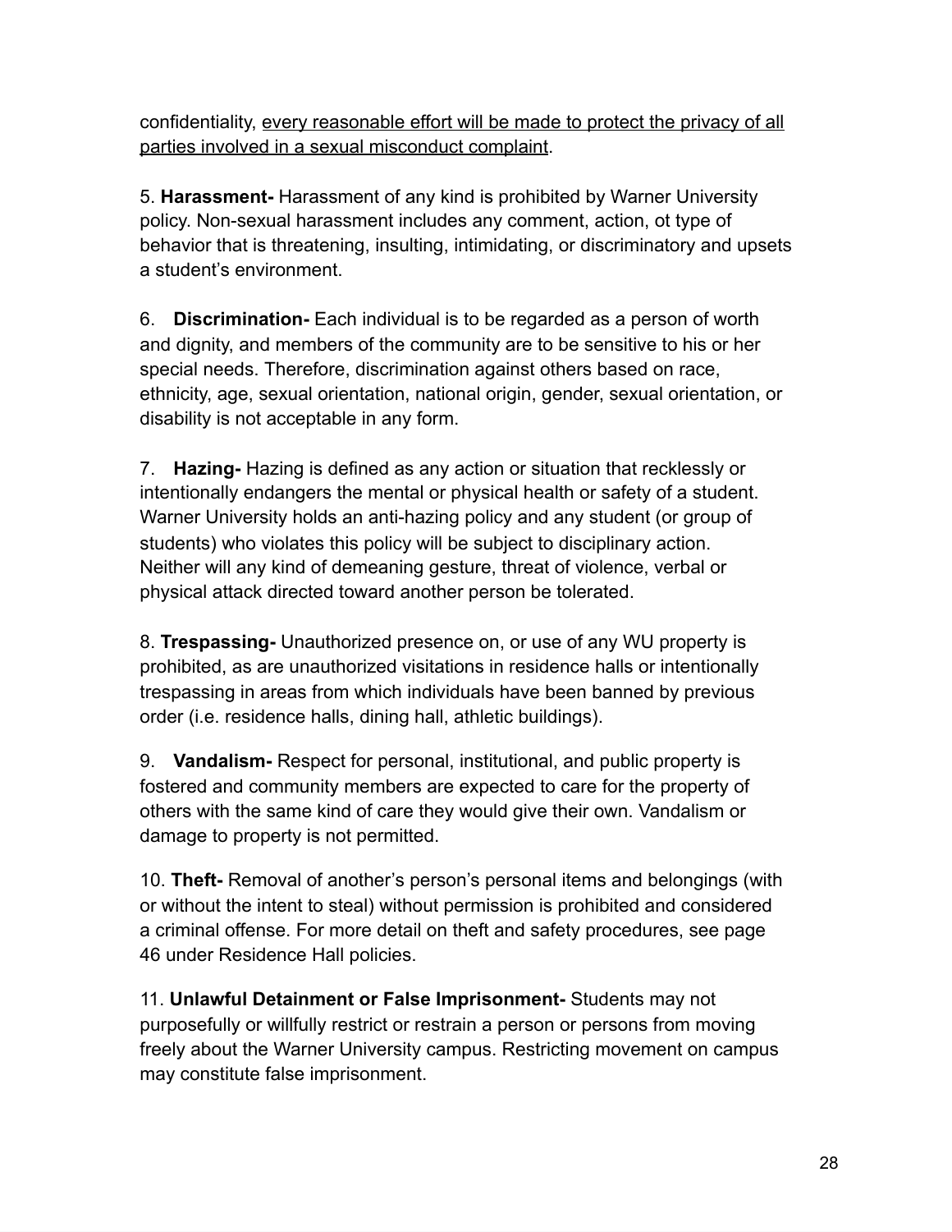confidentiality, <u>every reasonable effort will be made to protect the privacy of all parties involved in a sexual misconduct complaint</u>.

5. **Harassment-** Harassment of any kind is prohibited by Warner University policy. Non-sexual harassment includes any comment, action, ot type of behavior that is threatening, insulting, intimidating, or discriminatory and upsets a student's environment.

6. **Discrimination-** Each individual is to be regarded as a person of worth and dignity, and members of the community are to be sensitive to his or her special needs. Therefore, discrimination against others based on race, ethnicity, age, sexual orientation, national origin, gender, sexual orientation, or disability is not acceptable in any form.

7. **Hazing-** Hazing is defined as any action or situation that recklessly or intentionally endangers the mental or physical health or safety of a student. Warner University holds an anti-hazing policy and any student (or group of students) who violates this policy will be subject to disciplinary action. Neither will any kind of demeaning gesture, threat of violence, verbal or physical attack directed toward another person be tolerated.

8. **Trespassing-** Unauthorized presence on, or use of any WU property is prohibited, as are unauthorized visitations in residence halls or intentionally trespassing in areas from which individuals have been banned by previous order (i.e. residence halls, dining hall, athletic buildings).

9. **Vandalism-** Respect for personal, institutional, and public property is fostered and community members are expected to care for the property of others with the same kind of care they would give their own. Vandalism or damage to property is not permitted.

10. **Theft-** Removal of another's person's personal items and belongings (with or without the intent to steal) without permission is prohibited and considered a criminal offense. For more detail on theft and safety procedures, see page 46 under Residence Hall policies.

11. **Unlawful Detainment or False Imprisonment-** Students may not purposefully or willfully restrict or restrain a person or persons from moving freely about the Warner University campus. Restricting movement on campus may constitute false imprisonment.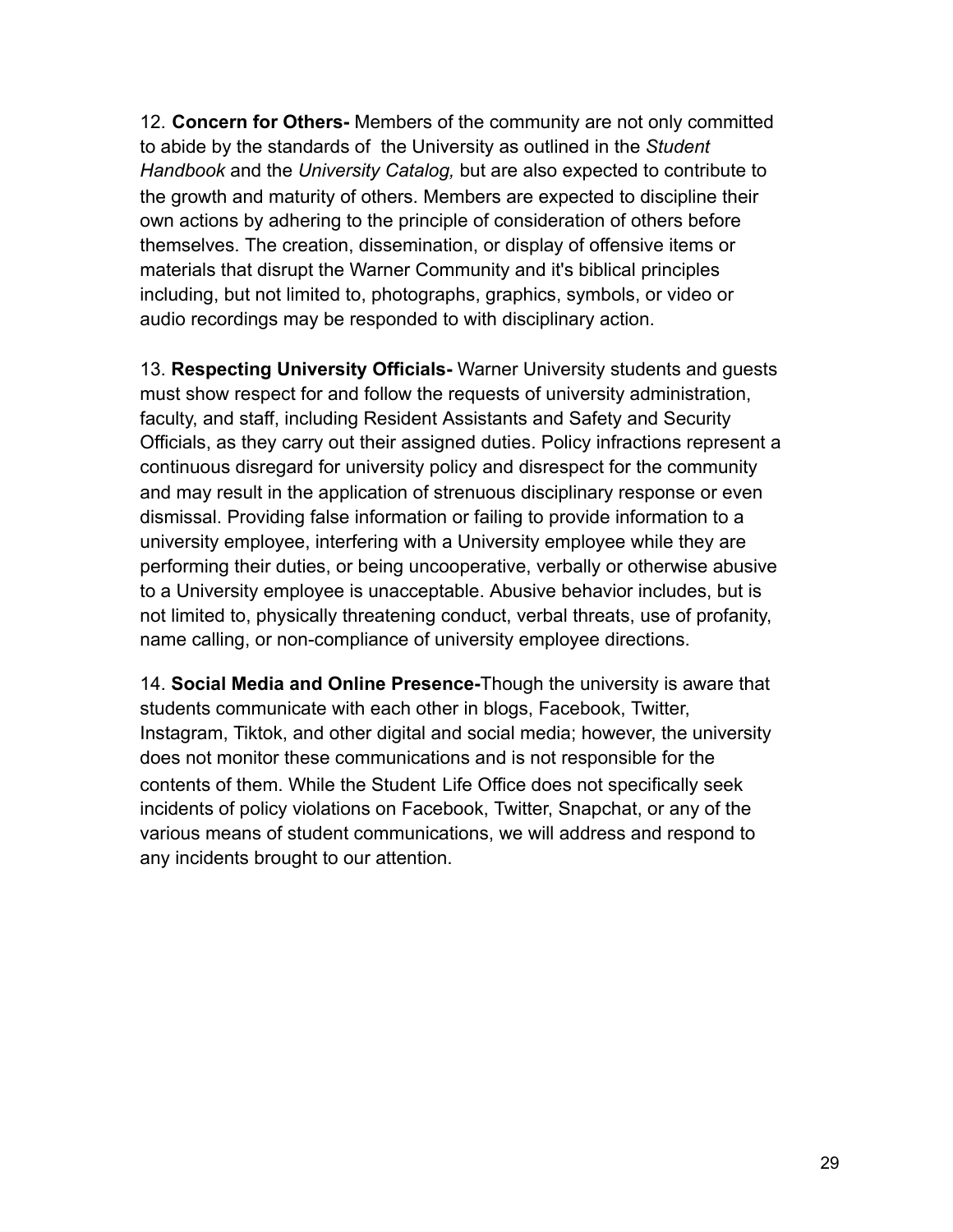12. **Concern for Others-** Members of the community are not only committed to abide by the standards of  the University as outlined in the *Student Handbook* and the *University Catalog,* but are also expected to contribute to the growth and maturity of others. Members are expected to discipline their own actions by adhering to the principle of consideration of others before themselves. The creation, dissemination, or display of offensive items or materials that disrupt the Warner Community and it's biblical principles including, but not limited to, photographs, graphics, symbols, or video or audio recordings may be responded to with disciplinary action.

13. **Respecting University Officials-** Warner University students and guests must show respect for and follow the requests of university administration, faculty, and staff, including Resident Assistants and Safety and Security Officials, as they carry out their assigned duties. Policy infractions represent a continuous disregard for university policy and disrespect for the community and may result in the application of strenuous disciplinary response or even dismissal. Providing false information or failing to provide information to a university employee, interfering with a University employee while they are performing their duties, or being uncooperative, verbally or otherwise abusive to a University employee is unacceptable. Abusive behavior includes, but is not limited to, physically threatening conduct, verbal threats, use of profanity, name calling, or non-compliance of university employee directions.

14. **Social Media and Online Presence-**Though the university is aware that students communicate with each other in blogs, Facebook, Twitter, Instagram, Tiktok, and other digital and social media; however, the university does not monitor these communications and is not responsible for the contents of them. While the Student Life Office does not specifically seek incidents of policy violations on Facebook, Twitter, Snapchat, or any of the various means of student communications, we will address and respond to any incidents brought to our attention.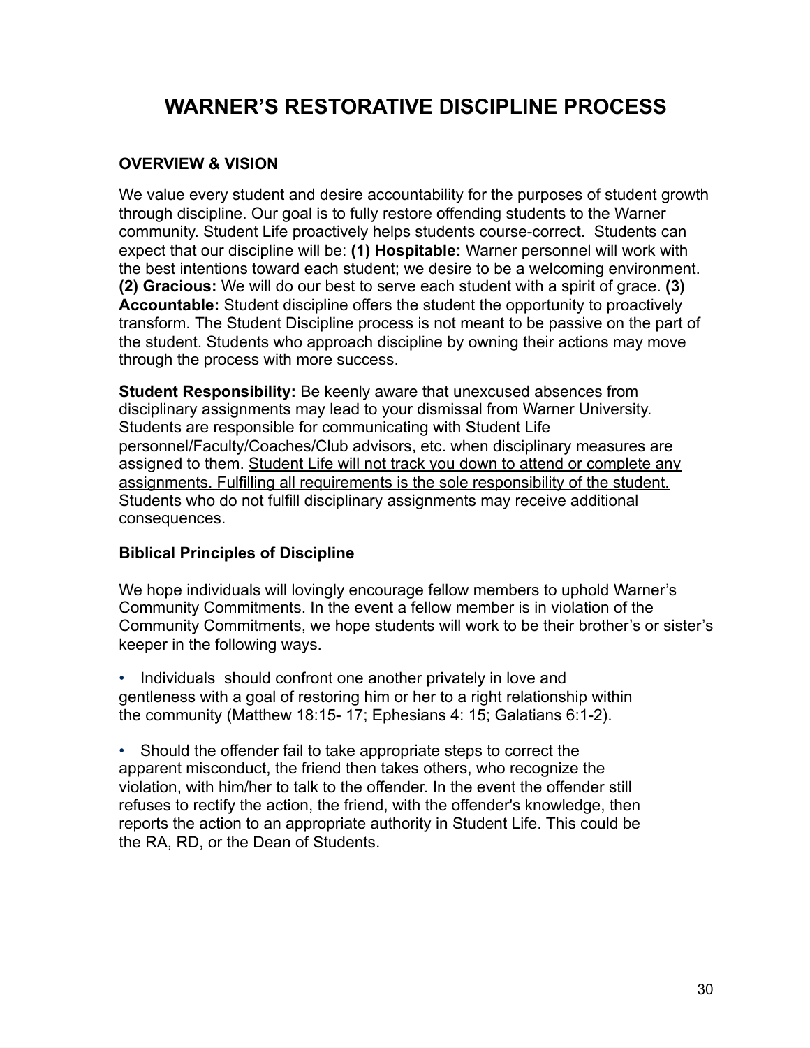# WARNER'S RESTORATIVE DISCIPLINE PROCESS

## OVERVIEW & VISION

We value every student and desire accountability for the purposes of student growth through discipline. Our goal is to fully restore offending students to the Warner community. Student Life proactively helps students course-correct. Students can expect that our discipline will be: **(1) Hospitable:** Warner personnel will work with the best intentions toward each student; we desire to be a welcoming environment. **(2) Gracious:** We will do our best to serve each student with a spirit of grace. **(3) Accountable:** Student discipline offers the student the opportunity to proactively transform. The Student Discipline process is not meant to be passive on the part of the student. Students who approach discipline by owning their actions may move through the process with more success.

**Student Responsibility:** Be keenly aware that unexcused absences from disciplinary assignments may lead to your dismissal from Warner University. Students are responsible for communicating with Student Life personnel/Faculty/Coaches/Club advisors, etc. when disciplinary measures are assigned to them. <u>Student Life will not track you down to attend or complete any assignments. Fulfilling all requirements is the sole responsibility of the student.</u> Students who do not fulfill disciplinary assignments may receive additional consequences.

## Biblical Principles of Discipline

We hope individuals will lovingly encourage fellow members to uphold Warner's Community Commitments. In the event a fellow member is in violation of the Community Commitments, we hope students will work to be their brother's or sister's keeper in the following ways.

- Individuals should confront one another privately in love and gentleness with a goal of restoring him or her to a right relationship within the community (Matthew 18:15- 17; Ephesians 4: 15; Galatians 6:1-2).

- Should the offender fail to take appropriate steps to correct the apparent misconduct, the friend then takes others, who recognize the violation, with him/her to talk to the offender. In the event the offender still refuses to rectify the action, the friend, with the offender's knowledge, then reports the action to an appropriate authority in Student Life. This could be the RA, RD, or the Dean of Students.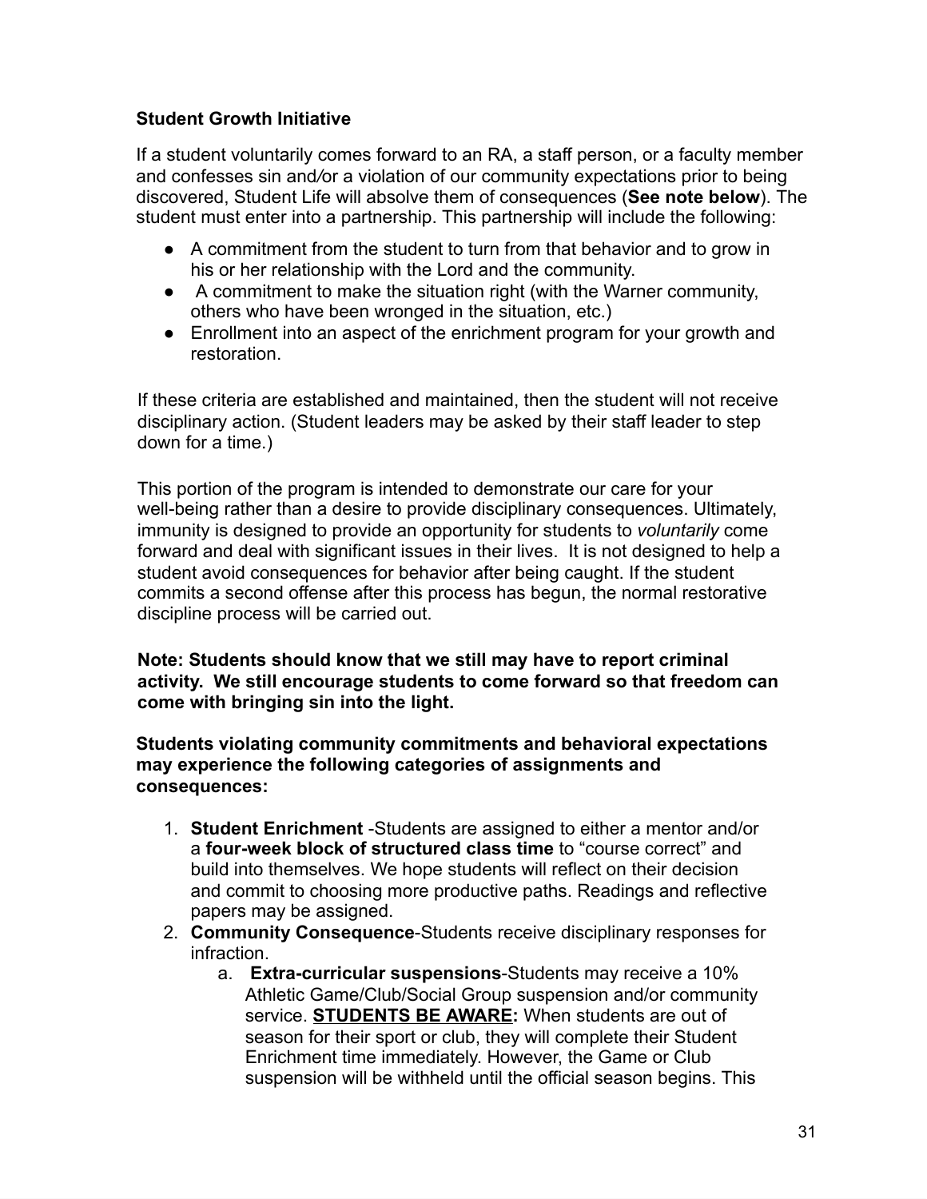**Student Growth Initiative**

If a student voluntarily comes forward to an RA, a staff person, or a faculty member and confesses sin and/or a violation of our community expectations prior to beiing discovered, Student Life will absolve them of consequences (**See note below**). The student must enter into a partnership. This partnership will include the following:

- A commitment from the student to turn from that behavior and to grow in his or her relationship with the Lord and the community.
- A commitment to make the situation right (with the Warner community, others who have been wronged in the situation, etc.)
- Enrollment into an aspect of the enrichment program for your growth and restoration.

If these criteria are established and maintained, then the student will not receive disciplinary action. (Student leaders may be asked by their staff leader to step down for a time.)

This portion of the program is intended to demonstrate our care for your well-being rather than a desire to provide disciplinary consequences. Ultimately, immunity is designed to provide an opportunity for students to *voluntarily* come forward and deal with significant issues in their lives. It is not designed to help a student avoid consequences for behavior after being caught. If the student commits a second offense after this process has begun, the normal restorative discipline process will be carried out.

**Note: Students should know that we still may have to report criminal activity. We still encourage students to come forward so that freedom can come with bringing sin into the light.**

**Students violating community commitments and behavioral expectations may experience the following categories of assignments and consequences:**

1. **Student Enrichment** -Students are assigned to either a mentor and/or a **four-week block of structured class time** to "course correct" and build into themselves. We hope students will reflect on their decision and commit to choosing more productive paths. Readings and reflective papers may be assigned.
2. **Community Consequence**-Students receive disciplinary responses for infraction.
    a. **Extra-curricular suspensions**-Students may receive a 10% Athletic Game/Club/Social Group suspension and/or community service. **<u>STUDENTS BE AWARE</u>:** When students are out of season for their sport or club, they will complete their Student Enrichment time immediately. However, the Game or Club suspension will be withheld until the official season begins. This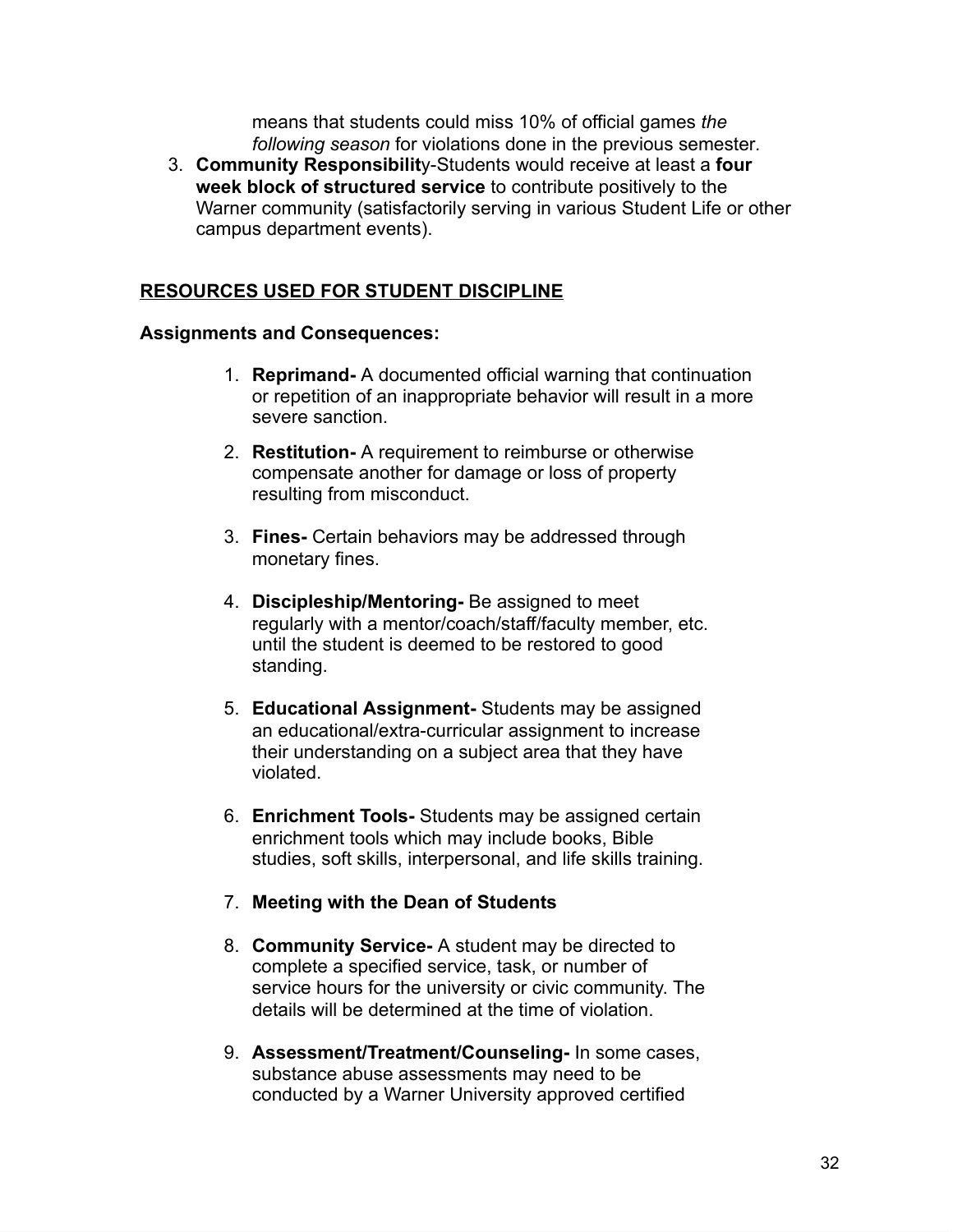means that students could miss 10% of official games *the following season* for violations done in the previous semester.

3. **Community Responsibilit**y-Students would receive at least a **four week block of structured service** to contribute positively to the Warner community (satisfactorily serving in various Student Life or other campus department events).

## RESOURCES USED FOR STUDENT DISCIPLINE

**Assignments and Consequences:**

1. **Reprimand-** A documented official warning that continuation or repetition of an inappropriate behavior will result in a more severe sanction.

2. **Restitution-** A requirement to reimburse or otherwise compensate another for damage or loss of property resulting from misconduct.

3. **Fines-** Certain behaviors may be addressed through monetary fines.

4. **Discipleship/Mentoring-** Be assigned to meet regularly with a mentor/coach/staff/faculty member, etc. until the student is deemed to be restored to good standing.

5. **Educational Assignment-** Students may be assigned an educational/extra-curricular assignment to increase their understanding on a subject area that they have violated.

6. **Enrichment Tools-** Students may be assigned certain enrichment tools which may include books, Bible studies, soft skills, interpersonal, and life skills training.

7. **Meeting with the Dean of Students**

8. **Community Service-** A student may be directed to complete a specified service, task, or number of service hours for the university or civic community. The details will be determined at the time of violation.

9. **Assessment/Treatment/Counseling-** In some cases, substance abuse assessments may need to be conducted by a Warner University approved certified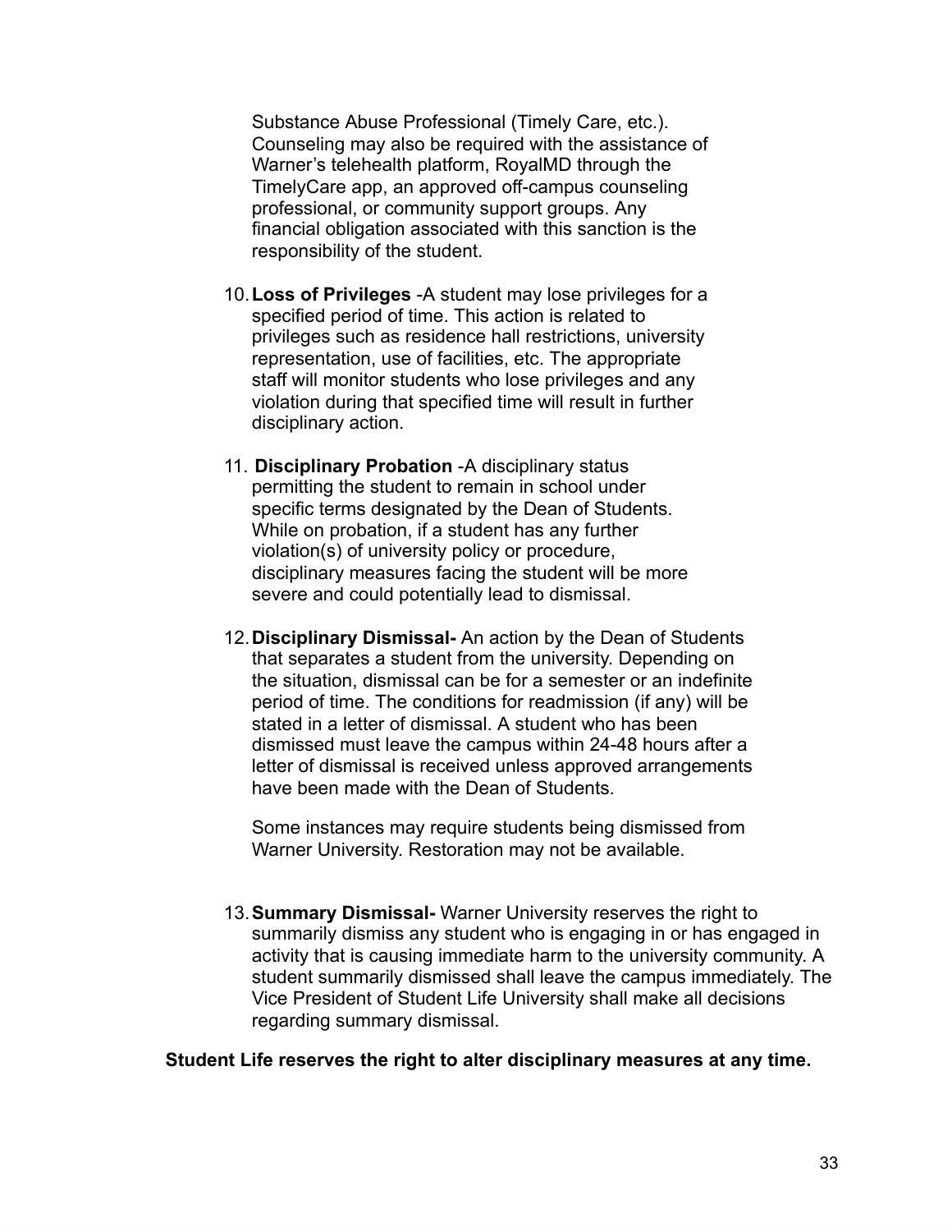Substance Abuse Professional (Timely Care, etc.). Counseling may also be required with the assistance of Warner's telehealth platform, RoyalMD through the TimelyCare app, an approved off-campus counseling professional, or community support groups. Any financial obligation associated with this sanction is the responsibility of the student.

10. **Loss of Privileges** -A student may lose privileges for a specified period of time. This action is related to privileges such as residence hall restrictions, university representation, use of facilities, etc. The appropriate staff will monitor students who lose privileges and any violation during that specified time will result in further disciplinary action.

11. **Disciplinary Probation** -A disciplinary status permitting the student to remain in school under specific terms designated by the Dean of Students. While on probation, if a student has any further violation(s) of university policy or procedure, disciplinary measures facing the student will be more severe and could potentially lead to dismissal.

12. **Disciplinary Dismissal-** An action by the Dean of Students that separates a student from the university. Depending on the situation, dismissal can be for a semester or an indefinite period of time. The conditions for readmission (if any) will be stated in a letter of dismissal. A student who has been dismissed must leave the campus within 24-48 hours after a letter of dismissal is received unless approved arrangements have been made with the Dean of Students.

    Some instances may require students being dismissed from Warner University. Restoration may not be available.

13. **Summary Dismissal-** Warner University reserves the right to summarily dismiss any student who is engaging in or has engaged in activity that is causing immediate harm to the university community. A student summarily dismissed shall leave the campus immediately. The Vice President of Student Life University shall make all decisions regarding summary dismissal.

**Student Life reserves the right to alter disciplinary measures at any time.**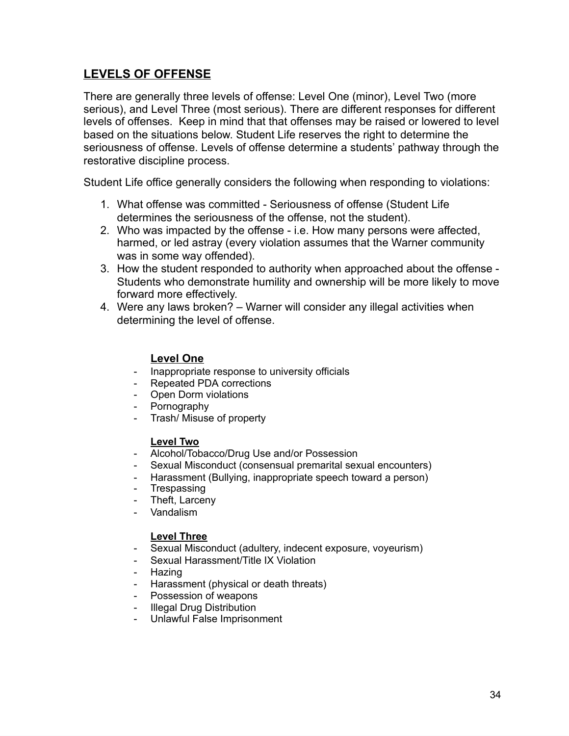## LEVELS OF OFFENSE

There are generally three levels of offense: Level One (minor), Level Two (more serious), and Level Three (most serious). There are different responses for different levels of offenses. Keep in mind that that offenses may be raised or lowered to level based on the situations below. Student Life reserves the right to determine the seriousness of offense. Levels of offense determine a students' pathway through the restorative discipline process.

Student Life office generally considers the following when responding to violations:

1. What offense was committed - Seriousness of offense (Student Life determines the seriousness of the offense, not the student).
2. Who was impacted by the offense - i.e. How many persons were affected, harmed, or led astray (every violation assumes that the Warner community was in some way offended).
3. How the student responded to authority when approached about the offense - Students who demonstrate humility and ownership will be more likely to move forward more effectively.
4. Were any laws broken? – Warner will consider any illegal activities when determining the level of offense.

### Level One

- Inappropriate response to university officials
- Repeated PDA corrections
- Open Dorm violations
- Pornography
- Trash/ Misuse of property

### Level Two

- Alcohol/Tobacco/Drug Use and/or Possession
- Sexual Misconduct (consensual premarital sexual encounters)
- Harassment (Bullying, inappropriate speech toward a person)
- Trespassing
- Theft, Larceny
- Vandalism

### Level Three

- Sexual Misconduct (adultery, indecent exposure, voyeurism)
- Sexual Harassment/Title IX Violation
- Hazing
- Harassment (physical or death threats)
- Possession of weapons
- Illegal Drug Distribution
- Unlawful False Imprisonment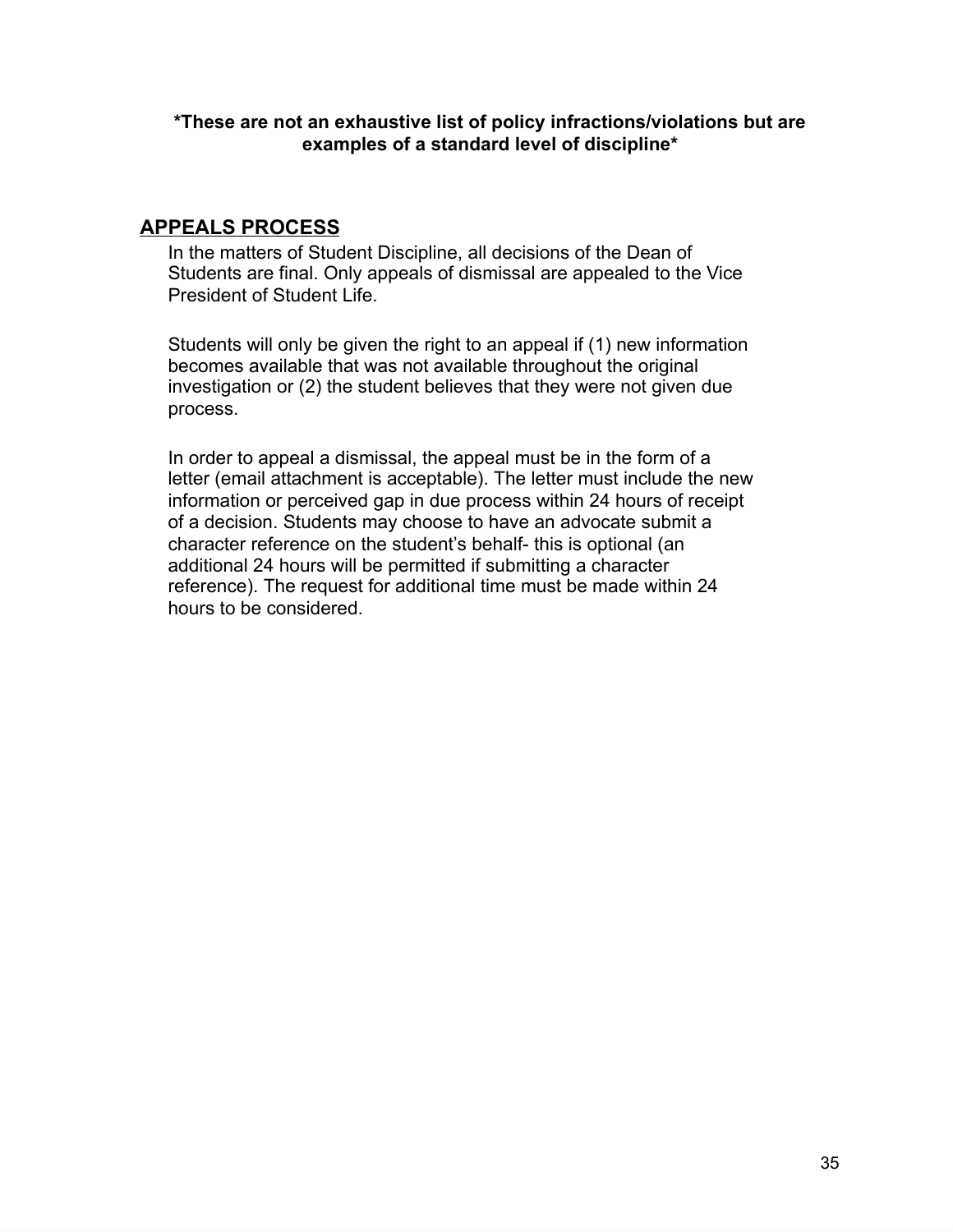**\*These are not an exhaustive list of policy infractions/violations but are examples of a standard level of discipline\***

## APPEALS PROCESS

In the matters of Student Discipline, all decisions of the Dean of Students are final. Only appeals of dismissal are appealed to the Vice President of Student Life.

Students will only be given the right to an appeal if (1) new information becomes available that was not available throughout the original investigation or (2) the student believes that they were not given due process.

In order to appeal a dismissal, the appeal must be in the form of a letter (email attachment is acceptable). The letter must include the new information or perceived gap in due process within 24 hours of receipt of a decision. Students may choose to have an advocate submit a character reference on the student's behalf- this is optional (an additional 24 hours will be permitted if submitting a character reference). The request for additional time must be made within 24 hours to be considered.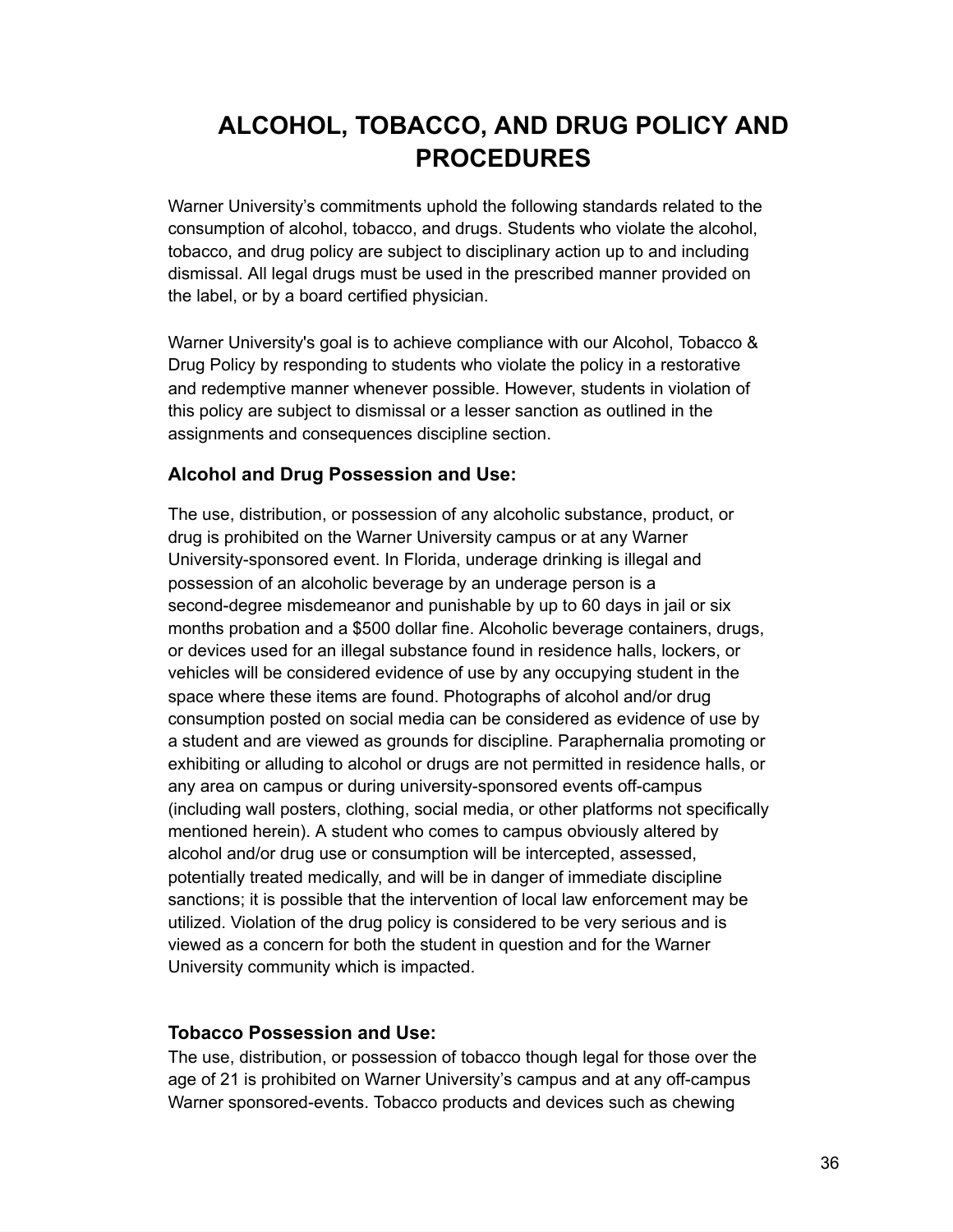# ALCOHOL, TOBACCO, AND DRUG POLICY AND PROCEDURES

Warner University's commitments uphold the following standards related to the consumption of alcohol, tobacco, and drugs. Students who violate the alcohol, tobacco, and drug policy are subject to disciplinary action up to and including dismissal. All legal drugs must be used in the prescribed manner provided on the label, or by a board certified physician.

Warner University's goal is to achieve compliance with our Alcohol, Tobacco & Drug Policy by responding to students who violate the policy in a restorative and redemptive manner whenever possible. However, students in violation of this policy are subject to dismissal or a lesser sanction as outlined in the assignments and consequences discipline section.

### Alcohol and Drug Possession and Use:

The use, distribution, or possession of any alcoholic substance, product, or drug is prohibited on the Warner University campus or at any Warner University-sponsored event. In Florida, underage drinking is illegal and possession of an alcoholic beverage by an underage person is a second-degree misdemeanor and punishable by up to 60 days in jail or six months probation and a $500 dollar fine. Alcoholic beverage containers, drugs, or devices used for an illegal substance found in residence halls, lockers, or vehicles will be considered evidence of use by any occupying student in the space where these items are found. Photographs of alcohol and/or drug consumption posted on social media can be considered as evidence of use by a student and are viewed as grounds for discipline. Paraphernalia promoting or exhibiting or alluding to alcohol or drugs are not permitted in residence halls, or any area on campus or during university-sponsored events off-campus (including wall posters, clothing, social media, or other platforms not specifically mentioned herein). A student who comes to campus obviously altered by alcohol and/or drug use or consumption will be intercepted, assessed, potentially treated medically, and will be in danger of immediate discipline sanctions; it is possible that the intervention of local law enforcement may be utilized. Violation of the drug policy is considered to be very serious and is viewed as a concern for both the student in question and for the Warner University community which is impacted.

### Tobacco Possession and Use:

The use, distribution, or possession of tobacco though legal for those over the age of 21 is prohibited on Warner University's campus and at any off-campus Warner sponsored-events. Tobacco products and devices such as chewing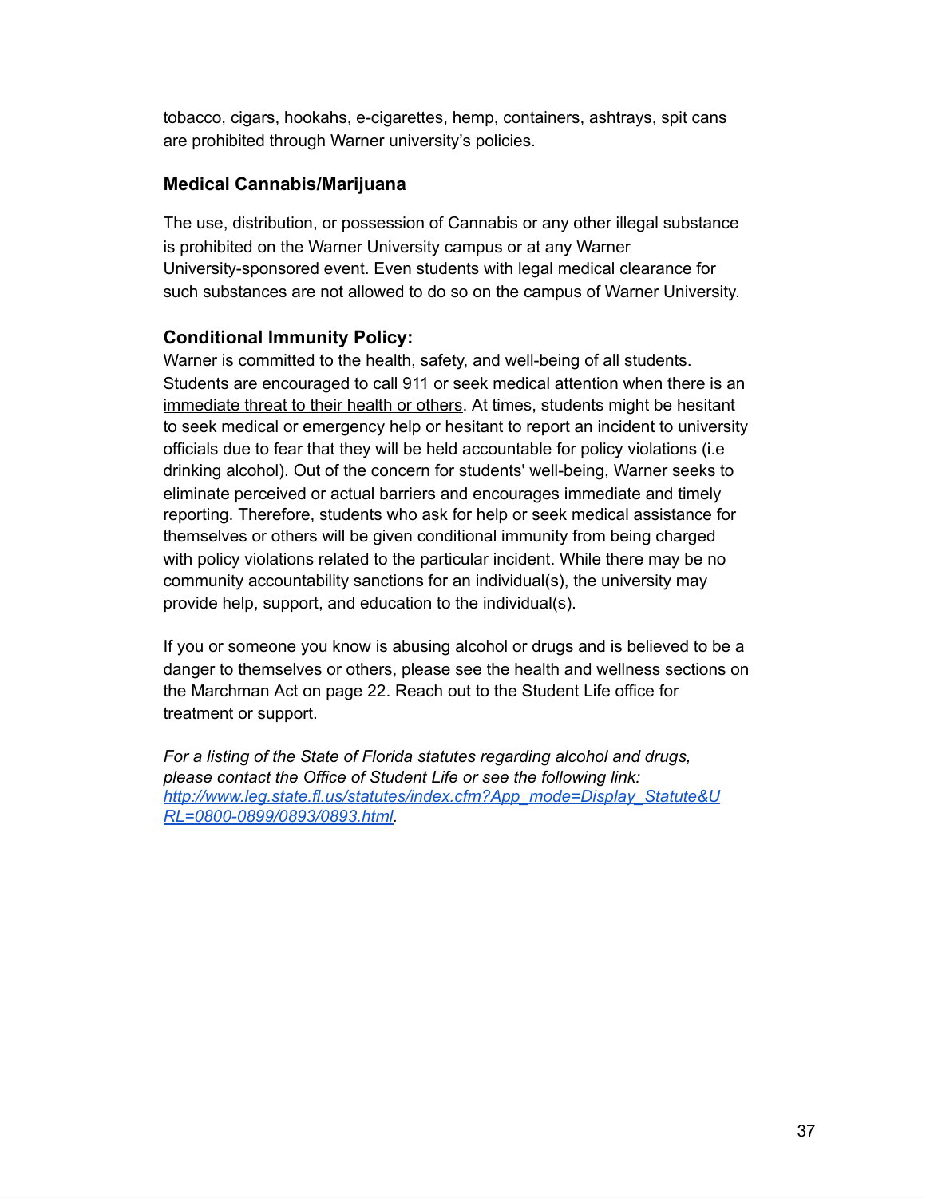tobacco, cigars, hookahs, e-cigarettes, hemp, containers, ashtrays, spit cans are prohibited through Warner university's policies.

### Medical Cannabis/Marijuana

The use, distribution, or possession of Cannabis or any other illegal substance is prohibited on the Warner University campus or at any Warner University-sponsored event. Even students with legal medical clearance for such substances are not allowed to do so on the campus of Warner University.

### Conditional Immunity Policy:

Warner is committed to the health, safety, and well-being of all students. Students are encouraged to call 911 or seek medical attention when there is an immediate threat to their health or others. At times, students might be hesitant to seek medical or emergency help or hesitant to report an incident to university officials due to fear that they will be held accountable for policy violations (i.e drinking alcohol). Out of the concern for students' well-being, Warner seeks to eliminate perceived or actual barriers and encourages immediate and timely reporting. Therefore, students who ask for help or seek medical assistance for themselves or others will be given conditional immunity from being charged with policy violations related to the particular incident. While there may be no community accountability sanctions for an individual(s), the university may provide help, support, and education to the individual(s).

If you or someone you know is abusing alcohol or drugs and is believed to be a danger to themselves or others, please see the health and wellness sections on the Marchman Act on page 22. Reach out to the Student Life office for treatment or support.

*For a listing of the State of Florida statutes regarding alcohol and drugs, please contact the Office of Student Life or see the following link: [http://www.leg.state.fl.us/statutes/index.cfm?App_mode=Display_Statute&URL=0800-0899/0893/0893.html](http://www.leg.state.fl.us/statutes/index.cfm?App_mode=Display_Statute&URL=0800-0899/0893/0893.html).*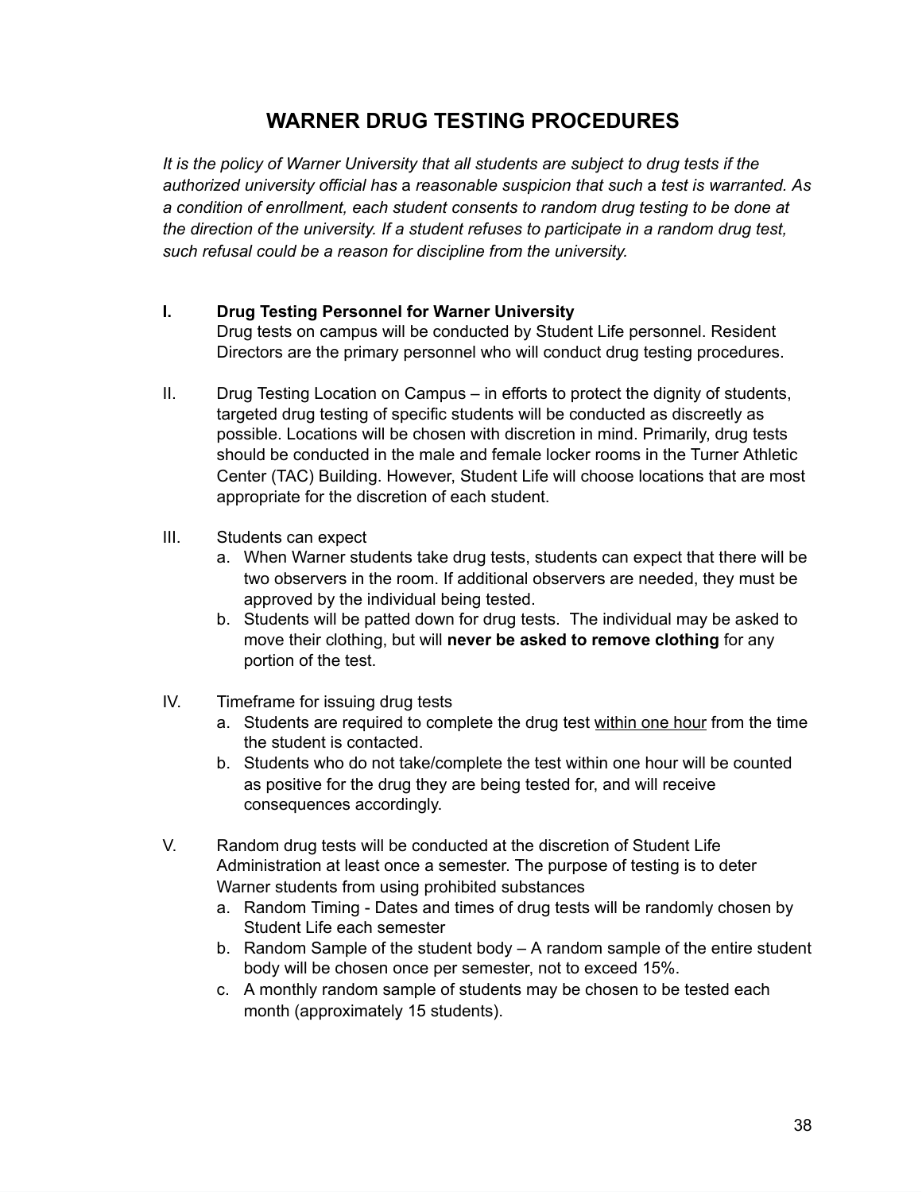# WARNER DRUG TESTING PROCEDURES

*It is the policy of Warner University that all students are subject to drug tests if the authorized university official has a reasonable suspicion that such a test is warranted. As a condition of enrollment, each student consents to random drug testing to be done at the direction of the university. If a student refuses to participate in a random drug test, such refusal could be a reason for discipline from the university.*

**I. Drug Testing Personnel for Warner University**

Drug tests on campus will be conducted by Student Life personnel. Resident Directors are the primary personnel who will conduct drug testing procedures.

II. Drug Testing Location on Campus – in efforts to protect the dignity of students, targeted drug testing of specific students will be conducted as discreetly as possible. Locations will be chosen with discretion in mind. Primarily, drug tests should be conducted in the male and female locker rooms in the Turner Athletic Center (TAC) Building. However, Student Life will choose locations that are most appropriate for the discretion of each student.

III. Students can expect

a. When Warner students take drug tests, students can expect that there will be two observers in the room. If additional observers are needed, they must be approved by the individual being tested.

b. Students will be patted down for drug tests. The individual may be asked to move their clothing, but will **never be asked to remove clothing** for any portion of the test.

IV. Timeframe for issuing drug tests

a. Students are required to complete the drug test <u>within one hour</u> from the time the student is contacted.

b. Students who do not take/complete the test within one hour will be counted as positive for the drug they are being tested for, and will receive consequences accordingly.

V. Random drug tests will be conducted at the discretion of Student Life Administration at least once a semester. The purpose of testing is to deter Warner students from using prohibited substances

a. Random Timing - Dates and times of drug tests will be randomly chosen by Student Life each semester

b. Random Sample of the student body – A random sample of the entire student body will be chosen once per semester, not to exceed 15%.

c. A monthly random sample of students may be chosen to be tested each month (approximately 15 students).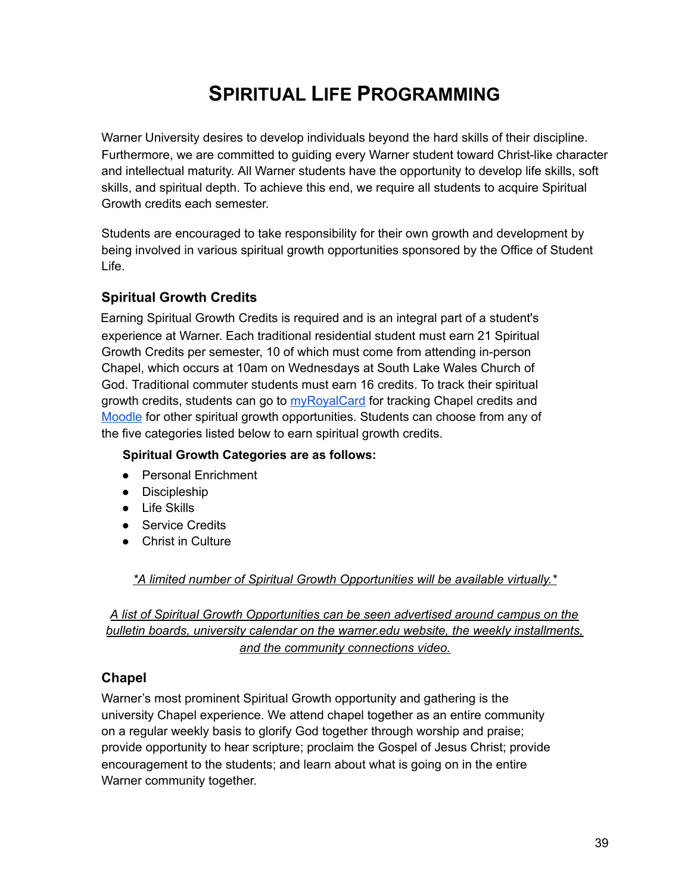# SPIRITUAL LIFE PROGRAMMING

Warner University desires to develop individuals beyond the hard skills of their discipline. Furthermore, we are committed to guiding every Warner student toward Christ-like character and intellectual maturity. All Warner students have the opportunity to develop life skills, soft skills, and spiritual depth. To achieve this end, we require all students to acquire Spiritual Growth credits each semester.

Students are encouraged to take responsibility for their own growth and development by being involved in various spiritual growth opportunities sponsored by the Office of Student Life.

## Spiritual Growth Credits

Earning Spiritual Growth Credits is required and is an integral part of a student's experience at Warner. Each traditional residential student must earn 21 Spiritual Growth Credits per semester, 10 of which must come from attending in-person Chapel, which occurs at 10am on Wednesdays at South Lake Wales Church of God. Traditional commuter students must earn 16 credits. To track their spiritual growth credits, students can go to myRoyalCard for tracking Chapel credits and Moodle for other spiritual growth opportunities. Students can choose from any of the five categories listed below to earn spiritual growth credits.

**Spiritual Growth Categories are as follows:**

- Personal Enrichment
- Discipleship
- Life Skills
- Service Credits
- Christ in Culture

*\*A limited number of Spiritual Growth Opportunities will be available virtually.\**

*A list of Spiritual Growth Opportunities can be seen advertised around campus on the bulletin boards, university calendar on the warner.edu website, the weekly installments, and the community connections video.*

## Chapel

Warner's most prominent Spiritual Growth opportunity and gathering is the university Chapel experience. We attend chapel together as an entire community on a regular weekly basis to glorify God together through worship and praise; provide opportunity to hear scripture; proclaim the Gospel of Jesus Christ; provide encouragement to the students; and learn about what is going on in the entire Warner community together.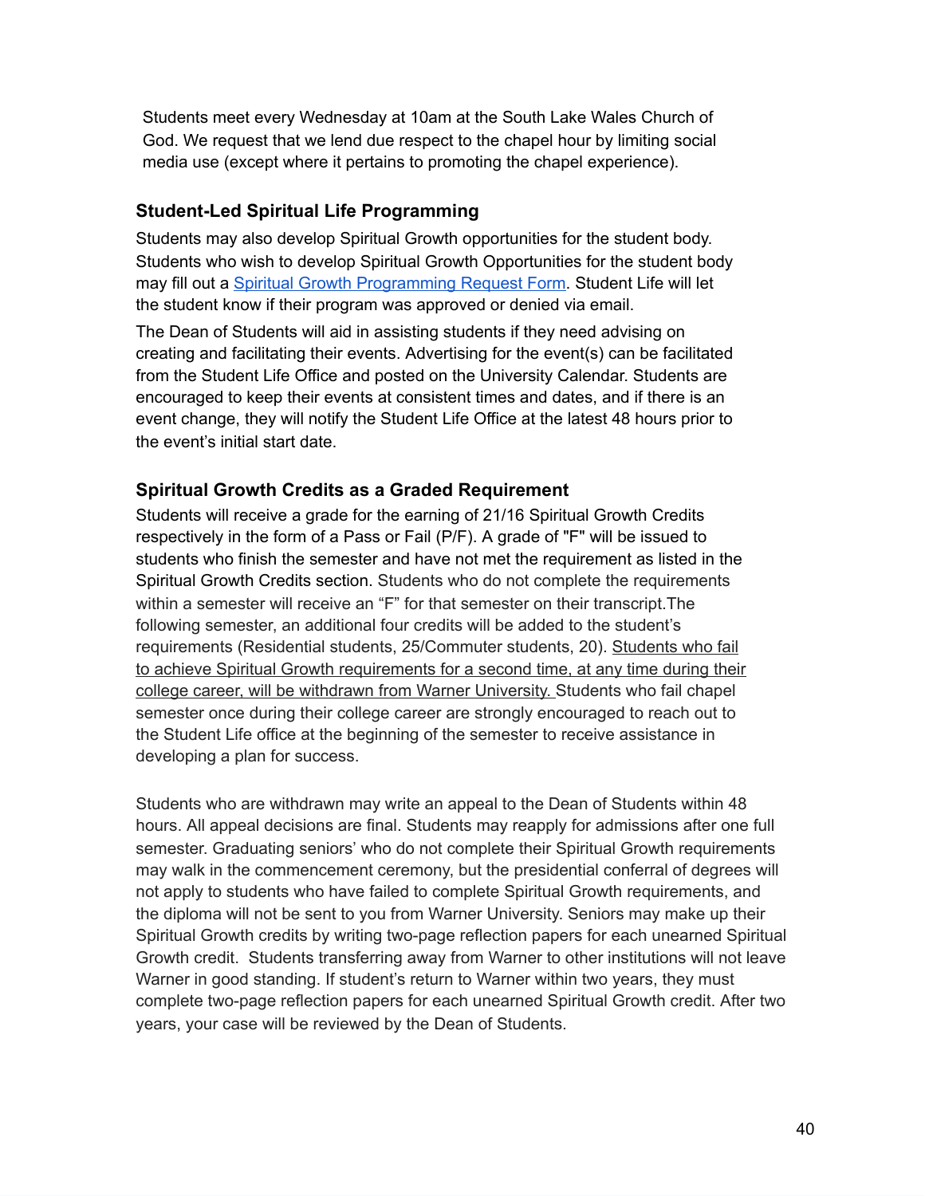Students meet every Wednesday at 10am at the South Lake Wales Church of God. We request that we lend due respect to the chapel hour by limiting social media use (except where it pertains to promoting the chapel experience).

### Student-Led Spiritual Life Programming

Students may also develop Spiritual Growth opportunities for the student body. Students who wish to develop Spiritual Growth Opportunities for the student body may fill out a [Spiritual Growth Programming Request Form](). Student Life will let the student know if their program was approved or denied via email.

The Dean of Students will aid in assisting students if they need advising on creating and facilitating their events. Advertising for the event(s) can be facilitated from the Student Life Office and posted on the University Calendar. Students are encouraged to keep their events at consistent times and dates, and if there is an event change, they will notify the Student Life Office at the latest 48 hours prior to the event's initial start date.

### Spiritual Growth Credits as a Graded Requirement

Students will receive a grade for the earning of 21/16 Spiritual Growth Credits respectively in the form of a Pass or Fail (P/F). A grade of "F" will be issued to students who finish the semester and have not met the requirement as listed in the Spiritual Growth Credits section. Students who do not complete the requirements within a semester will receive an "F" for that semester on their transcript.The following semester, an additional four credits will be added to the student's requirements (Residential students, 25/Commuter students, 20). <u>Students who fail to achieve Spiritual Growth requirements for a second time, at any time during their college career, will be withdrawn from Warner University.</u> Students who fail chapel semester once during their college career are strongly encouraged to reach out to the Student Life office at the beginning of the semester to receive assistance in developing a plan for success.

Students who are withdrawn may write an appeal to the Dean of Students within 48 hours. All appeal decisions are final. Students may reapply for admissions after one full semester. Graduating seniors' who do not complete their Spiritual Growth requirements may walk in the commencement ceremony, but the presidential conferral of degrees will not apply to students who have failed to complete Spiritual Growth requirements, and the diploma will not be sent to you from Warner University. Seniors may make up their Spiritual Growth credits by writing two-page reflection papers for each unearned Spiritual Growth credit. Students transferring away from Warner to other institutions will not leave Warner in good standing. If student's return to Warner within two years, they must complete two-page reflection papers for each unearned Spiritual Growth credit. After two years, your case will be reviewed by the Dean of Students.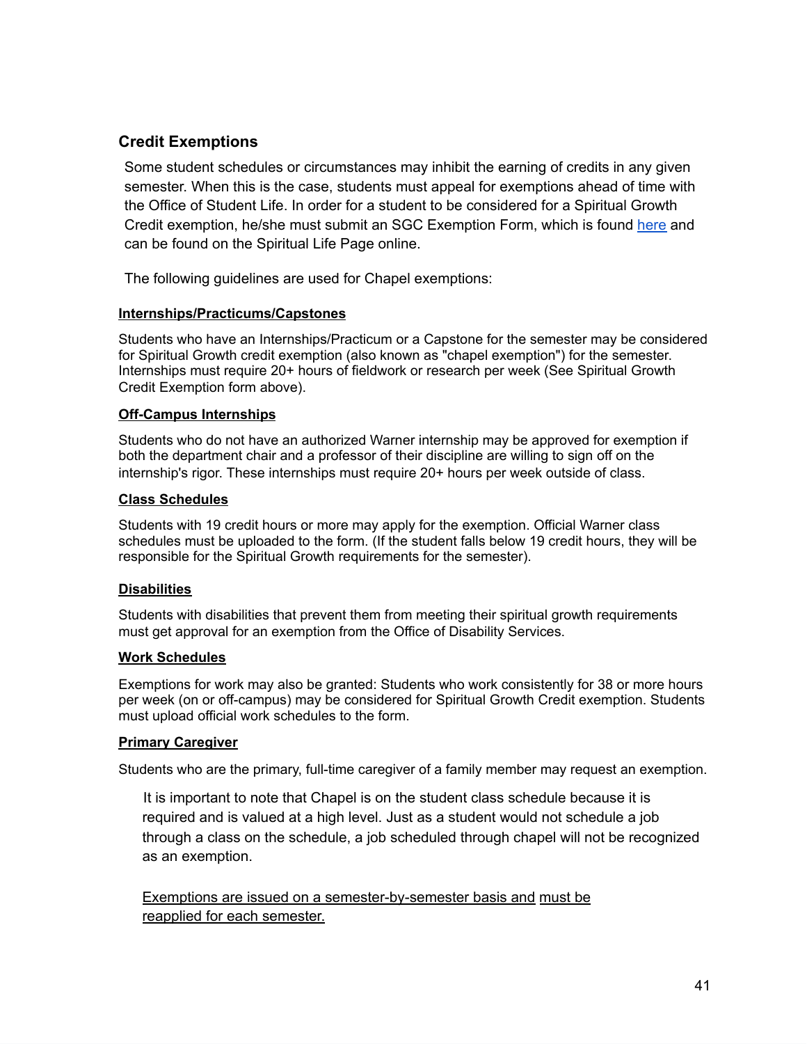## Credit Exemptions

Some student schedules or circumstances may inhibit the earning of credits in any given semester. When this is the case, students must appeal for exemptions ahead of time with the Office of Student Life. In order for a student to be considered for a Spiritual Growth Credit exemption, he/she must submit an SGC Exemption Form, which is found here and can be found on the Spiritual Life Page online.

The following guidelines are used for Chapel exemptions:

**Internships/Practicums/Capstones**

Students who have an Internships/Practicum or a Capstone for the semester may be considered for Spiritual Growth credit exemption (also known as "chapel exemption") for the semester. Internships must require 20+ hours of fieldwork or research per week (See Spiritual Growth Credit Exemption form above).

**Off-Campus Internships**

Students who do not have an authorized Warner internship may be approved for exemption if both the department chair and a professor of their discipline are willing to sign off on the internship's rigor. These internships must require 20+ hours per week outside of class.

**Class Schedules**

Students with 19 credit hours or more may apply for the exemption. Official Warner class schedules must be uploaded to the form. (If the student falls below 19 credit hours, they will be responsible for the Spiritual Growth requirements for the semester).

**Disabilities**

Students with disabilities that prevent them from meeting their spiritual growth requirements must get approval for an exemption from the Office of Disability Services.

**Work Schedules**

Exemptions for work may also be granted: Students who work consistently for 38 or more hours per week (on or off-campus) may be considered for Spiritual Growth Credit exemption. Students must upload official work schedules to the form.

**Primary Caregiver**

Students who are the primary, full-time caregiver of a family member may request an exemption.

It is important to note that Chapel is on the student class schedule because it is required and is valued at a high level. Just as a student would not schedule a job through a class on the schedule, a job scheduled through chapel will not be recognized as an exemption.

Exemptions are issued on a semester-by-semester basis and must be reapplied for each semester.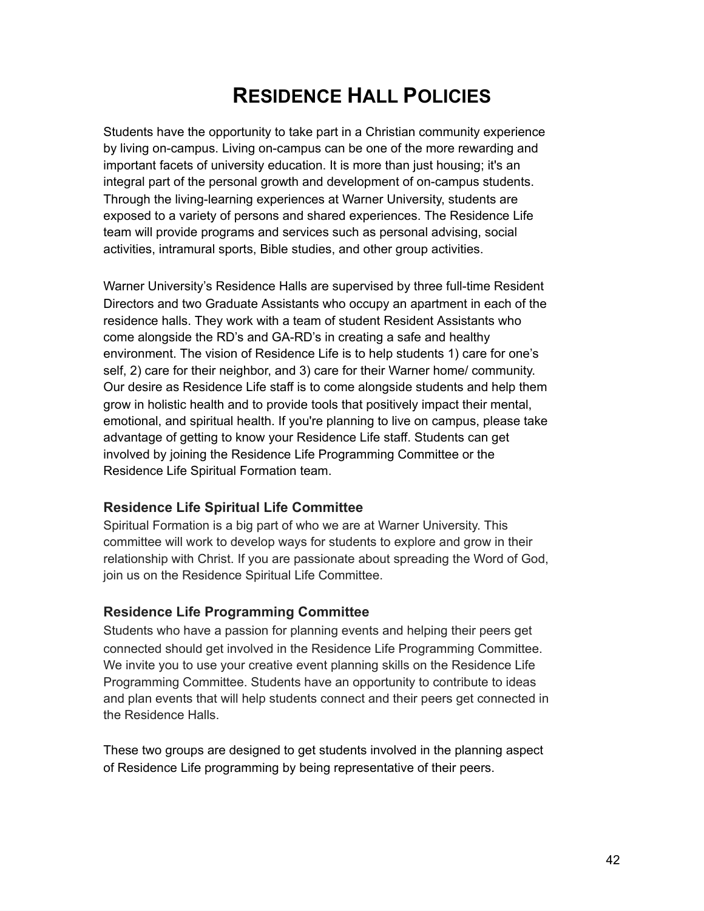# RESIDENCE HALL POLICIES

Students have the opportunity to take part in a Christian community experience by living on-campus. Living on-campus can be one of the more rewarding and important facets of university education. It is more than just housing; it's an integral part of the personal growth and development of on-campus students. Through the living-learning experiences at Warner University, students are exposed to a variety of persons and shared experiences. The Residence Life team will provide programs and services such as personal advising, social activities, intramural sports, Bible studies, and other group activities.

Warner University's Residence Halls are supervised by three full-time Resident Directors and two Graduate Assistants who occupy an apartment in each of the residence halls. They work with a team of student Resident Assistants who come alongside the RD's and GA-RD's in creating a safe and healthy environment. The vision of Residence Life is to help students 1) care for one's self, 2) care for their neighbor, and 3) care for their Warner home/ community. Our desire as Residence Life staff is to come alongside students and help them grow in holistic health and to provide tools that positively impact their mental, emotional, and spiritual health. If you're planning to live on campus, please take advantage of getting to know your Residence Life staff. Students can get involved by joining the Residence Life Programming Committee or the Residence Life Spiritual Formation team.

### Residence Life Spiritual Life Committee

Spiritual Formation is a big part of who we are at Warner University. This committee will work to develop ways for students to explore and grow in their relationship with Christ. If you are passionate about spreading the Word of God, join us on the Residence Spiritual Life Committee.

### Residence Life Programming Committee

Students who have a passion for planning events and helping their peers get connected should get involved in the Residence Life Programming Committee. We invite you to use your creative event planning skills on the Residence Life Programming Committee. Students have an opportunity to contribute to ideas and plan events that will help students connect and their peers get connected in the Residence Halls.

These two groups are designed to get students involved in the planning aspect of Residence Life programming by being representative of their peers.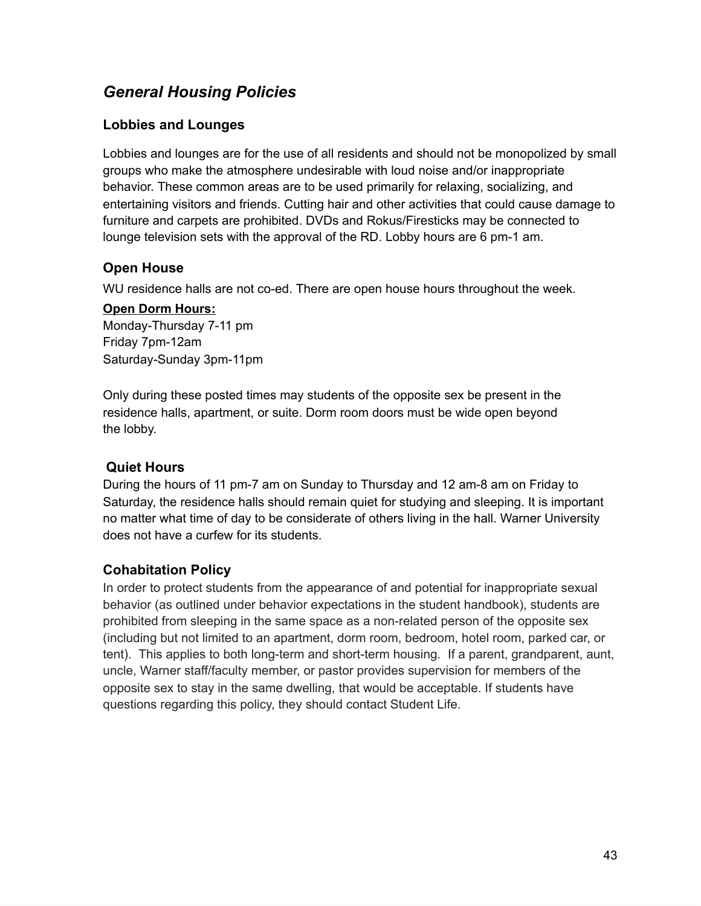## *General Housing Policies*

### Lobbies and Lounges

Lobbies and lounges are for the use of all residents and should not be monopolized by small groups who make the atmosphere undesirable with loud noise and/or inappropriate behavior. These common areas are to be used primarily for relaxing, socializing, and entertaining visitors and friends. Cutting hair and other activities that could cause damage to furniture and carpets are prohibited. DVDs and Rokus/Firesticks may be connected to lounge television sets with the approval of the RD. Lobby hours are 6 pm-1 am.

### Open House

WU residence halls are not co-ed. There are open house hours throughout the week.

**<u>Open Dorm Hours:</u>**
Monday-Thursday 7-11 pm
Friday 7pm-12am
Saturday-Sunday 3pm-11pm

Only during these posted times may students of the opposite sex be present in the residence halls, apartment, or suite. Dorm room doors must be wide open beyond the lobby.

### Quiet Hours

During the hours of 11 pm-7 am on Sunday to Thursday and 12 am-8 am on Friday to Saturday, the residence halls should remain quiet for studying and sleeping. It is important no matter what time of day to be considerate of others living in the hall. Warner University does not have a curfew for its students.

### Cohabitation Policy

In order to protect students from the appearance of and potential for inappropriate sexual behavior (as outlined under behavior expectations in the student handbook), students are prohibited from sleeping in the same space as a non-related person of the opposite sex (including but not limited to an apartment, dorm room, bedroom, hotel room, parked car, or tent). This applies to both long-term and short-term housing. If a parent, grandparent, aunt, uncle, Warner staff/faculty member, or pastor provides supervision for members of the opposite sex to stay in the same dwelling, that would be acceptable. If students have questions regarding this policy, they should contact Student Life.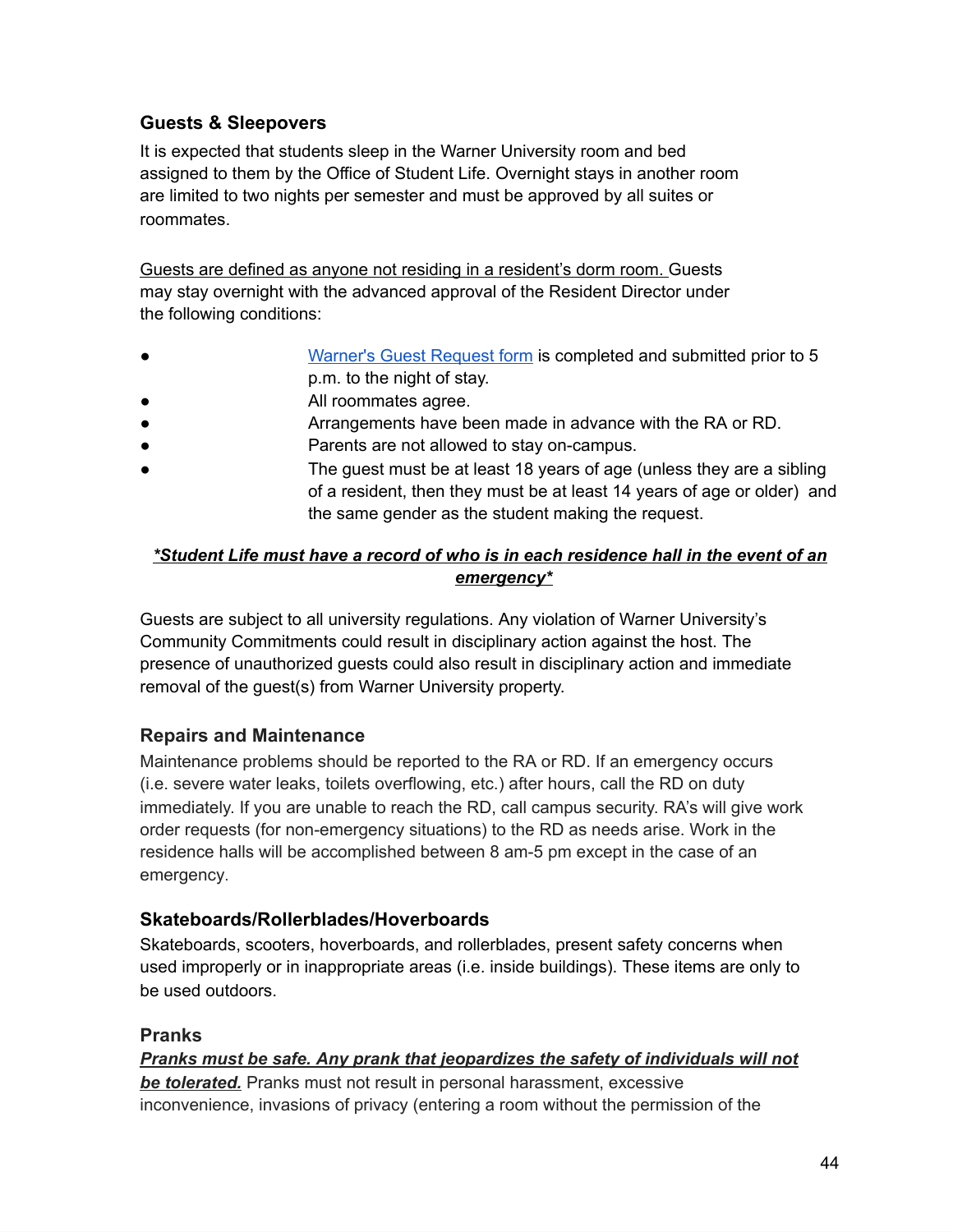### Guests & Sleepovers

It is expected that students sleep in the Warner University room and bed assigned to them by the Office of Student Life. Overnight stays in another room are limited to two nights per semester and must be approved by all suites or roommates.

Guests are defined as anyone not residing in a resident's dorm room. Guests may stay overnight with the advanced approval of the Resident Director under the following conditions:

- Warner's Guest Request form is completed and submitted prior to 5 p.m. to the night of stay.
- All roommates agree.
- Arrangements have been made in advance with the RA or RD.
- Parents are not allowed to stay on-campus.
- The guest must be at least 18 years of age (unless they are a sibling of a resident, then they must be at least 14 years of age or older) and the same gender as the student making the request.

***Student Life must have a record of who is in each residence hall in the event of an emergency***

Guests are subject to all university regulations. Any violation of Warner University's Community Commitments could result in disciplinary action against the host. The presence of unauthorized guests could also result in disciplinary action and immediate removal of the guest(s) from Warner University property.

### Repairs and Maintenance

Maintenance problems should be reported to the RA or RD. If an emergency occurs (i.e. severe water leaks, toilets overflowing, etc.) after hours, call the RD on duty immediately. If you are unable to reach the RD, call campus security. RA's will give work order requests (for non-emergency situations) to the RD as needs arise. Work in the residence halls will be accomplished between 8 am-5 pm except in the case of an emergency.

### Skateboards/Rollerblades/Hoverboards

Skateboards, scooters, hoverboards, and rollerblades, present safety concerns when used improperly or in inappropriate areas (i.e. inside buildings). These items are only to be used outdoors.

### Pranks

***Pranks must be safe. Any prank that jeopardizes the safety of individuals will not be tolerated.*** Pranks must not result in personal harassment, excessive inconvenience, invasions of privacy (entering a room without the permission of the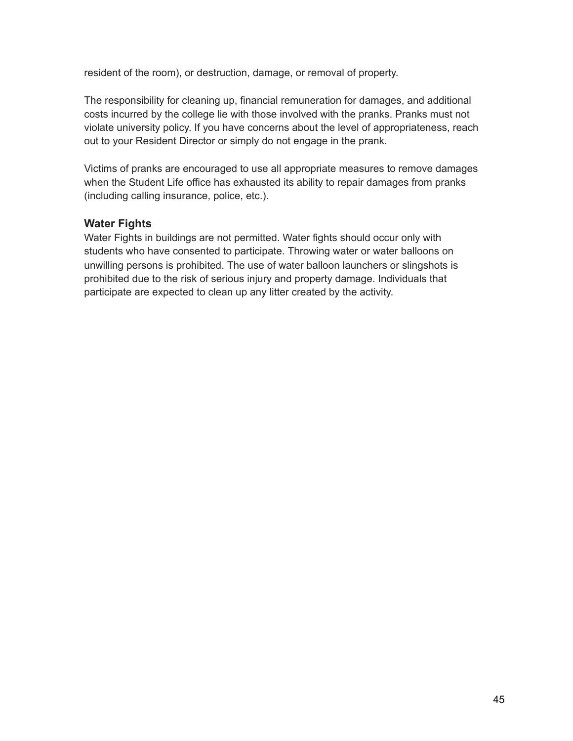resident of the room), or destruction, damage, or removal of property.

The responsibility for cleaning up, financial remuneration for damages, and additional costs incurred by the college lie with those involved with the pranks. Pranks must not violate university policy. If you have concerns about the level of appropriateness, reach out to your Resident Director or simply do not engage in the prank.

Victims of pranks are encouraged to use all appropriate measures to remove damages when the Student Life office has exhausted its ability to repair damages from pranks (including calling insurance, police, etc.).

### Water Fights

Water Fights in buildings are not permitted. Water fights should occur only with students who have consented to participate. Throwing water or water balloons on unwilling persons is prohibited. The use of water balloon launchers or slingshots is prohibited due to the risk of serious injury and property damage. Individuals that participate are expected to clean up any litter created by the activity.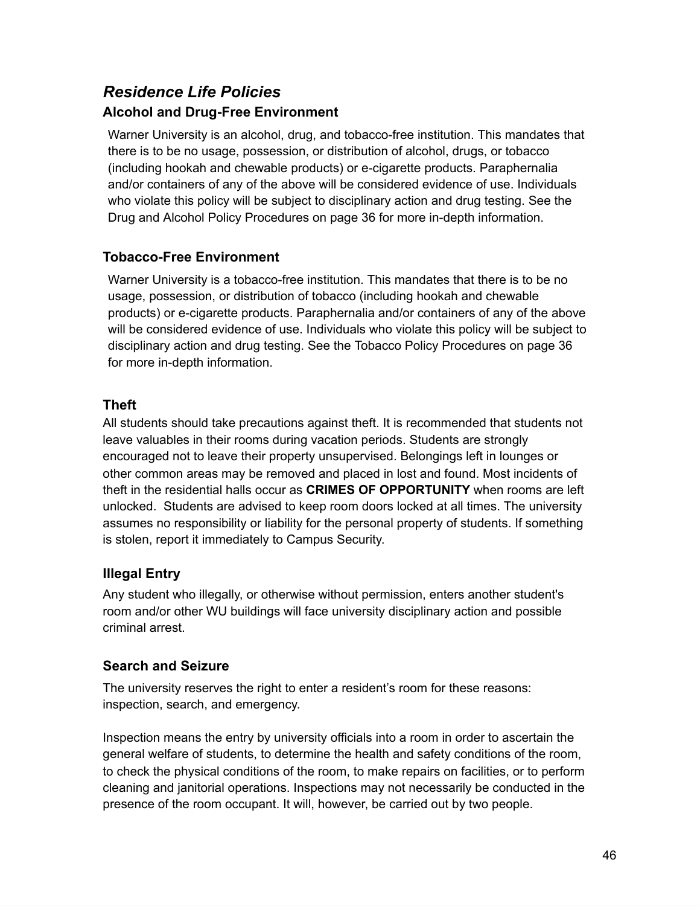## *Residence Life Policies*

### Alcohol and Drug-Free Environment

Warner University is an alcohol, drug, and tobacco-free institution. This mandates that there is to be no usage, possession, or distribution of alcohol, drugs, or tobacco (including hookah and chewable products) or e-cigarette products. Paraphernalia and/or containers of any of the above will be considered evidence of use. Individuals who violate this policy will be subject to disciplinary action and drug testing. See the Drug and Alcohol Policy Procedures on page 36 for more in-depth information.

### Tobacco-Free Environment

Warner University is a tobacco-free institution. This mandates that there is to be no usage, possession, or distribution of tobacco (including hookah and chewable products) or e-cigarette products. Paraphernalia and/or containers of any of the above will be considered evidence of use. Individuals who violate this policy will be subject to disciplinary action and drug testing. See the Tobacco Policy Procedures on page 36 for more in-depth information.

### Theft

All students should take precautions against theft. It is recommended that students not leave valuables in their rooms during vacation periods. Students are strongly encouraged not to leave their property unsupervised. Belongings left in lounges or other common areas may be removed and placed in lost and found. Most incidents of theft in the residential halls occur as **CRIMES OF OPPORTUNITY** when rooms are left unlocked. Students are advised to keep room doors locked at all times. The university assumes no responsibility or liability for the personal property of students. If something is stolen, report it immediately to Campus Security.

### Illegal Entry

Any student who illegally, or otherwise without permission, enters another student's room and/or other WU buildings will face university disciplinary action and possible criminal arrest.

### Search and Seizure

The university reserves the right to enter a resident's room for these reasons: inspection, search, and emergency.

Inspection means the entry by university officials into a room in order to ascertain the general welfare of students, to determine the health and safety conditions of the room, to check the physical conditions of the room, to make repairs on facilities, or to perform cleaning and janitorial operations. Inspections may not necessarily be conducted in the presence of the room occupant. It will, however, be carried out by two people.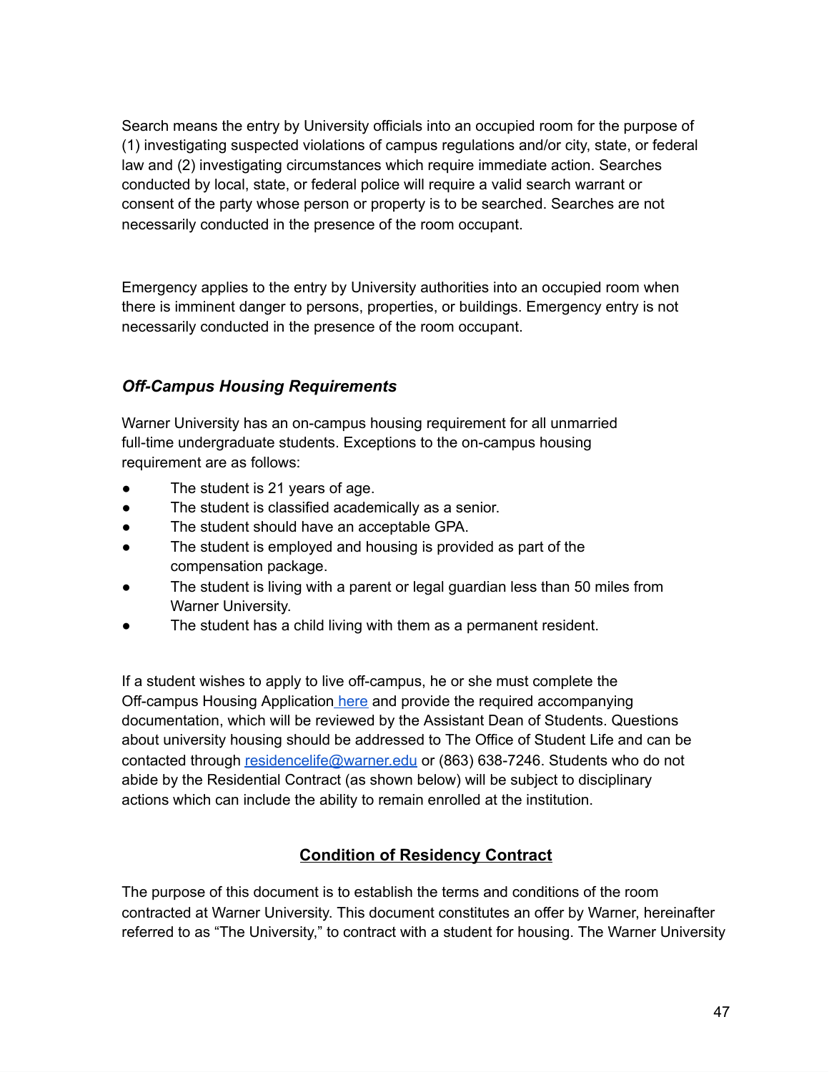Search means the entry by University officials into an occupied room for the purpose of (1) investigating suspected violations of campus regulations and/or city, state, or federal law and (2) investigating circumstances which require immediate action. Searches conducted by local, state, or federal police will require a valid search warrant or consent of the party whose person or property is to be searched. Searches are not necessarily conducted in the presence of the room occupant.

Emergency applies to the entry by University authorities into an occupied room when there is imminent danger to persons, properties, or buildings. Emergency entry is not necessarily conducted in the presence of the room occupant.

### ***Off-Campus Housing Requirements***

Warner University has an on-campus housing requirement for all unmarried full-time undergraduate students. Exceptions to the on-campus housing requirement are as follows:

- The student is 21 years of age.
- The student is classified academically as a senior.
- The student should have an acceptable GPA.
- The student is employed and housing is provided as part of the compensation package.
- The student is living with a parent or legal guardian less than 50 miles from Warner University.
- The student has a child living with them as a permanent resident.

If a student wishes to apply to live off-campus, he or she must complete the Off-campus Housing Application [here](#) and provide the required accompanying documentation, which will be reviewed by the Assistant Dean of Students. Questions about university housing should be addressed to The Office of Student Life and can be contacted through [residencelife@warner.edu](mailto:residencelife@warner.edu) or (863) 638-7246. Students who do not abide by the Residential Contract (as shown below) will be subject to disciplinary actions which can include the ability to remain enrolled at the institution.

## <u>**Condition of Residency Contract**</u>

The purpose of this document is to establish the terms and conditions of the room contracted at Warner University. This document constitutes an offer by Warner, hereinafter referred to as “The University,” to contract with a student for housing. The Warner University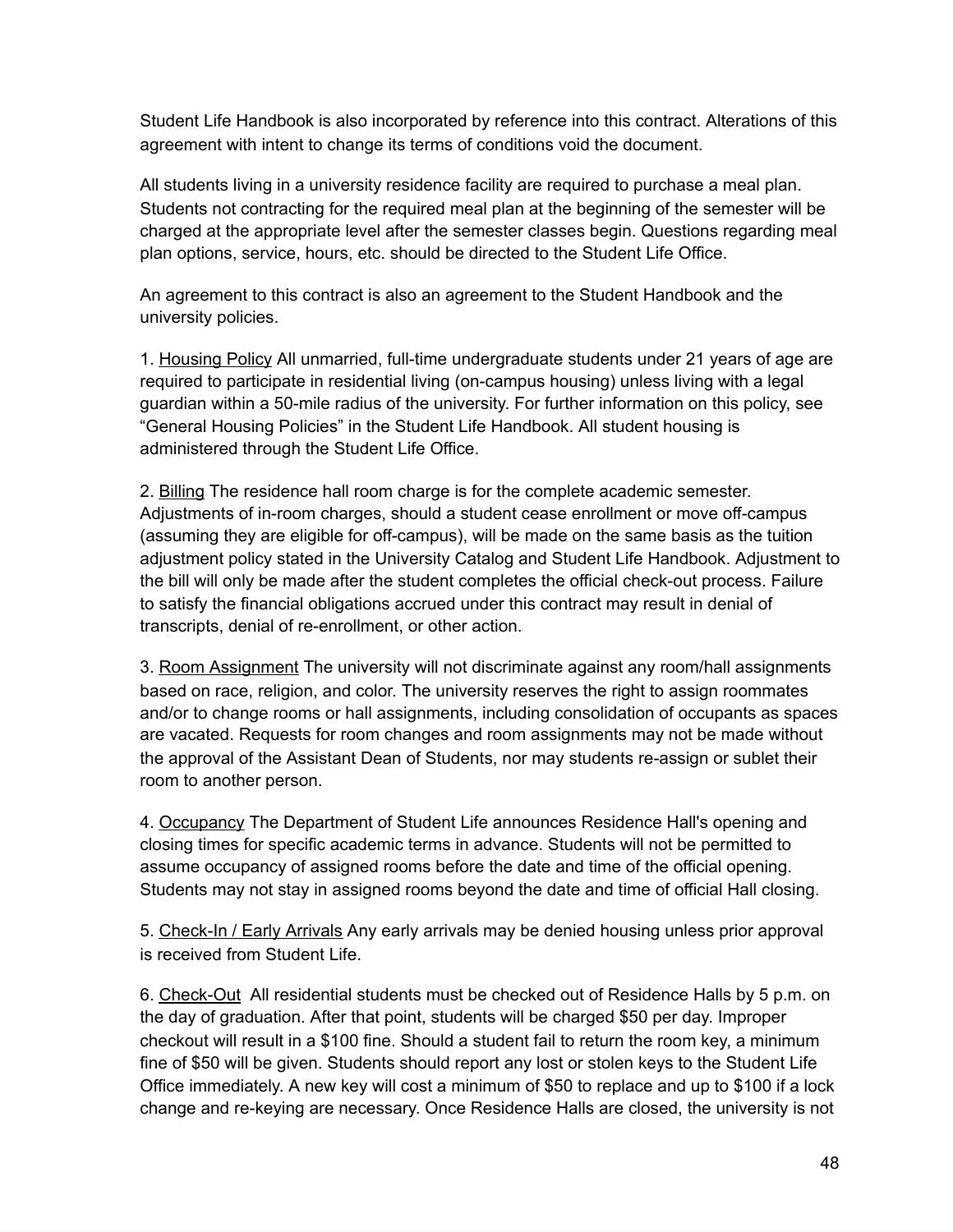Student Life Handbook is also incorporated by reference into this contract. Alterations of this agreement with intent to change its terms of conditions void the document.

All students living in a university residence facility are required to purchase a meal plan. Students not contracting for the required meal plan at the beginning of the semester will be charged at the appropriate level after the semester classes begin. Questions regarding meal plan options, service, hours, etc. should be directed to the Student Life Office.

An agreement to this contract is also an agreement to the Student Handbook and the university policies.

1. <u>Housing Policy</u> All unmarried, full-time undergraduate students under 21 years of age are required to participate in residential living (on-campus housing) unless living with a legal guardian within a 50-mile radius of the university. For further information on this policy, see "General Housing Policies" in the Student Life Handbook. All student housing is administered through the Student Life Office.

2. <u>Billing</u> The residence hall room charge is for the complete academic semester. Adjustments of in-room charges, should a student cease enrollment or move off-campus (assuming they are eligible for off-campus), will be made on the same basis as the tuition adjustment policy stated in the University Catalog and Student Life Handbook. Adjustment to the bill will only be made after the student completes the official check-out process. Failure to satisfy the financial obligations accrued under this contract may result in denial of transcripts, denial of re-enrollment, or other action.

3. <u>Room Assignment</u> The university will not discriminate against any room/hall assignments based on race, religion, and color. The university reserves the right to assign roommates and/or to change rooms or hall assignments, including consolidation of occupants as spaces are vacated. Requests for room changes and room assignments may not be made without the approval of the Assistant Dean of Students, nor may students re-assign or sublet their room to another person.

4. <u>Occupancy</u> The Department of Student Life announces Residence Hall's opening and closing times for specific academic terms in advance. Students will not be permitted to assume occupancy of assigned rooms before the date and time of the official opening. Students may not stay in assigned rooms beyond the date and time of official Hall closing.

5. <u>Check-In / Early Arrivals</u> Any early arrivals may be denied housing unless prior approval is received from Student Life.

6. <u>Check-Out</u> All residential students must be checked out of Residence Halls by 5 p.m. on the day of graduation. After that point, students will be charged $50 per day. Improper checkout will result in a $100 fine. Should a student fail to return the room key, a minimum fine of $50 will be given. Students should report any lost or stolen keys to the Student Life Office immediately. A new key will cost a minimum of $50 to replace and up to $100 if a lock change and re-keying are necessary. Once Residence Halls are closed, the university is not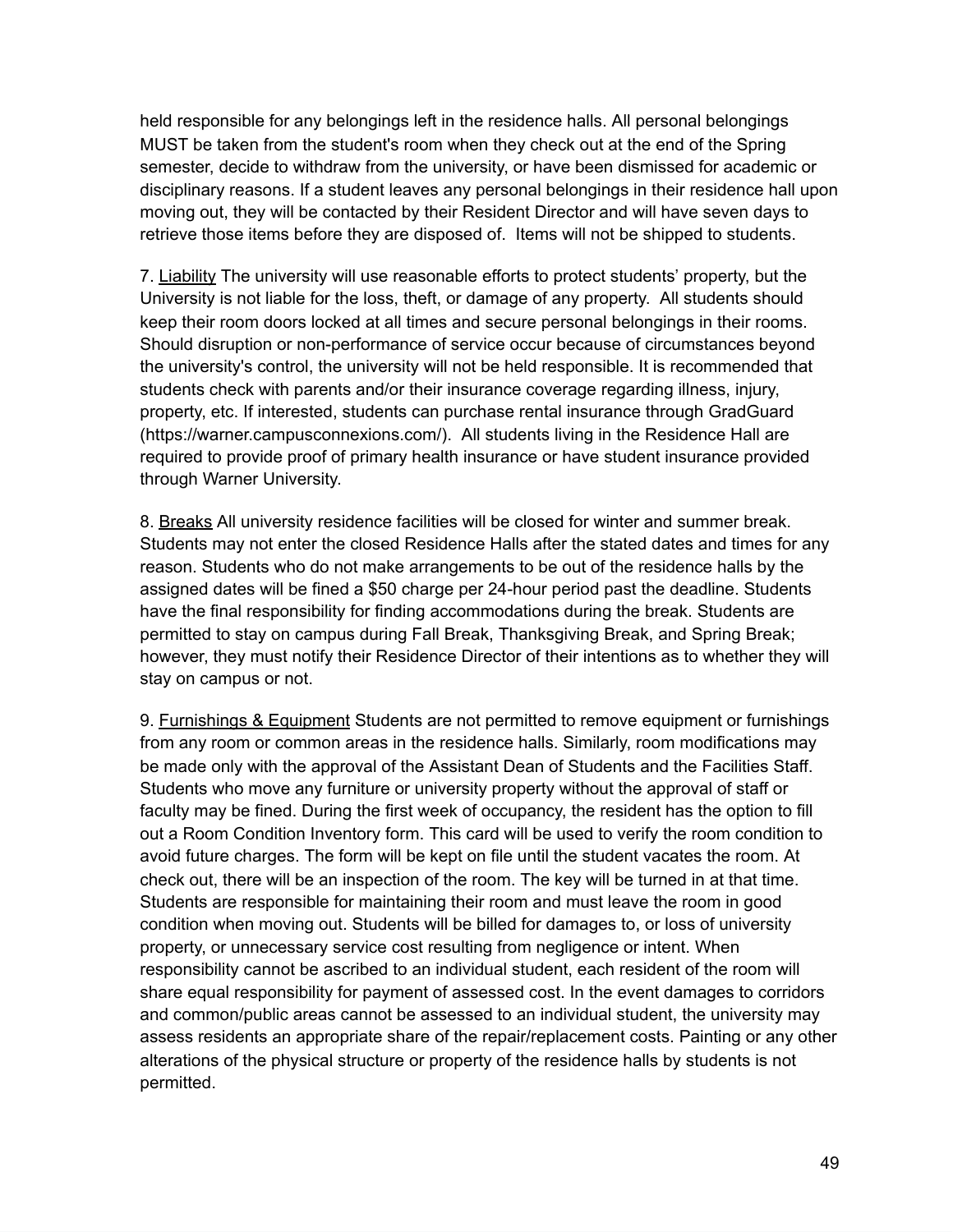held responsible for any belongings left in the residence halls. All personal belongings MUST be taken from the student's room when they check out at the end of the Spring semester, decide to withdraw from the university, or have been dismissed for academic or disciplinary reasons. If a student leaves any personal belongings in their residence hall upon moving out, they will be contacted by their Resident Director and will have seven days to retrieve those items before they are disposed of. Items will not be shipped to students.

7. Liability The university will use reasonable efforts to protect students' property, but the University is not liable for the loss, theft, or damage of any property. All students should keep their room doors locked at all times and secure personal belongings in their rooms. Should disruption or non-performance of service occur because of circumstances beyond the university's control, the university will not be held responsible. It is recommended that students check with parents and/or their insurance coverage regarding illness, injury, property, etc. If interested, students can purchase rental insurance through GradGuard (https://warner.campusconnexions.com/). All students living in the Residence Hall are required to provide proof of primary health insurance or have student insurance provided through Warner University.

8. Breaks All university residence facilities will be closed for winter and summer break. Students may not enter the closed Residence Halls after the stated dates and times for any reason. Students who do not make arrangements to be out of the residence halls by the assigned dates will be fined a $50 charge per 24-hour period past the deadline. Students have the final responsibility for finding accommodations during the break. Students are permitted to stay on campus during Fall Break, Thanksgiving Break, and Spring Break; however, they must notify their Residence Director of their intentions as to whether they will stay on campus or not.

9. Furnishings & Equipment Students are not permitted to remove equipment or furnishings from any room or common areas in the residence halls. Similarly, room modifications may be made only with the approval of the Assistant Dean of Students and the Facilities Staff. Students who move any furniture or university property without the approval of staff or faculty may be fined. During the first week of occupancy, the resident has the option to fill out a Room Condition Inventory form. This card will be used to verify the room condition to avoid future charges. The form will be kept on file until the student vacates the room. At check out, there will be an inspection of the room. The key will be turned in at that time. Students are responsible for maintaining their room and must leave the room in good condition when moving out. Students will be billed for damages to, or loss of university property, or unnecessary service cost resulting from negligence or intent. When responsibility cannot be ascribed to an individual student, each resident of the room will share equal responsibility for payment of assessed cost. In the event damages to corridors and common/public areas cannot be assessed to an individual student, the university may assess residents an appropriate share of the repair/replacement costs. Painting or any other alterations of the physical structure or property of the residence halls by students is not permitted.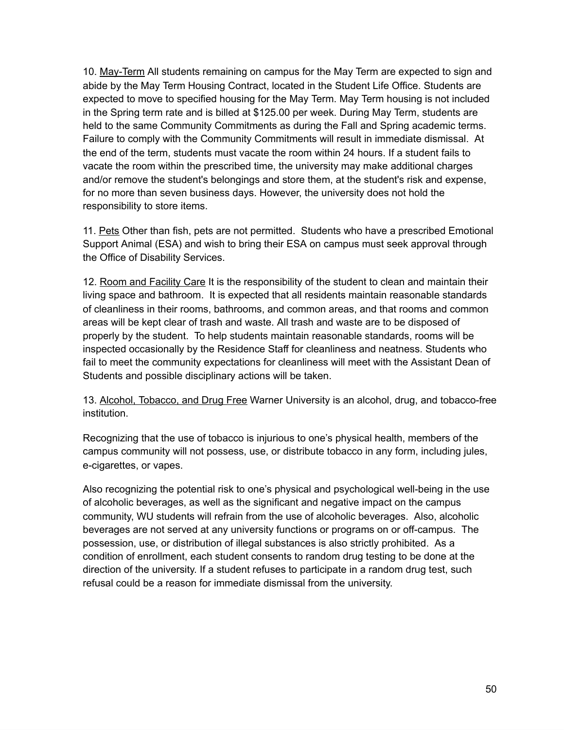10. <u>May-Term</u> All students remaining on campus for the May Term are expected to sign and abide by the May Term Housing Contract, located in the Student Life Office. Students are expected to move to specified housing for the May Term. May Term housing is not included in the Spring term rate and is billed at $125.00 per week. During May Term, students are held to the same Community Commitments as during the Fall and Spring academic terms. Failure to comply with the Community Commitments will result in immediate dismissal. At the end of the term, students must vacate the room within 24 hours. If a student fails to vacate the room within the prescribed time, the university may make additional charges and/or remove the student's belongings and store them, at the student's risk and expense, for no more than seven business days. However, the university does not hold the responsibility to store items.

11. <u>Pets</u> Other than fish, pets are not permitted. Students who have a prescribed Emotional Support Animal (ESA) and wish to bring their ESA on campus must seek approval through the Office of Disability Services.

12. <u>Room and Facility Care</u> It is the responsibility of the student to clean and maintain their living space and bathroom. It is expected that all residents maintain reasonable standards of cleanliness in their rooms, bathrooms, and common areas, and that rooms and common areas will be kept clear of trash and waste. All trash and waste are to be disposed of properly by the student. To help students maintain reasonable standards, rooms will be inspected occasionally by the Residence Staff for cleanliness and neatness. Students who fail to meet the community expectations for cleanliness will meet with the Assistant Dean of Students and possible disciplinary actions will be taken.

13. <u>Alcohol, Tobacco, and Drug Free</u> Warner University is an alcohol, drug, and tobacco-free institution.

Recognizing that the use of tobacco is injurious to one's physical health, members of the campus community will not possess, use, or distribute tobacco in any form, including jules, e-cigarettes, or vapes.

Also recognizing the potential risk to one's physical and psychological well-being in the use of alcoholic beverages, as well as the significant and negative impact on the campus community, WU students will refrain from the use of alcoholic beverages. Also, alcoholic beverages are not served at any university functions or programs on or off-campus. The possession, use, or distribution of illegal substances is also strictly prohibited. As a condition of enrollment, each student consents to random drug testing to be done at the direction of the university. If a student refuses to participate in a random drug test, such refusal could be a reason for immediate dismissal from the university.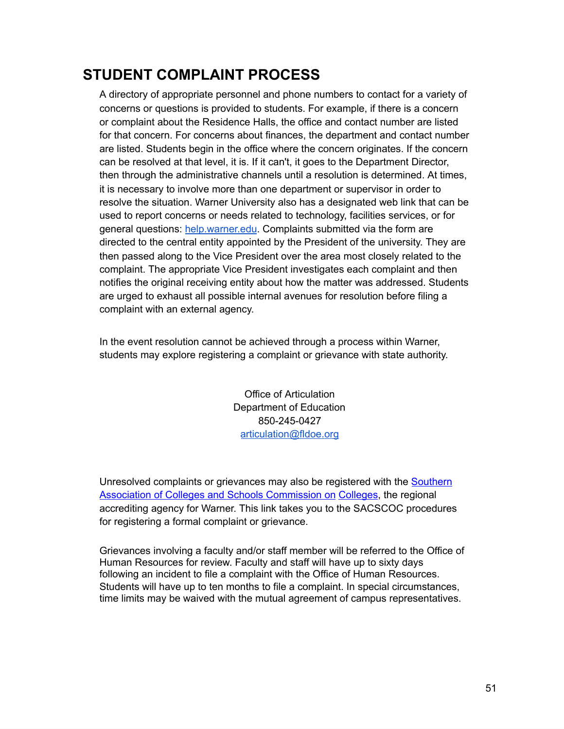## STUDENT COMPLAINT PROCESS

A directory of appropriate personnel and phone numbers to contact for a variety of concerns or questions is provided to students. For example, if there is a concern or complaint about the Residence Halls, the office and contact number are listed for that concern. For concerns about finances, the department and contact number are listed. Students begin in the office where the concern originates. If the concern can be resolved at that level, it is. If it can't, it goes to the Department Director, then through the administrative channels until a resolution is determined. At times, it is necessary to involve more than one department or supervisor in order to resolve the situation. Warner University also has a designated web link that can be used to report concerns or needs related to technology, facilities services, or for general questions: help.warner.edu. Complaints submitted via the form are directed to the central entity appointed by the President of the university. They are then passed along to the Vice President over the area most closely related to the complaint. The appropriate Vice President investigates each complaint and then notifies the original receiving entity about how the matter was addressed. Students are urged to exhaust all possible internal avenues for resolution before filing a complaint with an external agency.

In the event resolution cannot be achieved through a process within Warner, students may explore registering a complaint or grievance with state authority.

Office of Articulation
Department of Education
850-245-0427
articulation@fldoe.org

Unresolved complaints or grievances may also be registered with the Southern Association of Colleges and Schools Commission on Colleges, the regional accrediting agency for Warner. This link takes you to the SACSCOC procedures for registering a formal complaint or grievance.

Grievances involving a faculty and/or staff member will be referred to the Office of Human Resources for review. Faculty and staff will have up to sixty days following an incident to file a complaint with the Office of Human Resources. Students will have up to ten months to file a complaint. In special circumstances, time limits may be waived with the mutual agreement of campus representatives.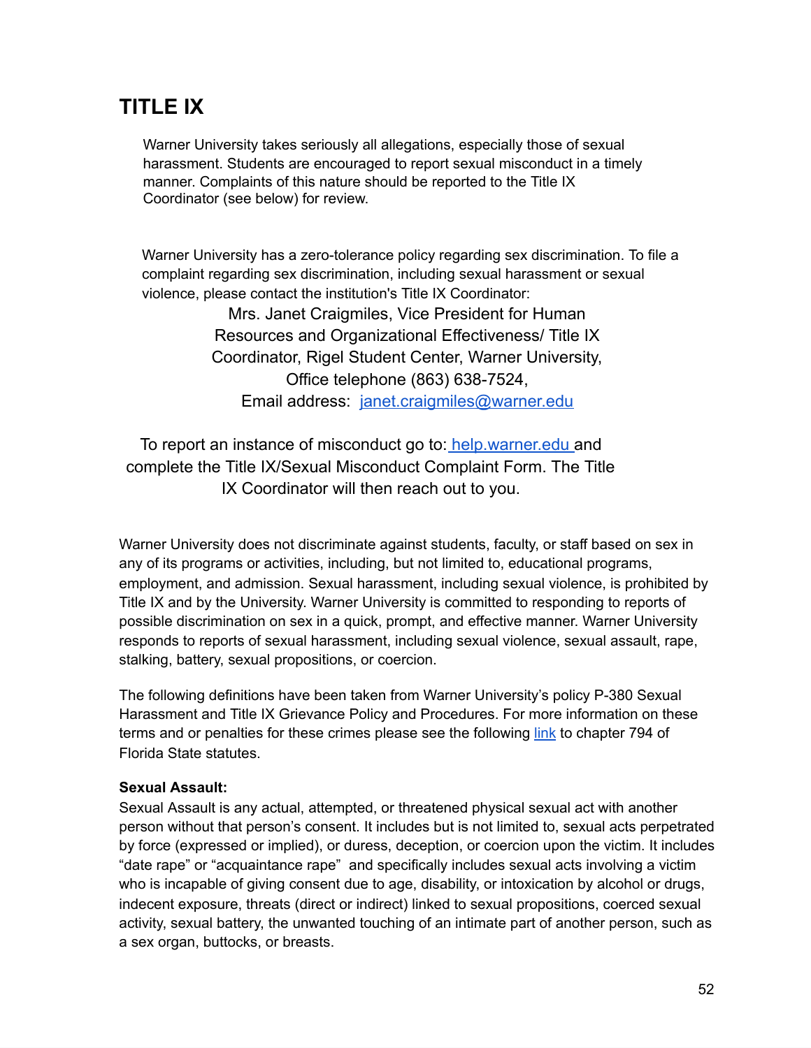# TITLE IX

Warner University takes seriously all allegations, especially those of sexual harassment. Students are encouraged to report sexual misconduct in a timely manner. Complaints of this nature should be reported to the Title IX Coordinator (see below) for review.

Warner University has a zero-tolerance policy regarding sex discrimination. To file a complaint regarding sex discrimination, including sexual harassment or sexual violence, please contact the institution's Title IX Coordinator:

Mrs. Janet Craigmiles, Vice President for Human Resources and Organizational Effectiveness/ Title IX Coordinator, Rigel Student Center, Warner University, Office telephone (863) 638-7524, Email address: [janet.craigmiles@warner.edu](mailto:janet.craigmiles@warner.edu)

To report an instance of misconduct go to: [help.warner.edu](help.warner.edu) and complete the Title IX/Sexual Misconduct Complaint Form. The Title IX Coordinator will then reach out to you.

Warner University does not discriminate against students, faculty, or staff based on sex in any of its programs or activities, including, but not limited to, educational programs, employment, and admission. Sexual harassment, including sexual violence, is prohibited by Title IX and by the University. Warner University is committed to responding to reports of possible discrimination on sex in a quick, prompt, and effective manner. Warner University responds to reports of sexual harassment, including sexual violence, sexual assault, rape, stalking, battery, sexual propositions, or coercion.

The following definitions have been taken from Warner University's policy P-380 Sexual Harassment and Title IX Grievance Policy and Procedures. For more information on these terms and or penalties for these crimes please see the following link to chapter 794 of Florida State statutes.

**Sexual Assault:**
Sexual Assault is any actual, attempted, or threatened physical sexual act with another person without that person's consent. It includes but is not limited to, sexual acts perpetrated by force (expressed or implied), or duress, deception, or coercion upon the victim. It includes "date rape" or "acquaintance rape" and specifically includes sexual acts involving a victim who is incapable of giving consent due to age, disability, or intoxication by alcohol or drugs, indecent exposure, threats (direct or indirect) linked to sexual propositions, coerced sexual activity, sexual battery, the unwanted touching of an intimate part of another person, such as a sex organ, buttocks, or breasts.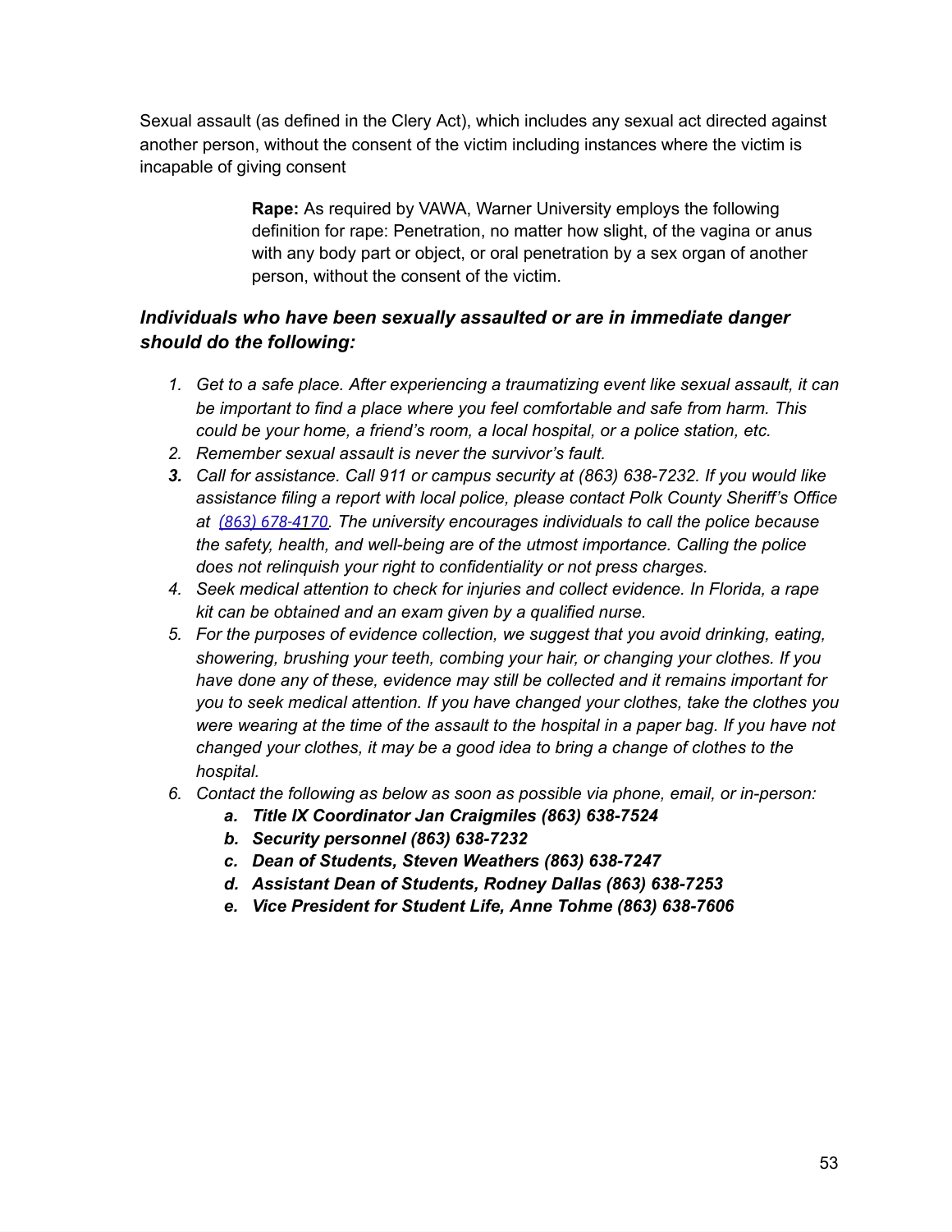Sexual assault (as defined in the Clery Act), which includes any sexual act directed against another person, without the consent of the victim including instances where the victim is incapable of giving consent

> **Rape:** As required by VAWA, Warner University employs the following definition for rape: Penetration, no matter how slight, of the vagina or anus with any body part or object, or oral penetration by a sex organ of another person, without the consent of the victim.

### *Individuals who have been sexually assaulted or are in immediate danger should do the following:*

1. *Get to a safe place. After experiencing a traumatizing event like sexual assault, it can be important to find a place where you feel comfortable and safe from harm. This could be your home, a friend's room, a local hospital, or a police station, etc.*
2. *Remember sexual assault is never the survivor's fault.*
3. *Call for assistance. Call 911 or campus security at (863) 638-7232. If you would like assistance filing a report with local police, please contact Polk County Sheriff's Office at (863) 678-4170. The university encourages individuals to call the police because the safety, health, and well-being are of the utmost importance. Calling the police does not relinquish your right to confidentiality or not press charges.*
4. *Seek medical attention to check for injuries and collect evidence. In Florida, a rape kit can be obtained and an exam given by a qualified nurse.*
5. *For the purposes of evidence collection, we suggest that you avoid drinking, eating, showering, brushing your teeth, combing your hair, or changing your clothes. If you have done any of these, evidence may still be collected and it remains important for you to seek medical attention. If you have changed your clothes, take the clothes you were wearing at the time of the assault to the hospital in a paper bag. If you have not changed your clothes, it may be a good idea to bring a change of clothes to the hospital.*
6. *Contact the following as below as soon as possible via phone, email, or in-person:*
   a. ***Title IX Coordinator Jan Craigmiles (863) 638-7524***
   b. ***Security personnel (863) 638-7232***
   c. ***Dean of Students, Steven Weathers (863) 638-7247***
   d. ***Assistant Dean of Students, Rodney Dallas (863) 638-7253***
   e. ***Vice President for Student Life, Anne Tohme (863) 638-7606***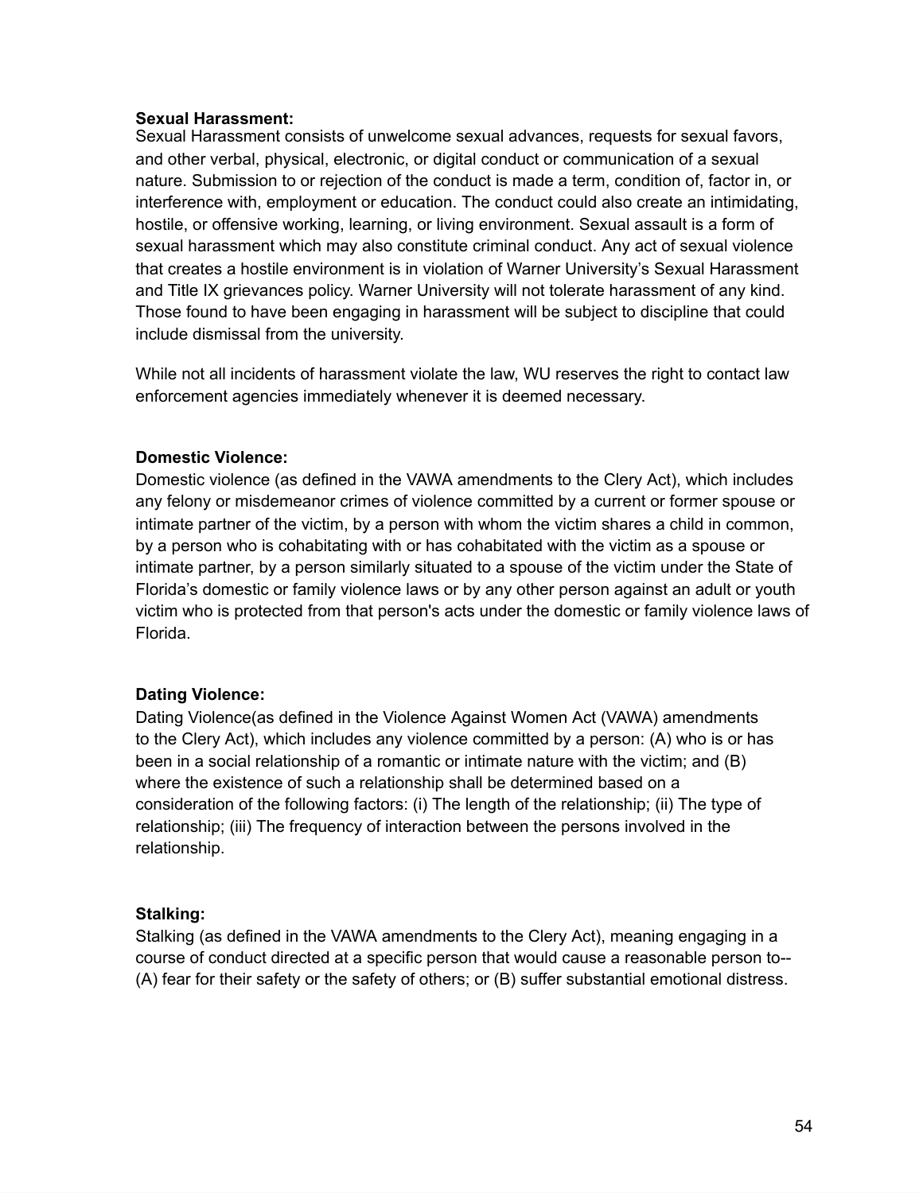**Sexual Harassment:**
Sexual Harassment consists of unwelcome sexual advances, requests for sexual favors, and other verbal, physical, electronic, or digital conduct or communication of a sexual nature. Submission to or rejection of the conduct is made a term, condition of, factor in, or interference with, employment or education. The conduct could also create an intimidating, hostile, or offensive working, learning, or living environment. Sexual assault is a form of sexual harassment which may also constitute criminal conduct. Any act of sexual violence that creates a hostile environment is in violation of Warner University's Sexual Harassment and Title IX grievances policy. Warner University will not tolerate harassment of any kind. Those found to have been engaging in harassment will be subject to discipline that could include dismissal from the university.

While not all incidents of harassment violate the law, WU reserves the right to contact law enforcement agencies immediately whenever it is deemed necessary.

**Domestic Violence:**
Domestic violence (as defined in the VAWA amendments to the Clery Act), which includes any felony or misdemeanor crimes of violence committed by a current or former spouse or intimate partner of the victim, by a person with whom the victim shares a child in common, by a person who is cohabitating with or has cohabitated with the victim as a spouse or intimate partner, by a person similarly situated to a spouse of the victim under the State of Florida's domestic or family violence laws or by any other person against an adult or youth victim who is protected from that person's acts under the domestic or family violence laws of Florida.

**Dating Violence:**
Dating Violence(as defined in the Violence Against Women Act (VAWA) amendments to the Clery Act), which includes any violence committed by a person: (A) who is or has been in a social relationship of a romantic or intimate nature with the victim; and (B) where the existence of such a relationship shall be determined based on a consideration of the following factors: (i) The length of the relationship; (ii) The type of relationship; (iii) The frequency of interaction between the persons involved in the relationship.

**Stalking:**
Stalking (as defined in the VAWA amendments to the Clery Act), meaning engaging in a course of conduct directed at a specific person that would cause a reasonable person to-- (A) fear for their safety or the safety of others; or (B) suffer substantial emotional distress.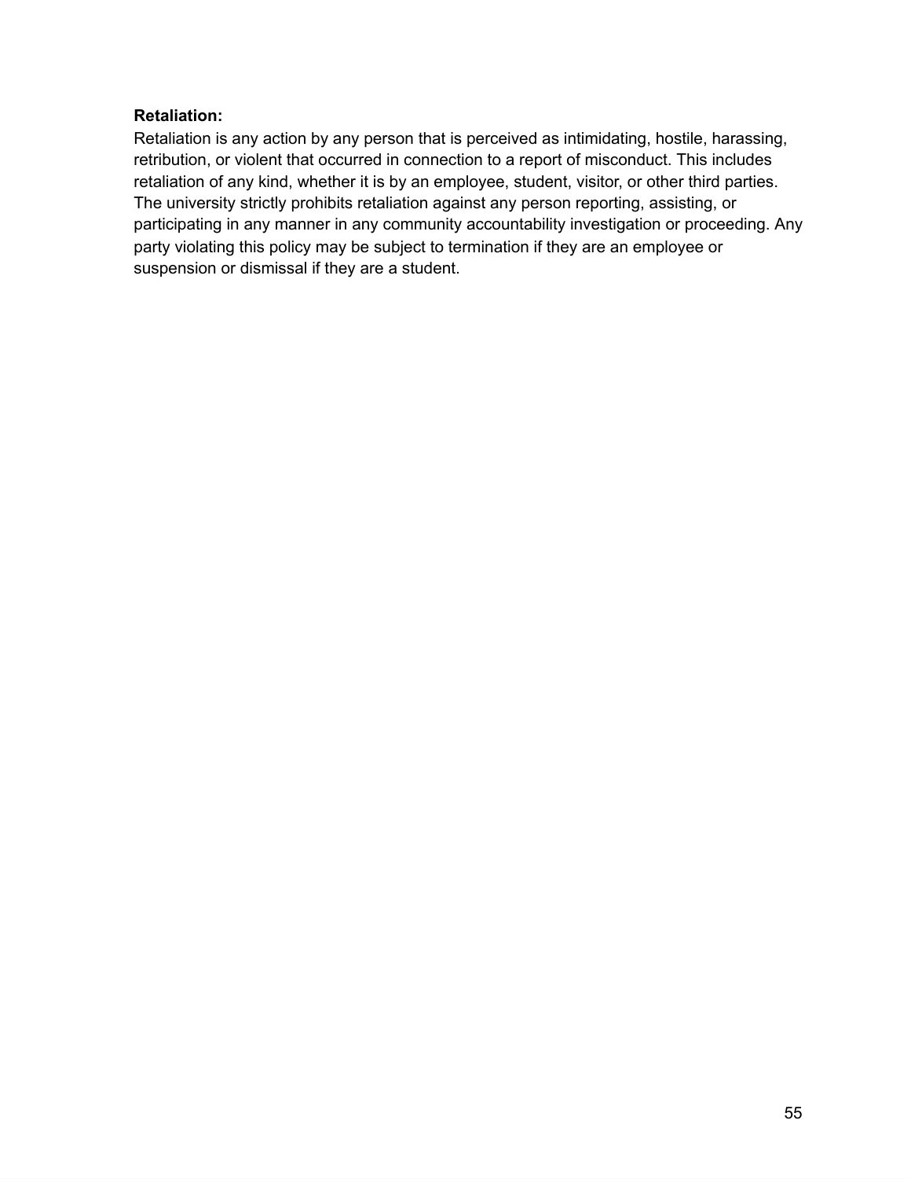**Retaliation:**

Retaliation is any action by any person that is perceived as intimidating, hostile, harassing, retribution, or violent that occurred in connection to a report of misconduct. This includes retaliation of any kind, whether it is by an employee, student, visitor, or other third parties. The university strictly prohibits retaliation against any person reporting, assisting, or participating in any manner in any community accountability investigation or proceeding. Any party violating this policy may be subject to termination if they are an employee or suspension or dismissal if they are a student.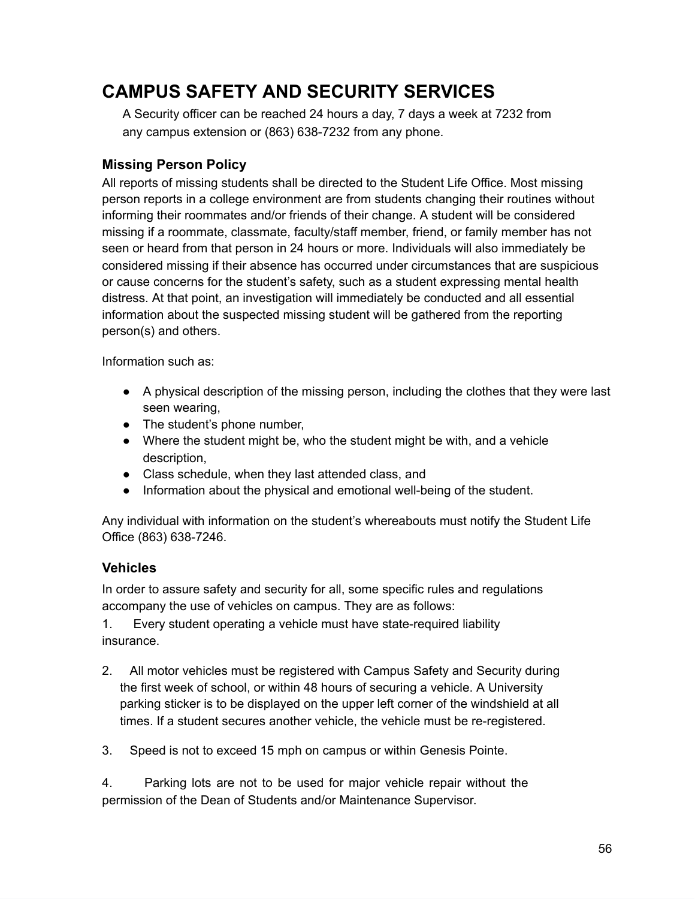# CAMPUS SAFETY AND SECURITY SERVICES

A Security officer can be reached 24 hours a day, 7 days a week at 7232 from any campus extension or (863) 638-7232 from any phone.

## Missing Person Policy

All reports of missing students shall be directed to the Student Life Office. Most missing person reports in a college environment are from students changing their routines without informing their roommates and/or friends of their change. A student will be considered missing if a roommate, classmate, faculty/staff member, friend, or family member has not seen or heard from that person in 24 hours or more. Individuals will also immediately be considered missing if their absence has occurred under circumstances that are suspicious or cause concerns for the student's safety, such as a student expressing mental health distress. At that point, an investigation will immediately be conducted and all essential information about the suspected missing student will be gathered from the reporting person(s) and others.

Information such as:

- A physical description of the missing person, including the clothes that they were last seen wearing,
- The student's phone number,
- Where the student might be, who the student might be with, and a vehicle description,
- Class schedule, when they last attended class, and
- Information about the physical and emotional well-being of the student.

Any individual with information on the student's whereabouts must notify the Student Life Office (863) 638-7246.

## Vehicles

In order to assure safety and security for all, some specific rules and regulations accompany the use of vehicles on campus. They are as follows:

1. Every student operating a vehicle must have state-required liability insurance.

2. All motor vehicles must be registered with Campus Safety and Security during the first week of school, or within 48 hours of securing a vehicle. A University parking sticker is to be displayed on the upper left corner of the windshield at all times. If a student secures another vehicle, the vehicle must be re-registered.

3. Speed is not to exceed 15 mph on campus or within Genesis Pointe.

4. Parking lots are not to be used for major vehicle repair without the permission of the Dean of Students and/or Maintenance Supervisor.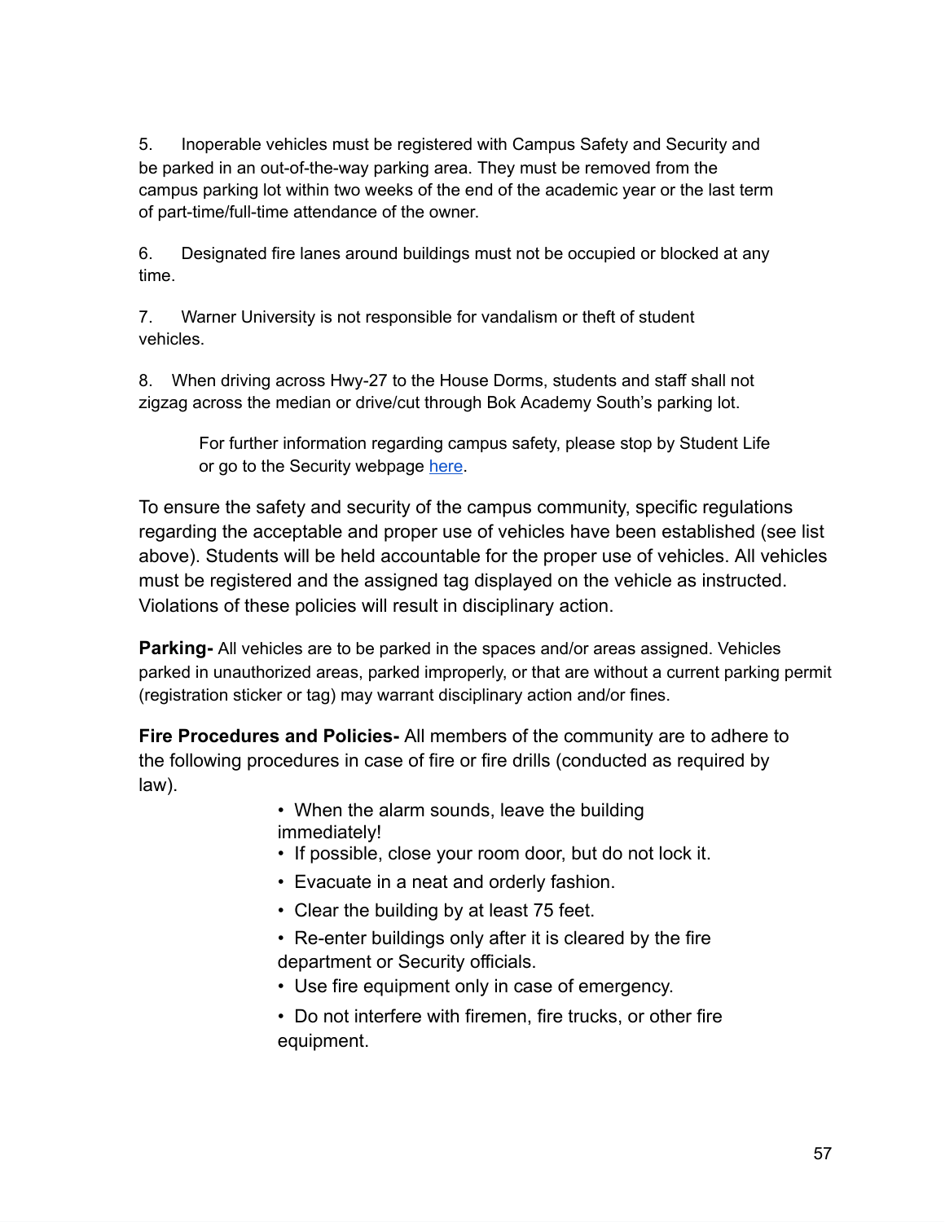5. Inoperable vehicles must be registered with Campus Safety and Security and be parked in an out-of-the-way parking area. They must be removed from the campus parking lot within two weeks of the end of the academic year or the last term of part-time/full-time attendance of the owner.

6. Designated fire lanes around buildings must not be occupied or blocked at any time.

7. Warner University is not responsible for vandalism or theft of student vehicles.

8. When driving across Hwy-27 to the House Dorms, students and staff shall not zigzag across the median or drive/cut through Bok Academy South's parking lot.

> For further information regarding campus safety, please stop by Student Life or go to the Security webpage here.

To ensure the safety and security of the campus community, specific regulations regarding the acceptable and proper use of vehicles have been established (see list above). Students will be held accountable for the proper use of vehicles. All vehicles must be registered and the assigned tag displayed on the vehicle as instructed. Violations of these policies will result in disciplinary action.

**Parking-** All vehicles are to be parked in the spaces and/or areas assigned. Vehicles parked in unauthorized areas, parked improperly, or that are without a current parking permit (registration sticker or tag) may warrant disciplinary action and/or fines.

**Fire Procedures and Policies-** All members of the community are to adhere to the following procedures in case of fire or fire drills (conducted as required by law).

- When the alarm sounds, leave the building immediately!
- If possible, close your room door, but do not lock it.
- Evacuate in a neat and orderly fashion.
- Clear the building by at least 75 feet.
- Re-enter buildings only after it is cleared by the fire department or Security officials.
- Use fire equipment only in case of emergency.
- Do not interfere with firemen, fire trucks, or other fire equipment.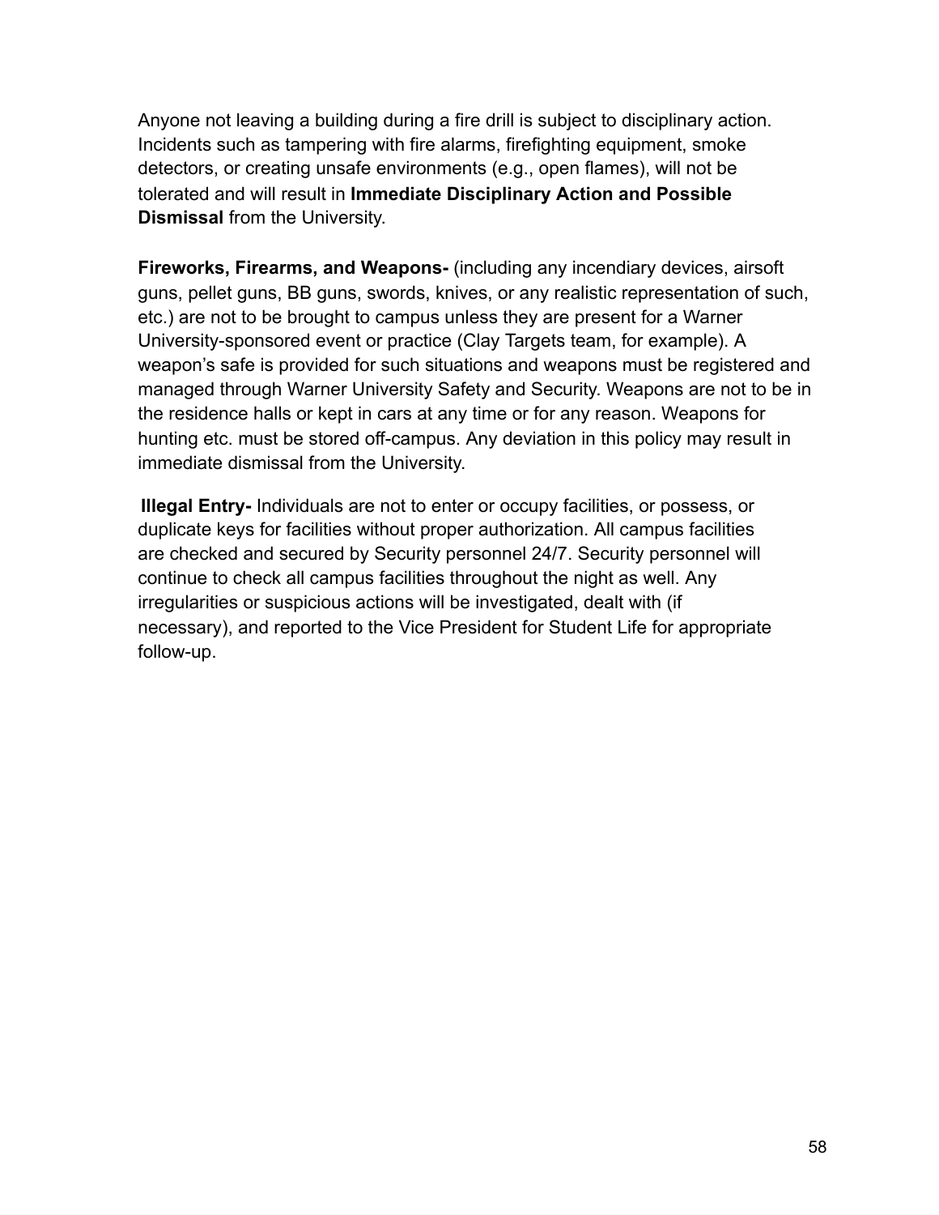Anyone not leaving a building during a fire drill is subject to disciplinary action. Incidents such as tampering with fire alarms, firefighting equipment, smoke detectors, or creating unsafe environments (e.g., open flames), will not be tolerated and will result in **Immediate Disciplinary Action and Possible Dismissal** from the University.

**Fireworks, Firearms, and Weapons-** (including any incendiary devices, airsoft guns, pellet guns, BB guns, swords, knives, or any realistic representation of such, etc.) are not to be brought to campus unless they are present for a Warner University-sponsored event or practice (Clay Targets team, for example). A weapon's safe is provided for such situations and weapons must be registered and managed through Warner University Safety and Security. Weapons are not to be in the residence halls or kept in cars at any time or for any reason. Weapons for hunting etc. must be stored off-campus. Any deviation in this policy may result in immediate dismissal from the University.

**Illegal Entry-** Individuals are not to enter or occupy facilities, or possess, or duplicate keys for facilities without proper authorization. All campus facilities are checked and secured by Security personnel 24/7. Security personnel will continue to check all campus facilities throughout the night as well. Any irregularities or suspicious actions will be investigated, dealt with (if necessary), and reported to the Vice President for Student Life for appropriate follow-up.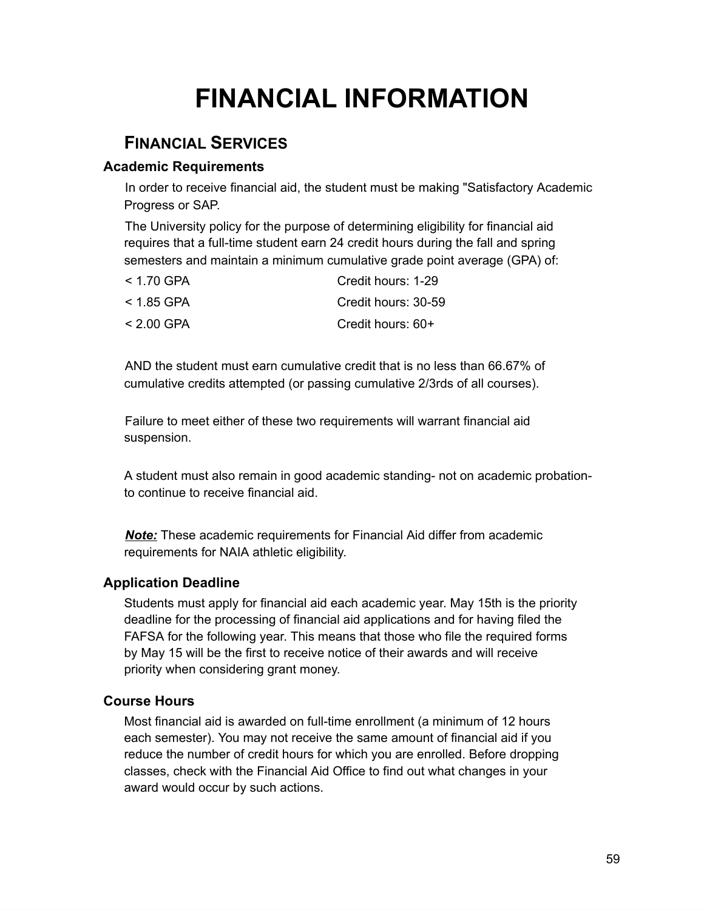# FINANCIAL INFORMATION

## FINANCIAL SERVICES

### Academic Requirements

In order to receive financial aid, the student must be making "Satisfactory Academic Progress or SAP.

The University policy for the purpose of determining eligibility for financial aid requires that a full-time student earn 24 credit hours during the fall and spring semesters and maintain a minimum cumulative grade point average (GPA) of:

| | |
|---|---|
| < 1.70 GPA | Credit hours: 1-29 |
| < 1.85 GPA | Credit hours: 30-59 |
| < 2.00 GPA | Credit hours: 60+ |

AND the student must earn cumulative credit that is no less than 66.67% of cumulative credits attempted (or passing cumulative 2/3rds of all courses).

Failure to meet either of these two requirements will warrant financial aid suspension.

A student must also remain in good academic standing- not on academic probation- to continue to receive financial aid.

***Note:*** These academic requirements for Financial Aid differ from academic requirements for NAIA athletic eligibility.

### Application Deadline

Students must apply for financial aid each academic year. May 15th is the priority deadline for the processing of financial aid applications and for having filed the FAFSA for the following year. This means that those who file the required forms by May 15 will be the first to receive notice of their awards and will receive priority when considering grant money.

### Course Hours

Most financial aid is awarded on full-time enrollment (a minimum of 12 hours each semester). You may not receive the same amount of financial aid if you reduce the number of credit hours for which you are enrolled. Before dropping classes, check with the Financial Aid Office to find out what changes in your award would occur by such actions.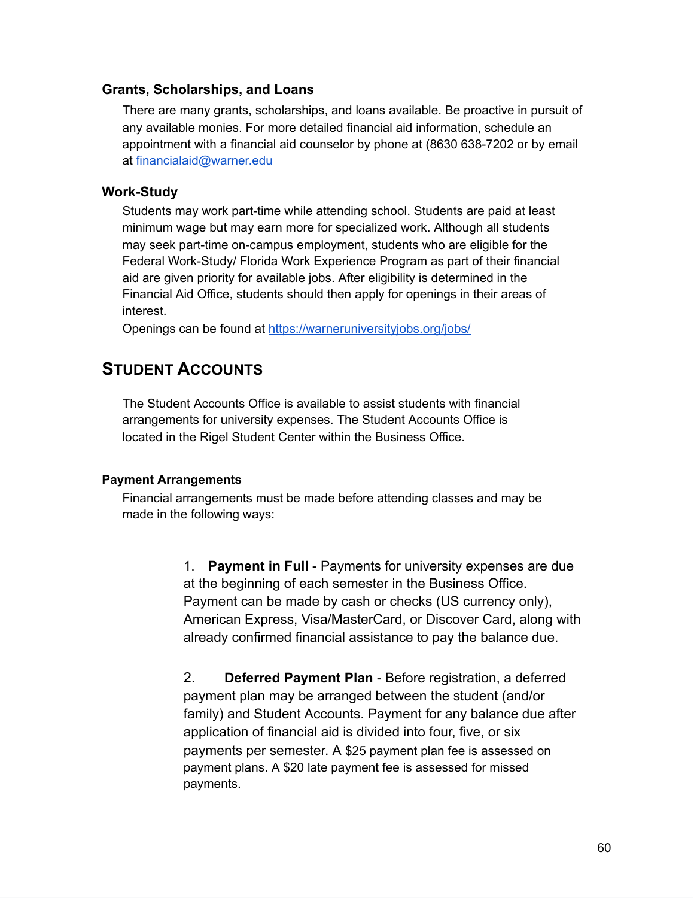### Grants, Scholarships, and Loans

There are many grants, scholarships, and loans available. Be proactive in pursuit of any available monies. For more detailed financial aid information, schedule an appointment with a financial aid counselor by phone at (8630 638-7202 or by email at [financialaid@warner.edu](mailto:financialaid@warner.edu)

### Work-Study

Students may work part-time while attending school. Students are paid at least minimum wage but may earn more for specialized work. Although all students may seek part-time on-campus employment, students who are eligible for the Federal Work-Study/ Florida Work Experience Program as part of their financial aid are given priority for available jobs. After eligibility is determined in the Financial Aid Office, students should then apply for openings in their areas of interest.

Openings can be found at [https://warneruniversityjobs.org/jobs/](https://warneruniversityjobs.org/jobs/)

## STUDENT ACCOUNTS

The Student Accounts Office is available to assist students with financial arrangements for university expenses. The Student Accounts Office is located in the Rigel Student Center within the Business Office.

#### Payment Arrangements

Financial arrangements must be made before attending classes and may be made in the following ways:

1. **Payment in Full** - Payments for university expenses are due at the beginning of each semester in the Business Office. Payment can be made by cash or checks (US currency only), American Express, Visa/MasterCard, or Discover Card, along with already confirmed financial assistance to pay the balance due.

2. **Deferred Payment Plan** - Before registration, a deferred payment plan may be arranged between the student (and/or family) and Student Accounts. Payment for any balance due after application of financial aid is divided into four, five, or six payments per semester. A $25 payment plan fee is assessed on payment plans. A $20 late payment fee is assessed for missed payments.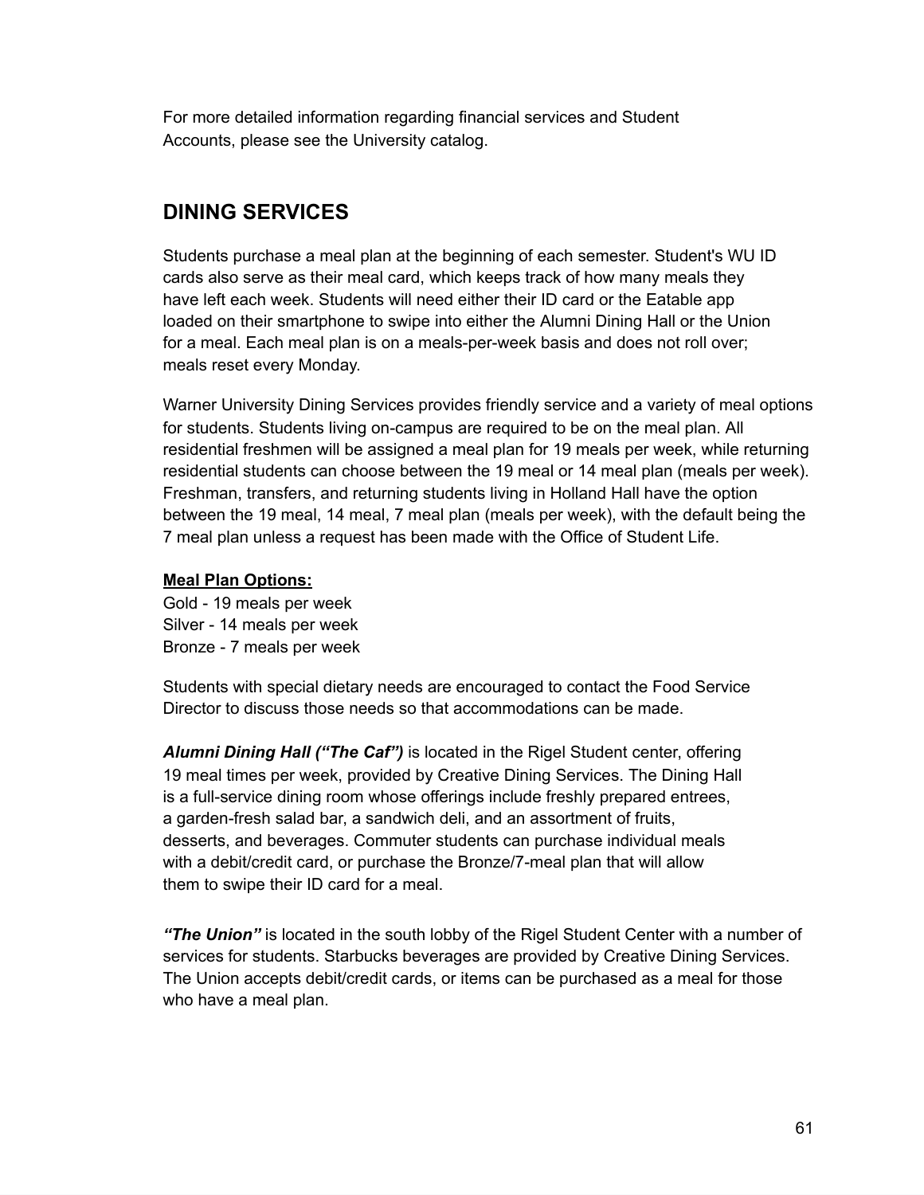For more detailed information regarding financial services and Student Accounts, please see the University catalog.

## DINING SERVICES

Students purchase a meal plan at the beginning of each semester. Student's WU ID cards also serve as their meal card, which keeps track of how many meals they have left each week. Students will need either their ID card or the Eatable app loaded on their smartphone to swipe into either the Alumni Dining Hall or the Union for a meal. Each meal plan is on a meals-per-week basis and does not roll over; meals reset every Monday.

Warner University Dining Services provides friendly service and a variety of meal options for students. Students living on-campus are required to be on the meal plan. All residential freshmen will be assigned a meal plan for 19 meals per week, while returning residential students can choose between the 19 meal or 14 meal plan (meals per week). Freshman, transfers, and returning students living in Holland Hall have the option between the 19 meal, 14 meal, 7 meal plan (meals per week), with the default being the 7 meal plan unless a request has been made with the Office of Student Life.

**Meal Plan Options:**
Gold - 19 meals per week
Silver - 14 meals per week
Bronze - 7 meals per week

Students with special dietary needs are encouraged to contact the Food Service Director to discuss those needs so that accommodations can be made.

***Alumni Dining Hall ("The Caf")*** is located in the Rigel Student center, offering 19 meal times per week, provided by Creative Dining Services. The Dining Hall is a full-service dining room whose offerings include freshly prepared entrees, a garden-fresh salad bar, a sandwich deli, and an assortment of fruits, desserts, and beverages. Commuter students can purchase individual meals with a debit/credit card, or purchase the Bronze/7-meal plan that will allow them to swipe their ID card for a meal.

***"The Union"*** is located in the south lobby of the Rigel Student Center with a number of services for students. Starbucks beverages are provided by Creative Dining Services. The Union accepts debit/credit cards, or items can be purchased as a meal for those who have a meal plan.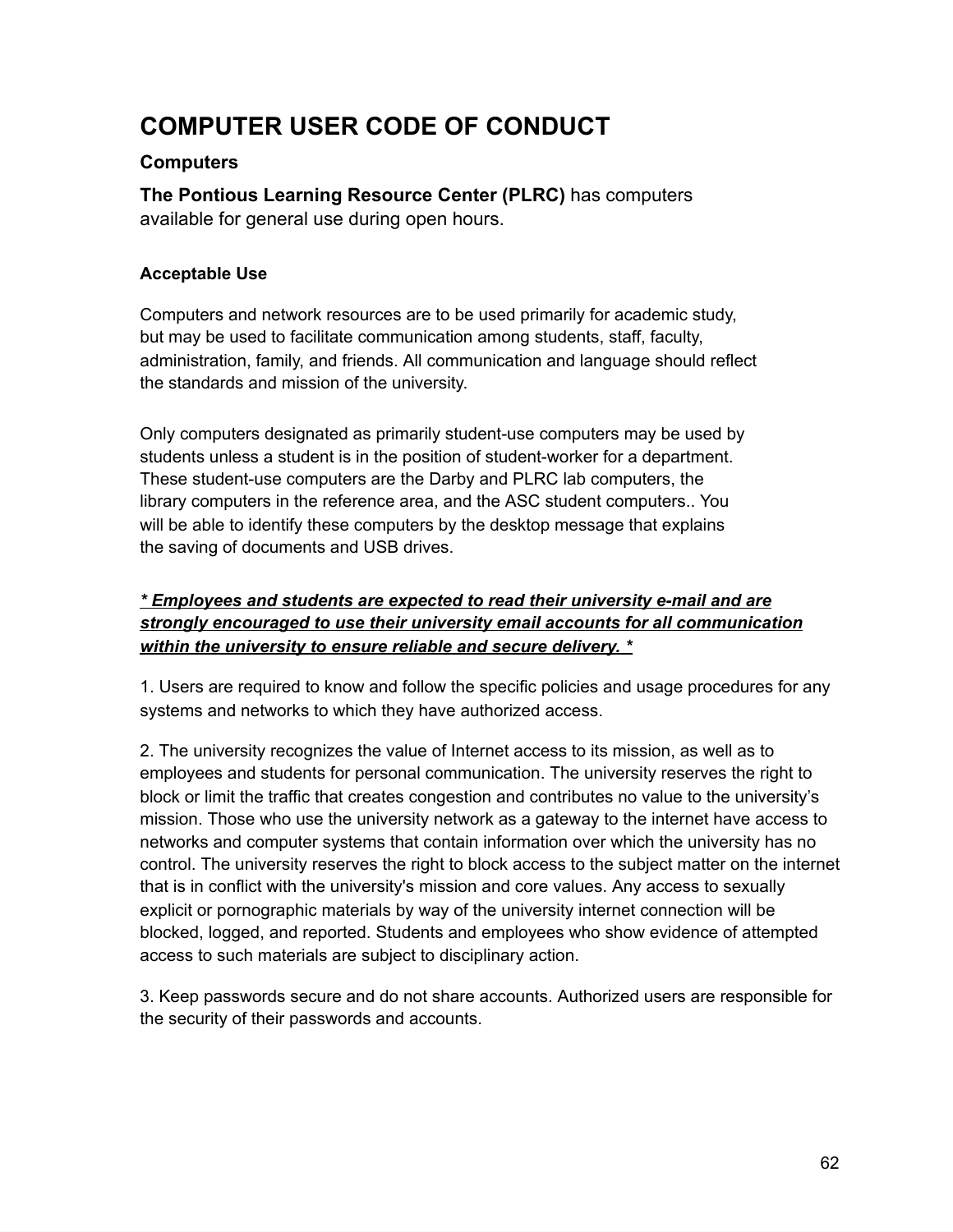# COMPUTER USER CODE OF CONDUCT

### Computers

**The Pontious Learning Resource Center (PLRC)** has computers available for general use during open hours.

#### Acceptable Use

Computers and network resources are to be used primarily for academic study, but may be used to facilitate communication among students, staff, faculty, administration, family, and friends. All communication and language should reflect the standards and mission of the university.

Only computers designated as primarily student-use computers may be used by students unless a student is in the position of student-worker for a department. These student-use computers are the Darby and PLRC lab computers, the library computers in the reference area, and the ASC student computers.. You will be able to identify these computers by the desktop message that explains the saving of documents and USB drives.

***\* Employees and students are expected to read their university e-mail and are strongly encouraged to use their university email accounts for all communication within the university to ensure reliable and secure delivery. \****

1. Users are required to know and follow the specific policies and usage procedures for any systems and networks to which they have authorized access.

2. The university recognizes the value of Internet access to its mission, as well as to employees and students for personal communication. The university reserves the right to block or limit the traffic that creates congestion and contributes no value to the university's mission. Those who use the university network as a gateway to the internet have access to networks and computer systems that contain information over which the university has no control. The university reserves the right to block access to the subject matter on the internet that is in conflict with the university's mission and core values. Any access to sexually explicit or pornographic materials by way of the university internet connection will be blocked, logged, and reported. Students and employees who show evidence of attempted access to such materials are subject to disciplinary action.

3. Keep passwords secure and do not share accounts. Authorized users are responsible for the security of their passwords and accounts.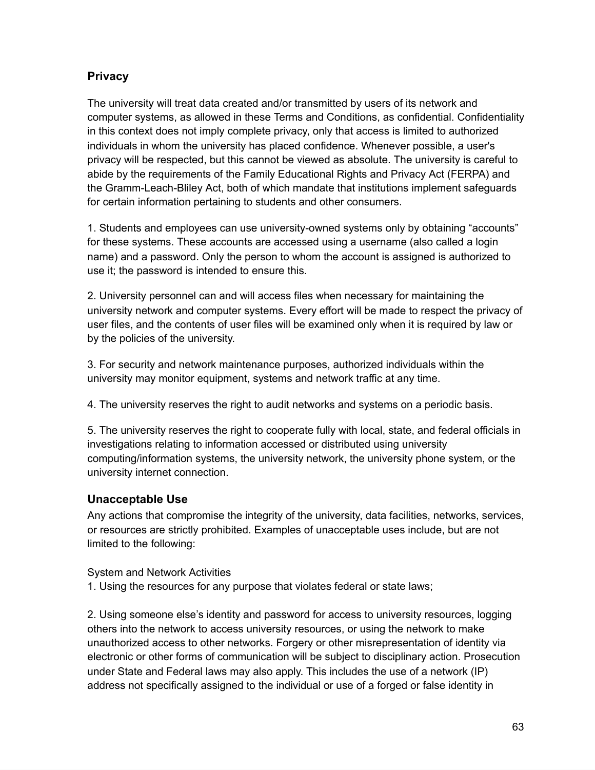## Privacy

The university will treat data created and/or transmitted by users of its network and computer systems, as allowed in these Terms and Conditions, as confidential. Confidentiality in this context does not imply complete privacy, only that access is limited to authorized individuals in whom the university has placed confidence. Whenever possible, a user's privacy will be respected, but this cannot be viewed as absolute. The university is careful to abide by the requirements of the Family Educational Rights and Privacy Act (FERPA) and the Gramm-Leach-Bliley Act, both of which mandate that institutions implement safeguards for certain information pertaining to students and other consumers.

1. Students and employees can use university-owned systems only by obtaining “accounts” for these systems. These accounts are accessed using a username (also called a login name) and a password. Only the person to whom the account is assigned is authorized to use it; the password is intended to ensure this.

2. University personnel can and will access files when necessary for maintaining the university network and computer systems. Every effort will be made to respect the privacy of user files, and the contents of user files will be examined only when it is required by law or by the policies of the university.

3. For security and network maintenance purposes, authorized individuals within the university may monitor equipment, systems and network traffic at any time.

4. The university reserves the right to audit networks and systems on a periodic basis.

5. The university reserves the right to cooperate fully with local, state, and federal officials in investigations relating to information accessed or distributed using university computing/information systems, the university network, the university phone system, or the university internet connection.

## Unacceptable Use

Any actions that compromise the integrity of the university, data facilities, networks, services, or resources are strictly prohibited. Examples of unacceptable uses include, but are not limited to the following:

System and Network Activities

1. Using the resources for any purpose that violates federal or state laws;

2. Using someone else’s identity and password for access to university resources, logging others into the network to access university resources, or using the network to make unauthorized access to other networks. Forgery or other misrepresentation of identity via electronic or other forms of communication will be subject to disciplinary action. Prosecution under State and Federal laws may also apply. This includes the use of a network (IP) address not specifically assigned to the individual or use of a forged or false identity in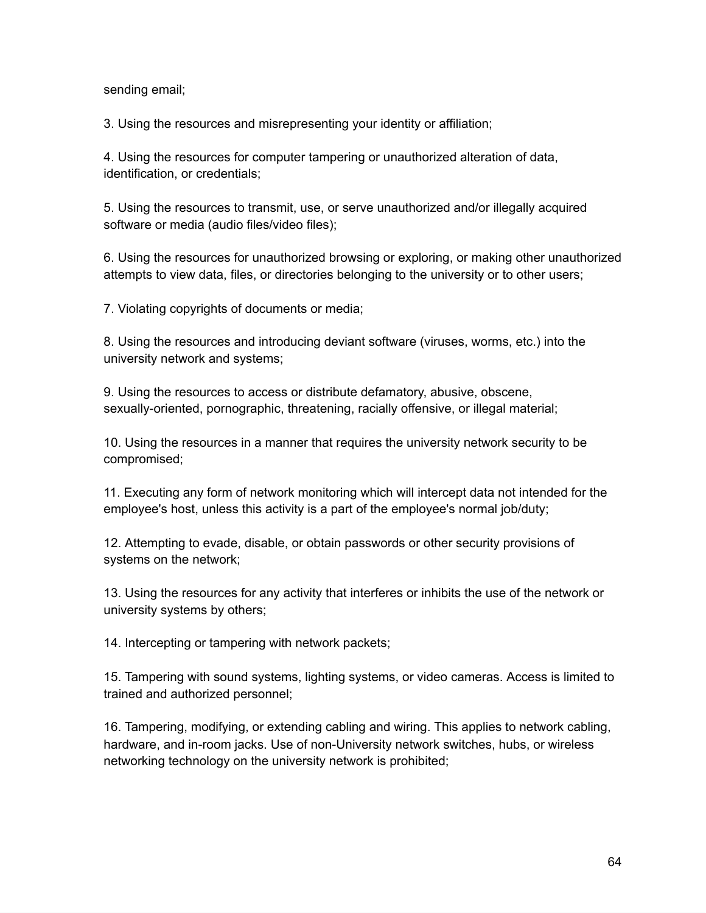sending email;

3. Using the resources and misrepresenting your identity or affiliation;

4. Using the resources for computer tampering or unauthorized alteration of data, identification, or credentials;

5. Using the resources to transmit, use, or serve unauthorized and/or illegally acquired software or media (audio files/video files);

6. Using the resources for unauthorized browsing or exploring, or making other unauthorized attempts to view data, files, or directories belonging to the university or to other users;

7. Violating copyrights of documents or media;

8. Using the resources and introducing deviant software (viruses, worms, etc.) into the university network and systems;

9. Using the resources to access or distribute defamatory, abusive, obscene, sexually-oriented, pornographic, threatening, racially offensive, or illegal material;

10. Using the resources in a manner that requires the university network security to be compromised;

11. Executing any form of network monitoring which will intercept data not intended for the employee's host, unless this activity is a part of the employee's normal job/duty;

12. Attempting to evade, disable, or obtain passwords or other security provisions of systems on the network;

13. Using the resources for any activity that interferes or inhibits the use of the network or university systems by others;

14. Intercepting or tampering with network packets;

15. Tampering with sound systems, lighting systems, or video cameras. Access is limited to trained and authorized personnel;

16. Tampering, modifying, or extending cabling and wiring. This applies to network cabling, hardware, and in-room jacks. Use of non-University network switches, hubs, or wireless networking technology on the university network is prohibited;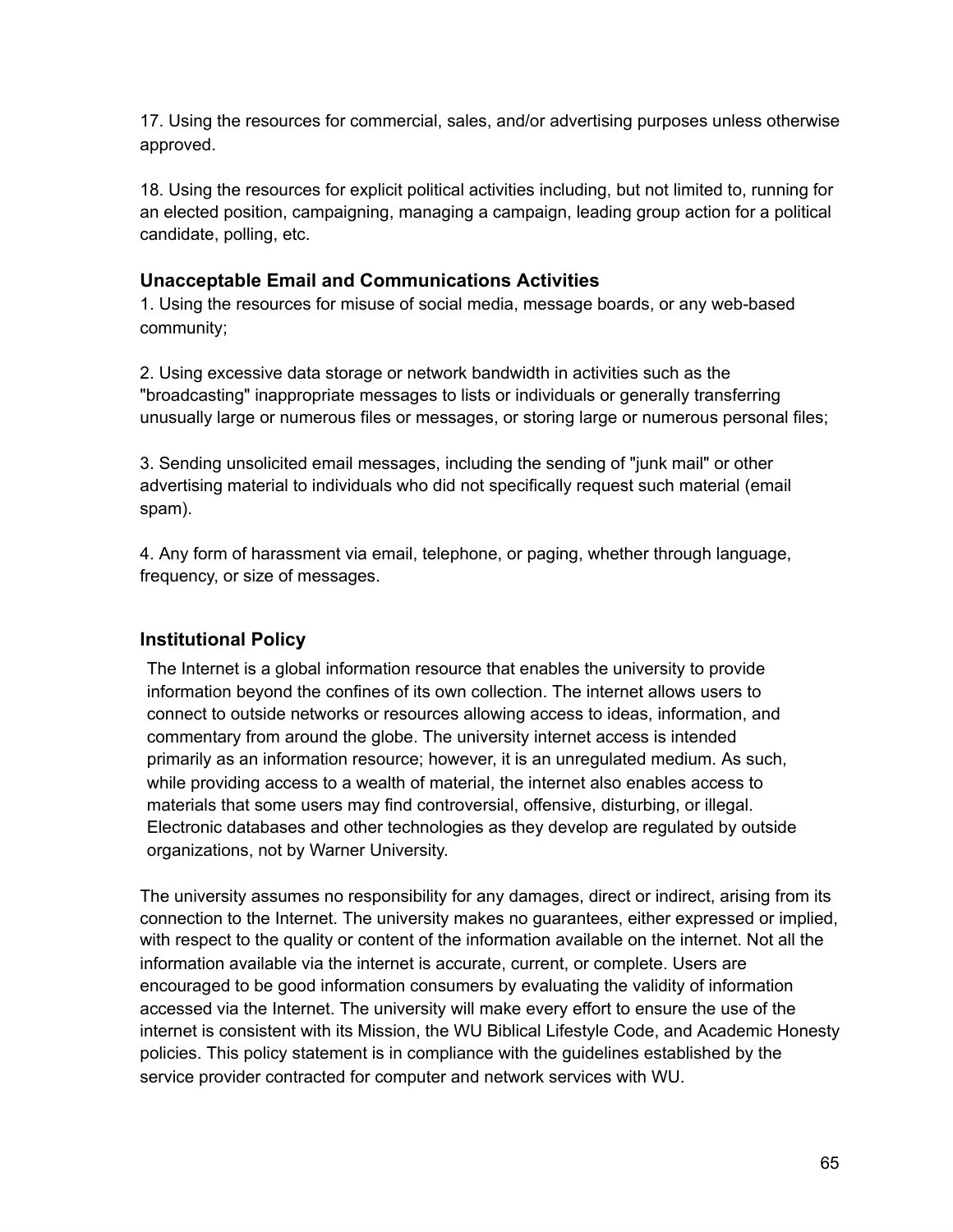17. Using the resources for commercial, sales, and/or advertising purposes unless otherwise approved.

18. Using the resources for explicit political activities including, but not limited to, running for an elected position, campaigning, managing a campaign, leading group action for a political candidate, polling, etc.

### Unacceptable Email and Communications Activities

1. Using the resources for misuse of social media, message boards, or any web-based community;

2. Using excessive data storage or network bandwidth in activities such as the "broadcasting" inappropriate messages to lists or individuals or generally transferring unusually large or numerous files or messages, or storing large or numerous personal files;

3. Sending unsolicited email messages, including the sending of "junk mail" or other advertising material to individuals who did not specifically request such material (email spam).

4. Any form of harassment via email, telephone, or paging, whether through language, frequency, or size of messages.

### Institutional Policy

The Internet is a global information resource that enables the university to provide information beyond the confines of its own collection. The internet allows users to connect to outside networks or resources allowing access to ideas, information, and commentary from around the globe. The university internet access is intended primarily as an information resource; however, it is an unregulated medium. As such, while providing access to a wealth of material, the internet also enables access to materials that some users may find controversial, offensive, disturbing, or illegal. Electronic databases and other technologies as they develop are regulated by outside organizations, not by Warner University.

The university assumes no responsibility for any damages, direct or indirect, arising from its connection to the Internet. The university makes no guarantees, either expressed or implied, with respect to the quality or content of the information available on the internet. Not all the information available via the internet is accurate, current, or complete. Users are encouraged to be good information consumers by evaluating the validity of information accessed via the Internet. The university will make every effort to ensure the use of the internet is consistent with its Mission, the WU Biblical Lifestyle Code, and Academic Honesty policies. This policy statement is in compliance with the guidelines established by the service provider contracted for computer and network services with WU.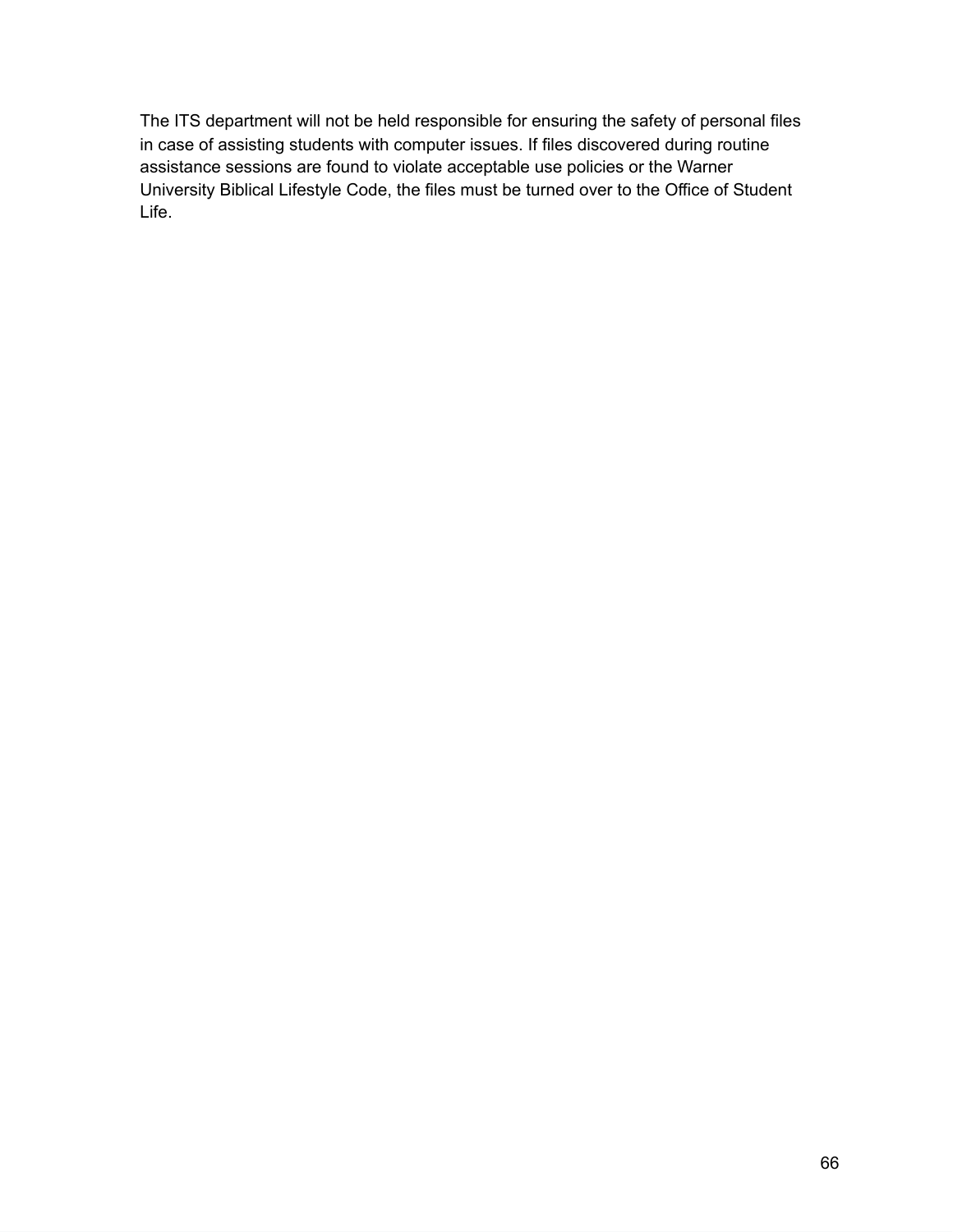The ITS department will not be held responsible for ensuring the safety of personal files in case of assisting students with computer issues. If files discovered during routine assistance sessions are found to violate acceptable use policies or the Warner University Biblical Lifestyle Code, the files must be turned over to the Office of Student Life.